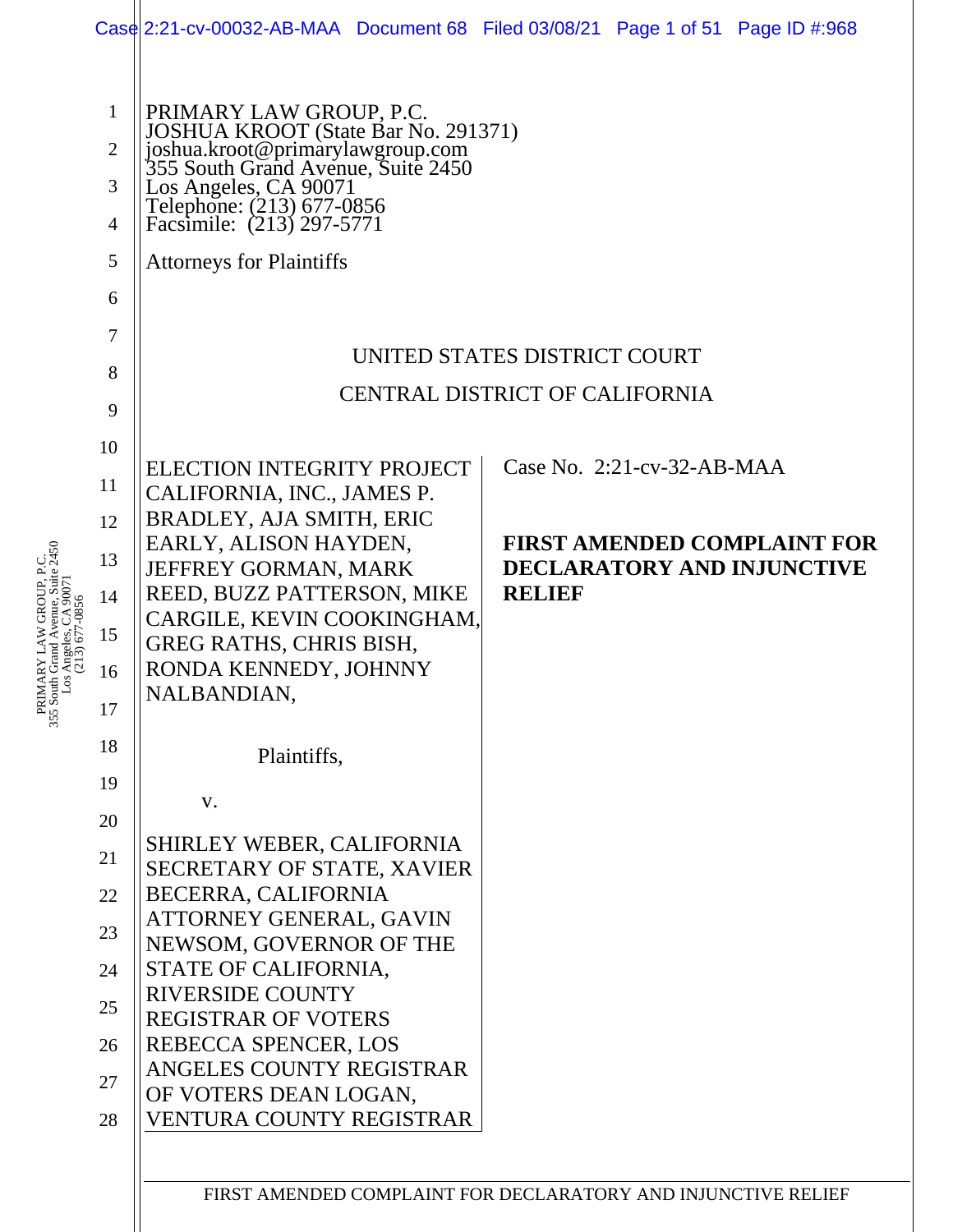PRIMARY LAW GROUP, P.C.
JOSHUA KROOT (State Bar No. 291371)
joshua.kroot@primarylawgroup.com
355 South Grand Avenue, Suite 2450
Los Angeles, CA 90071
Telephone: (213) 677-0856
Facsimile: (213) 297-5771

Attorneys for Plaintiffs

UNITED STATES DISTRICT COURT

CENTRAL DISTRICT OF CALIFORNIA

| | |
|---|---|
| ELECTION INTEGRITY PROJECT CALIFORNIA, INC., JAMES P. BRADLEY, AJA SMITH, ERIC EARLY, ALISON HAYDEN, JEFFREY GORMAN, MARK REED, BUZZ PATTERSON, MIKE CARGILE, KEVIN COOKINGHAM, GREG RATHS, CHRIS BISH, RONDA KENNEDY, JOHNNY NALBANDIAN,<br><br>Plaintiffs,<br><br>v.<br><br>SHIRLEY WEBER, CALIFORNIA SECRETARY OF STATE, XAVIER BECERRA, CALIFORNIA ATTORNEY GENERAL, GAVIN NEWSOM, GOVERNOR OF THE STATE OF CALIFORNIA, RIVERSIDE COUNTY REGISTRAR OF VOTERS REBECCA SPENCER, LOS ANGELES COUNTY REGISTRAR OF VOTERS DEAN LOGAN, VENTURA COUNTY REGISTRAR | Case No. 2:21-cv-32-AB-MAA<br><br>**FIRST AMENDED COMPLAINT FOR DECLARATORY AND INJUNCTIVE RELIEF** |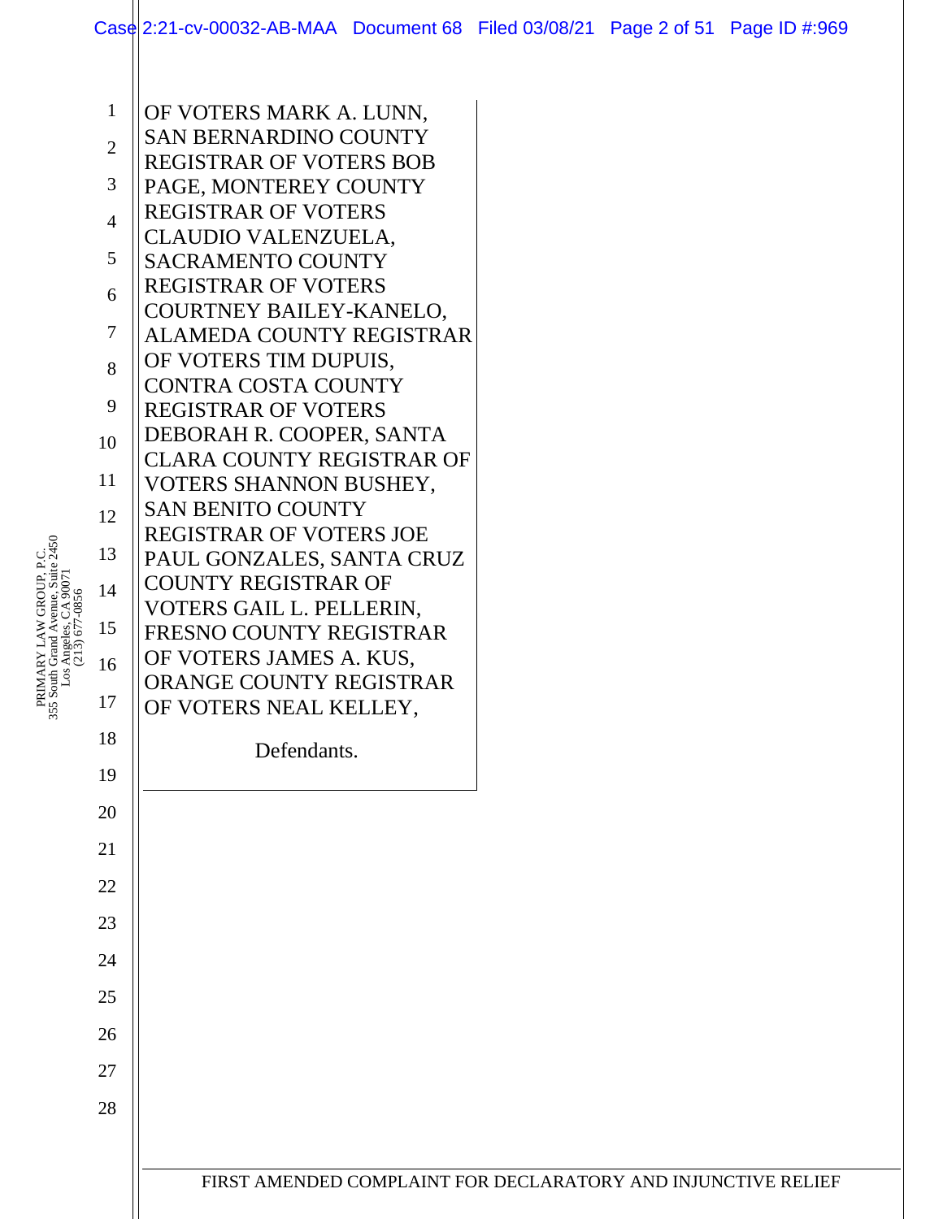OF VOTERS MARK A. LUNN, SAN BERNARDINO COUNTY REGISTRAR OF VOTERS BOB PAGE, MONTEREY COUNTY REGISTRAR OF VOTERS CLAUDIO VALENZUELA, SACRAMENTO COUNTY REGISTRAR OF VOTERS COURTNEY BAILEY-KANELO, ALAMEDA COUNTY REGISTRAR OF VOTERS TIM DUPUIS, CONTRA COSTA COUNTY REGISTRAR OF VOTERS DEBORAH R. COOPER, SANTA CLARA COUNTY REGISTRAR OF VOTERS SHANNON BUSHEY, SAN BENITO COUNTY REGISTRAR OF VOTERS JOE PAUL GONZALES, SANTA CRUZ COUNTY REGISTRAR OF VOTERS GAIL L. PELLERIN, FRESNO COUNTY REGISTRAR OF VOTERS JAMES A. KUS, ORANGE COUNTY REGISTRAR OF VOTERS NEAL KELLEY,

Defendants.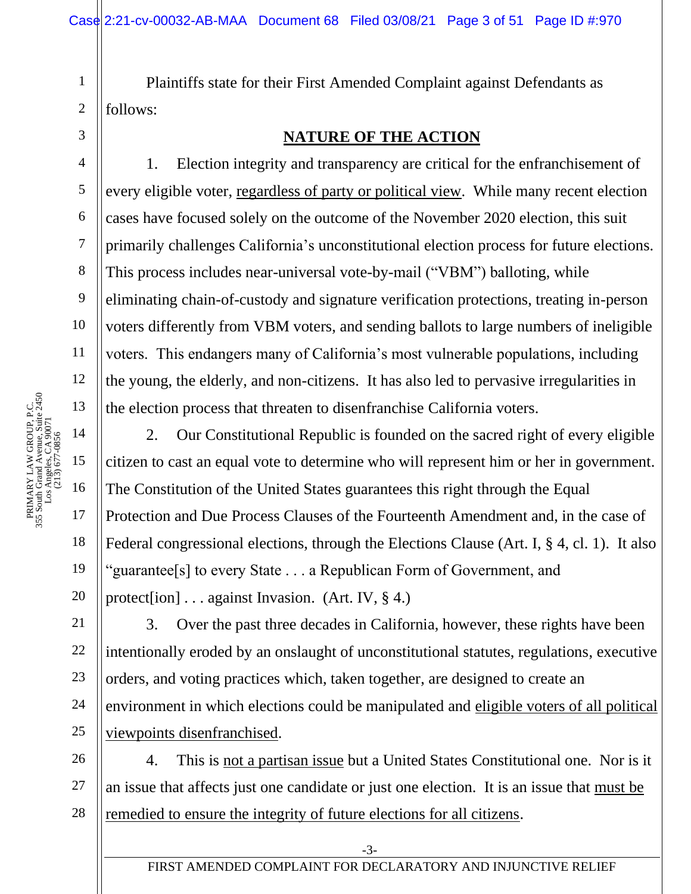Plaintiffs state for their First Amended Complaint against Defendants as follows:

## NATURE OF THE ACTION

1. Election integrity and transparency are critical for the enfranchisement of every eligible voter, regardless of party or political view. While many recent election cases have focused solely on the outcome of the November 2020 election, this suit primarily challenges California's unconstitutional election process for future elections. This process includes near-universal vote-by-mail ("VBM") balloting, while eliminating chain-of-custody and signature verification protections, treating in-person voters differently from VBM voters, and sending ballots to large numbers of ineligible voters. This endangers many of California's most vulnerable populations, including the young, the elderly, and non-citizens. It has also led to pervasive irregularities in the election process that threaten to disenfranchise California voters.

2. Our Constitutional Republic is founded on the sacred right of every eligible citizen to cast an equal vote to determine who will represent him or her in government. The Constitution of the United States guarantees this right through the Equal Protection and Due Process Clauses of the Fourteenth Amendment and, in the case of Federal congressional elections, through the Elections Clause (Art. I, § 4, cl. 1). It also "guarantee[s] to every State . . . a Republican Form of Government, and protect[ion] . . . against Invasion. (Art. IV, § 4.)

3. Over the past three decades in California, however, these rights have been intentionally eroded by an onslaught of unconstitutional statutes, regulations, executive orders, and voting practices which, taken together, are designed to create an environment in which elections could be manipulated and eligible voters of all political viewpoints disenfranchised.

4. This is not a partisan issue but a United States Constitutional one. Nor is it an issue that affects just one candidate or just one election. It is an issue that must be remedied to ensure the integrity of future elections for all citizens.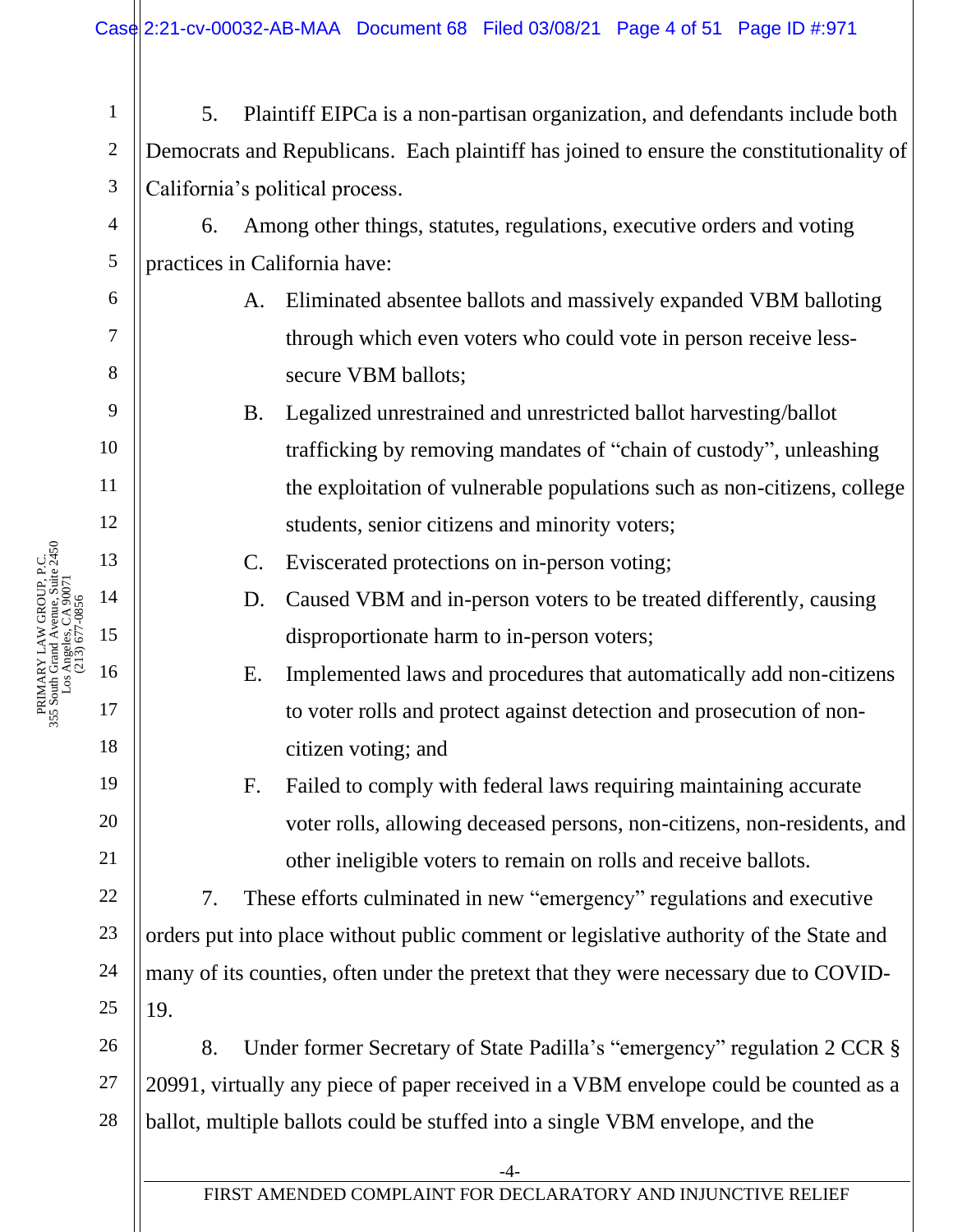5. Plaintiff EIPCa is a non-partisan organization, and defendants include both Democrats and Republicans. Each plaintiff has joined to ensure the constitutionality of California's political process.

6. Among other things, statutes, regulations, executive orders and voting practices in California have:

A. Eliminated absentee ballots and massively expanded VBM balloting through which even voters who could vote in person receive less-secure VBM ballots;

B. Legalized unrestrained and unrestricted ballot harvesting/ballot trafficking by removing mandates of "chain of custody", unleashing the exploitation of vulnerable populations such as non-citizens, college students, senior citizens and minority voters;

C. Eviscerated protections on in-person voting;

D. Caused VBM and in-person voters to be treated differently, causing disproportionate harm to in-person voters;

E. Implemented laws and procedures that automatically add non-citizens to voter rolls and protect against detection and prosecution of non-citizen voting; and

F. Failed to comply with federal laws requiring maintaining accurate voter rolls, allowing deceased persons, non-citizens, non-residents, and other ineligible voters to remain on rolls and receive ballots.

7. These efforts culminated in new "emergency" regulations and executive orders put into place without public comment or legislative authority of the State and many of its counties, often under the pretext that they were necessary due to COVID-19.

8. Under former Secretary of State Padilla's "emergency" regulation 2 CCR § 20991, virtually any piece of paper received in a VBM envelope could be counted as a ballot, multiple ballots could be stuffed into a single VBM envelope, and the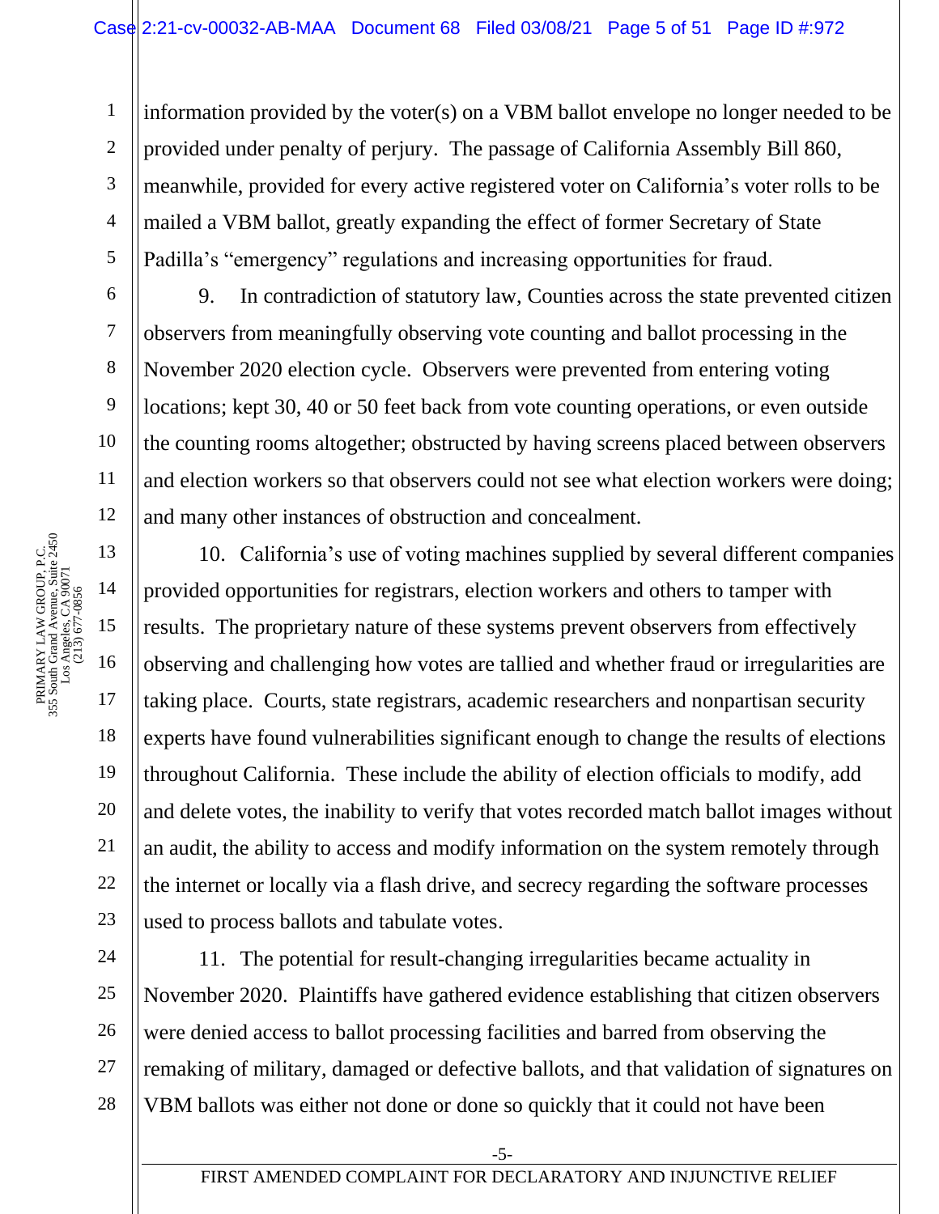information provided by the voter(s) on a VBM ballot envelope no longer needed to be provided under penalty of perjury. The passage of California Assembly Bill 860, meanwhile, provided for every active registered voter on California's voter rolls to be mailed a VBM ballot, greatly expanding the effect of former Secretary of State Padilla's "emergency" regulations and increasing opportunities for fraud.

9. In contradiction of statutory law, Counties across the state prevented citizen observers from meaningfully observing vote counting and ballot processing in the November 2020 election cycle. Observers were prevented from entering voting locations; kept 30, 40 or 50 feet back from vote counting operations, or even outside the counting rooms altogether; obstructed by having screens placed between observers and election workers so that observers could not see what election workers were doing; and many other instances of obstruction and concealment.

10. California's use of voting machines supplied by several different companies provided opportunities for registrars, election workers and others to tamper with results. The proprietary nature of these systems prevent observers from effectively observing and challenging how votes are tallied and whether fraud or irregularities are taking place. Courts, state registrars, academic researchers and nonpartisan security experts have found vulnerabilities significant enough to change the results of elections throughout California. These include the ability of election officials to modify, add and delete votes, the inability to verify that votes recorded match ballot images without an audit, the ability to access and modify information on the system remotely through the internet or locally via a flash drive, and secrecy regarding the software processes used to process ballots and tabulate votes.

11. The potential for result-changing irregularities became actuality in November 2020. Plaintiffs have gathered evidence establishing that citizen observers were denied access to ballot processing facilities and barred from observing the remaking of military, damaged or defective ballots, and that validation of signatures on VBM ballots was either not done or done so quickly that it could not have been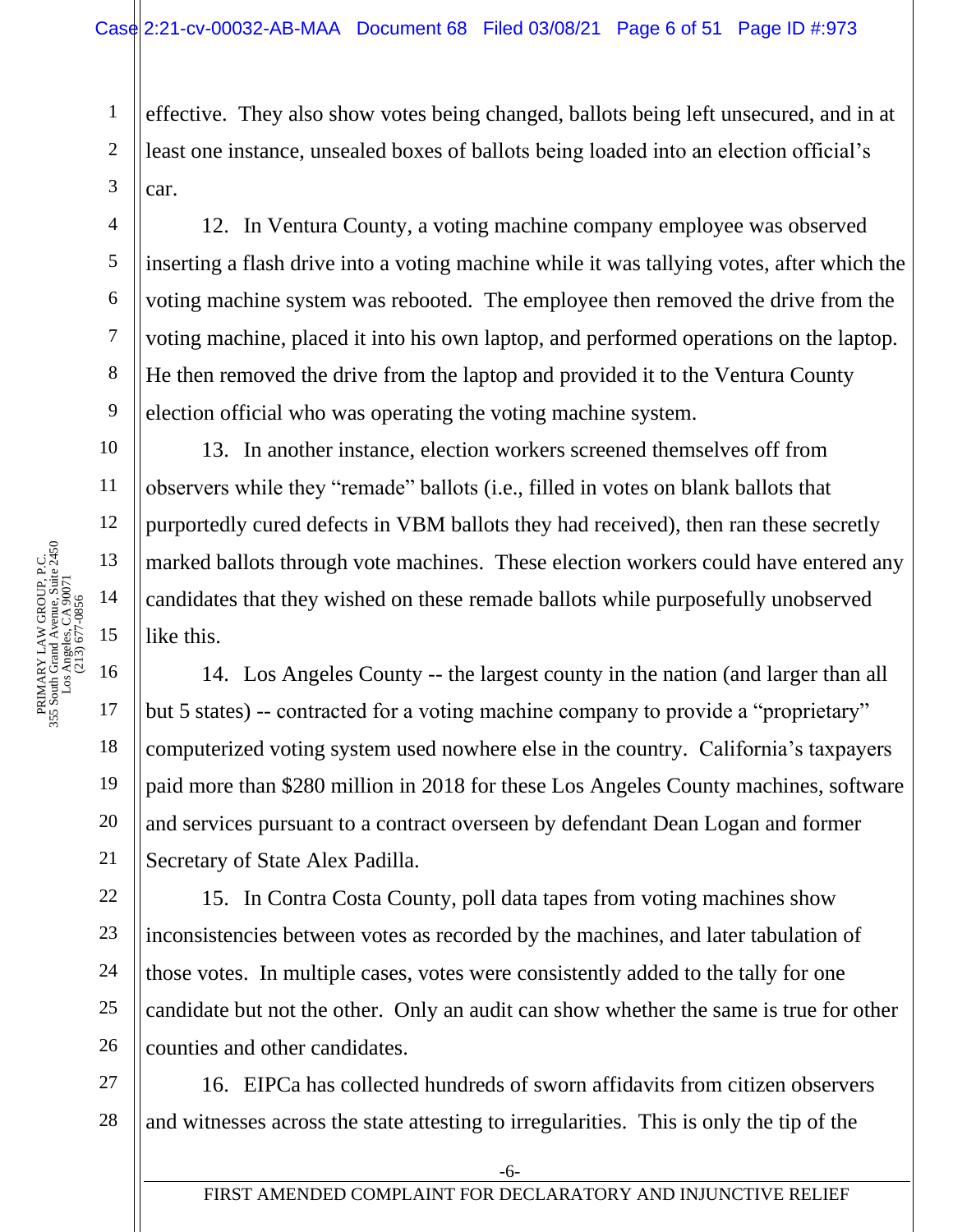effective. They also show votes being changed, ballots being left unsecured, and in at least one instance, unsealed boxes of ballots being loaded into an election official's car.

12. In Ventura County, a voting machine company employee was observed inserting a flash drive into a voting machine while it was tallying votes, after which the voting machine system was rebooted. The employee then removed the drive from the voting machine, placed it into his own laptop, and performed operations on the laptop. He then removed the drive from the laptop and provided it to the Ventura County election official who was operating the voting machine system.

13. In another instance, election workers screened themselves off from observers while they "remade" ballots (i.e., filled in votes on blank ballots that purportedly cured defects in VBM ballots they had received), then ran these secretly marked ballots through vote machines. These election workers could have entered any candidates that they wished on these remade ballots while purposefully unobserved like this.

14. Los Angeles County -- the largest county in the nation (and larger than all but 5 states) -- contracted for a voting machine company to provide a "proprietary" computerized voting system used nowhere else in the country. California's taxpayers paid more than $280 million in 2018 for these Los Angeles County machines, software and services pursuant to a contract overseen by defendant Dean Logan and former Secretary of State Alex Padilla.

15. In Contra Costa County, poll data tapes from voting machines show inconsistencies between votes as recorded by the machines, and later tabulation of those votes. In multiple cases, votes were consistently added to the tally for one candidate but not the other. Only an audit can show whether the same is true for other counties and other candidates.

16. EIPCa has collected hundreds of sworn affidavits from citizen observers and witnesses across the state attesting to irregularities. This is only the tip of the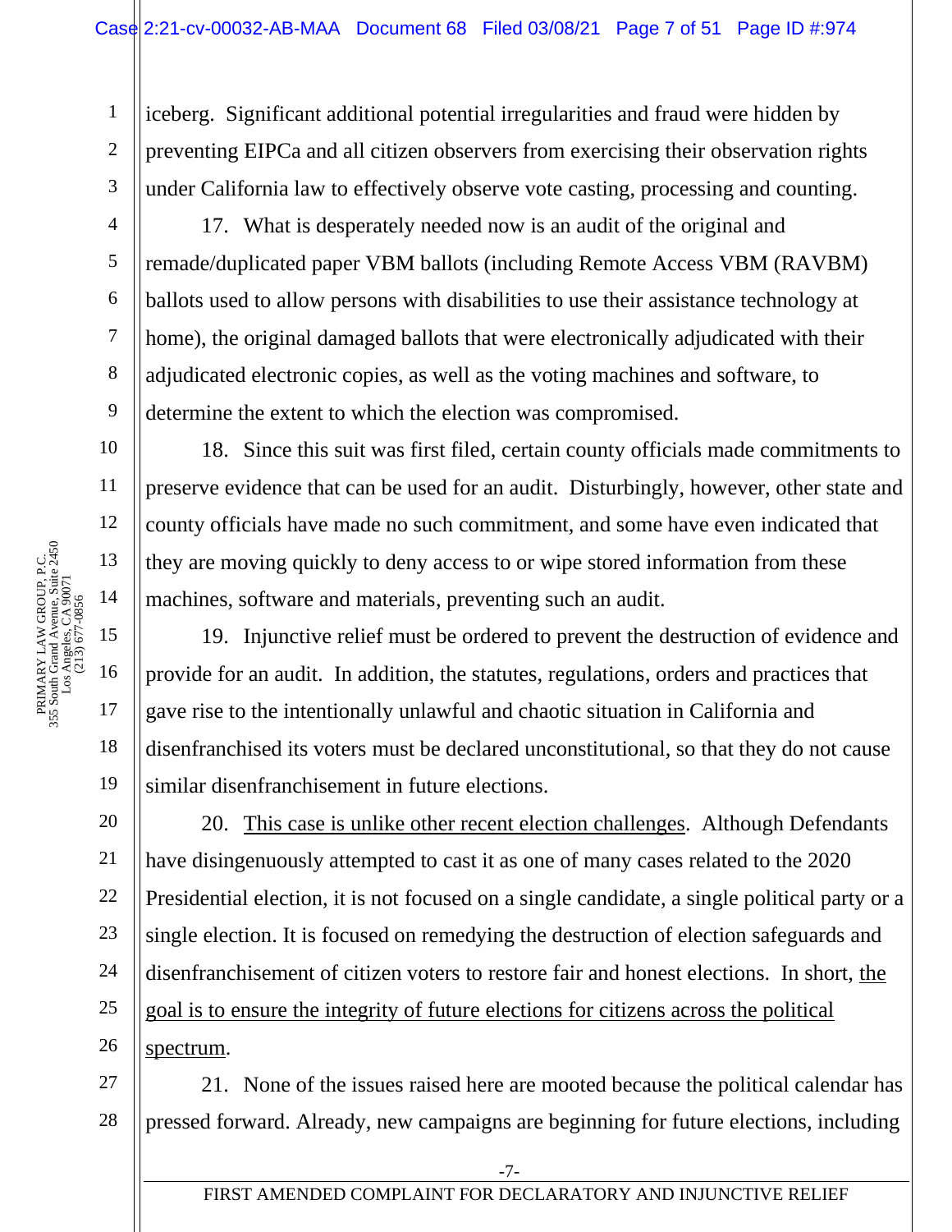iceberg. Significant additional potential irregularities and fraud were hidden by preventing EIPCa and all citizen observers from exercising their observation rights under California law to effectively observe vote casting, processing and counting.

17. What is desperately needed now is an audit of the original and remade/duplicated paper VBM ballots (including Remote Access VBM (RAVBM) ballots used to allow persons with disabilities to use their assistance technology at home), the original damaged ballots that were electronically adjudicated with their adjudicated electronic copies, as well as the voting machines and software, to determine the extent to which the election was compromised.

18. Since this suit was first filed, certain county officials made commitments to preserve evidence that can be used for an audit. Disturbingly, however, other state and county officials have made no such commitment, and some have even indicated that they are moving quickly to deny access to or wipe stored information from these machines, software and materials, preventing such an audit.

19. Injunctive relief must be ordered to prevent the destruction of evidence and provide for an audit. In addition, the statutes, regulations, orders and practices that gave rise to the intentionally unlawful and chaotic situation in California and disenfranchised its voters must be declared unconstitutional, so that they do not cause similar disenfranchisement in future elections.

20. <u>This case is unlike other recent election challenges</u>. Although Defendants have disingenuously attempted to cast it as one of many cases related to the 2020 Presidential election, it is not focused on a single candidate, a single political party or a single election. It is focused on remedying the destruction of election safeguards and disenfranchisement of citizen voters to restore fair and honest elections. In short, <u>the goal is to ensure the integrity of future elections for citizens across the political spectrum</u>.

21. None of the issues raised here are mooted because the political calendar has pressed forward. Already, new campaigns are beginning for future elections, including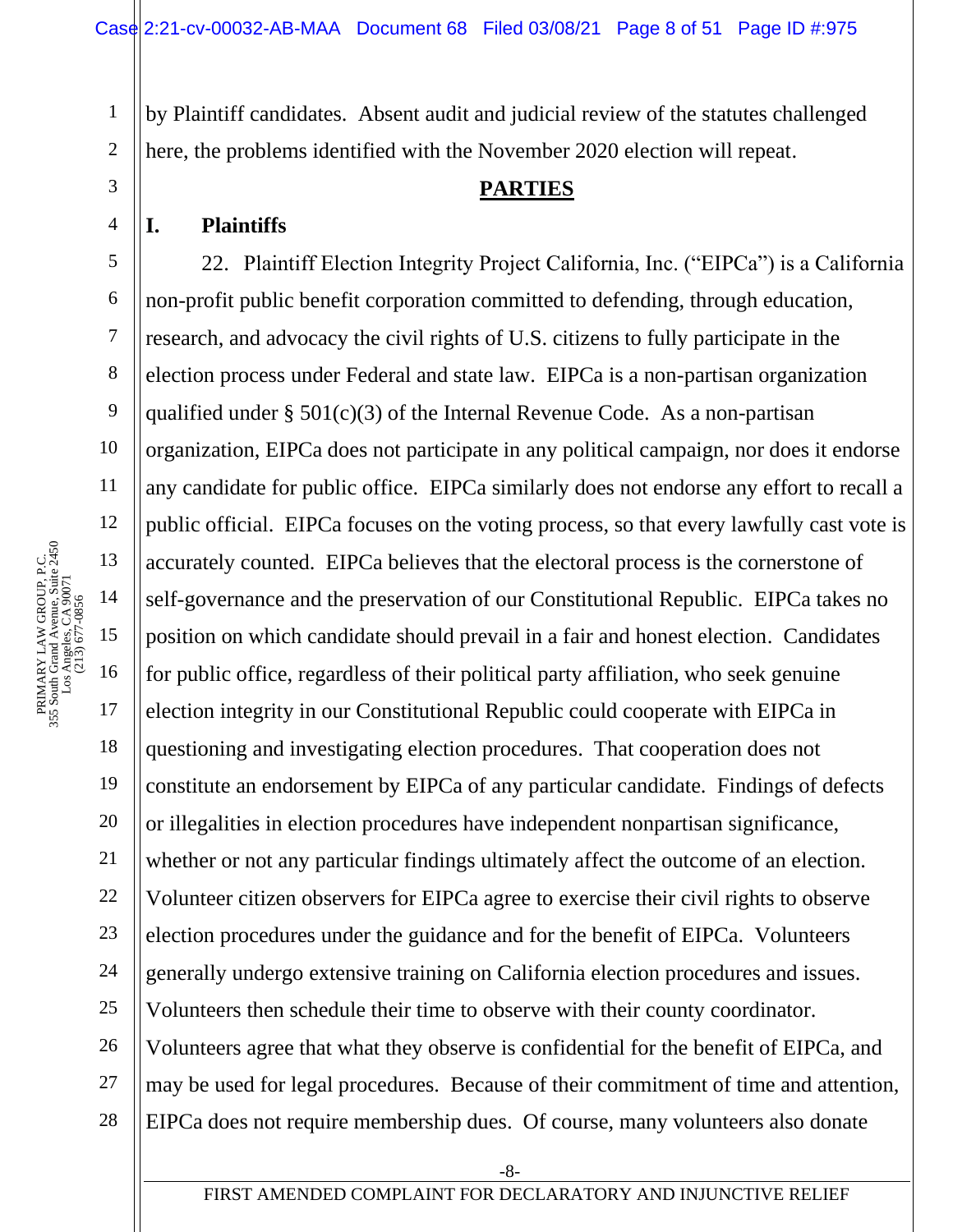by Plaintiff candidates. Absent audit and judicial review of the statutes challenged here, the problems identified with the November 2020 election will repeat.

## PARTIES

### I. Plaintiffs

22. Plaintiff Election Integrity Project California, Inc. ("EIPCa") is a California non-profit public benefit corporation committed to defending, through education, research, and advocacy the civil rights of U.S. citizens to fully participate in the election process under Federal and state law. EIPCa is a non-partisan organization qualified under § 501(c)(3) of the Internal Revenue Code. As a non-partisan organization, EIPCa does not participate in any political campaign, nor does it endorse any candidate for public office. EIPCa similarly does not endorse any effort to recall a public official. EIPCa focuses on the voting process, so that every lawfully cast vote is accurately counted. EIPCa believes that the electoral process is the cornerstone of self-governance and the preservation of our Constitutional Republic. EIPCa takes no position on which candidate should prevail in a fair and honest election. Candidates for public office, regardless of their political party affiliation, who seek genuine election integrity in our Constitutional Republic could cooperate with EIPCa in questioning and investigating election procedures. That cooperation does not constitute an endorsement by EIPCa of any particular candidate. Findings of defects or illegalities in election procedures have independent nonpartisan significance, whether or not any particular findings ultimately affect the outcome of an election. Volunteer citizen observers for EIPCa agree to exercise their civil rights to observe election procedures under the guidance and for the benefit of EIPCa. Volunteers generally undergo extensive training on California election procedures and issues. Volunteers then schedule their time to observe with their county coordinator. Volunteers agree that what they observe is confidential for the benefit of EIPCa, and may be used for legal procedures. Because of their commitment of time and attention, EIPCa does not require membership dues. Of course, many volunteers also donate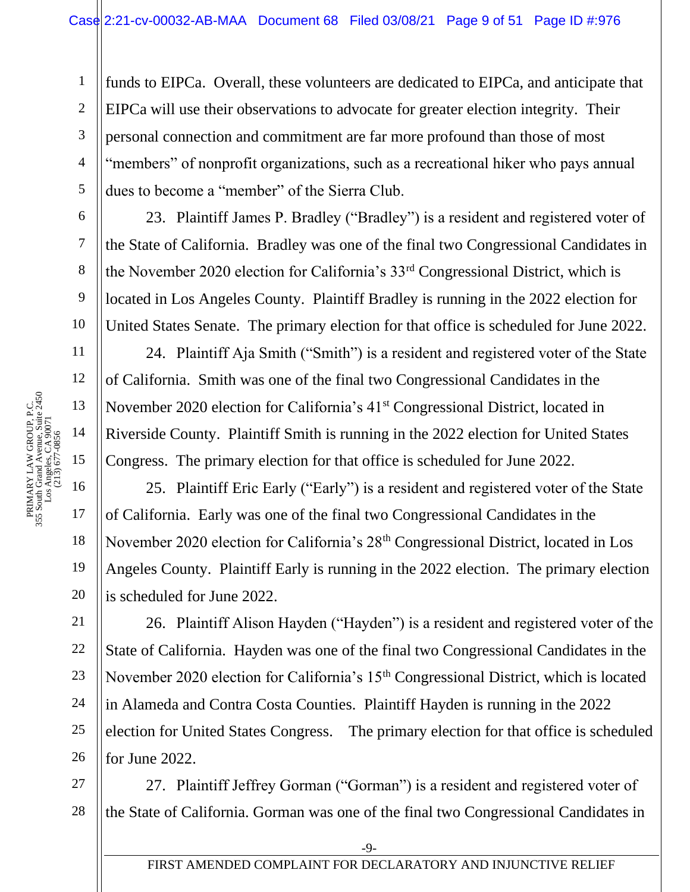funds to EIPCa. Overall, these volunteers are dedicated to EIPCa, and anticipate that EIPCa will use their observations to advocate for greater election integrity. Their personal connection and commitment are far more profound than those of most "members" of nonprofit organizations, such as a recreational hiker who pays annual dues to become a "member" of the Sierra Club.

23. Plaintiff James P. Bradley ("Bradley") is a resident and registered voter of the State of California. Bradley was one of the final two Congressional Candidates in the November 2020 election for California's 33rd Congressional District, which is located in Los Angeles County. Plaintiff Bradley is running in the 2022 election for United States Senate. The primary election for that office is scheduled for June 2022.

24. Plaintiff Aja Smith ("Smith") is a resident and registered voter of the State of California. Smith was one of the final two Congressional Candidates in the November 2020 election for California's 41st Congressional District, located in Riverside County. Plaintiff Smith is running in the 2022 election for United States Congress. The primary election for that office is scheduled for June 2022.

25. Plaintiff Eric Early ("Early") is a resident and registered voter of the State of California. Early was one of the final two Congressional Candidates in the November 2020 election for California's 28th Congressional District, located in Los Angeles County. Plaintiff Early is running in the 2022 election. The primary election is scheduled for June 2022.

26. Plaintiff Alison Hayden ("Hayden") is a resident and registered voter of the State of California. Hayden was one of the final two Congressional Candidates in the November 2020 election for California's 15th Congressional District, which is located in Alameda and Contra Costa Counties. Plaintiff Hayden is running in the 2022 election for United States Congress. The primary election for that office is scheduled for June 2022.

27. Plaintiff Jeffrey Gorman ("Gorman") is a resident and registered voter of the State of California. Gorman was one of the final two Congressional Candidates in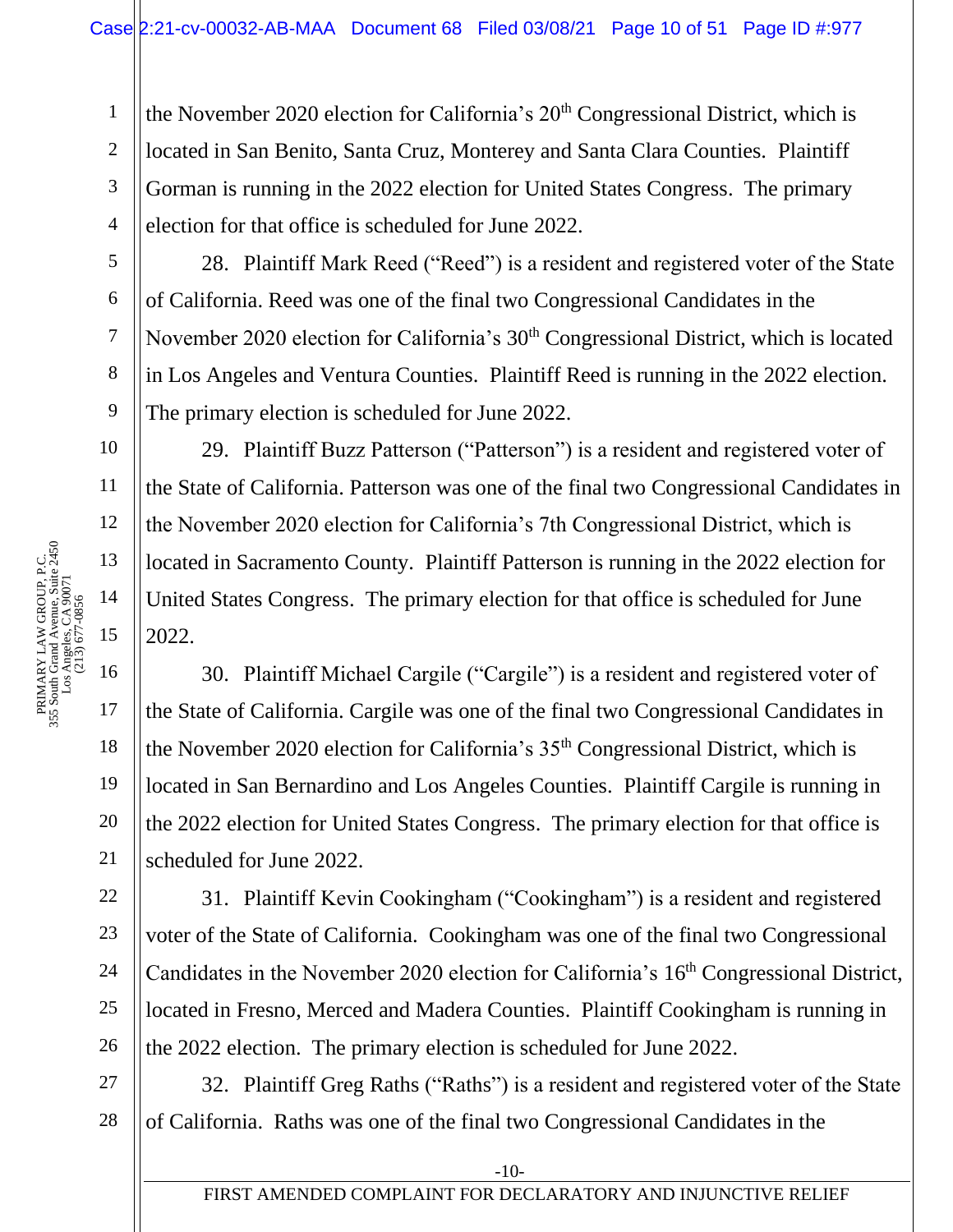the November 2020 election for California's 20th Congressional District, which is located in San Benito, Santa Cruz, Monterey and Santa Clara Counties. Plaintiff Gorman is running in the 2022 election for United States Congress. The primary election for that office is scheduled for June 2022.

28. Plaintiff Mark Reed ("Reed") is a resident and registered voter of the State of California. Reed was one of the final two Congressional Candidates in the November 2020 election for California's 30th Congressional District, which is located in Los Angeles and Ventura Counties. Plaintiff Reed is running in the 2022 election. The primary election is scheduled for June 2022.

29. Plaintiff Buzz Patterson ("Patterson") is a resident and registered voter of the State of California. Patterson was one of the final two Congressional Candidates in the November 2020 election for California's 7th Congressional District, which is located in Sacramento County. Plaintiff Patterson is running in the 2022 election for United States Congress. The primary election for that office is scheduled for June 2022.

30. Plaintiff Michael Cargile ("Cargile") is a resident and registered voter of the State of California. Cargile was one of the final two Congressional Candidates in the November 2020 election for California's 35th Congressional District, which is located in San Bernardino and Los Angeles Counties. Plaintiff Cargile is running in the 2022 election for United States Congress. The primary election for that office is scheduled for June 2022.

31. Plaintiff Kevin Cookingham ("Cookingham") is a resident and registered voter of the State of California. Cookingham was one of the final two Congressional Candidates in the November 2020 election for California's 16th Congressional District, located in Fresno, Merced and Madera Counties. Plaintiff Cookingham is running in the 2022 election. The primary election is scheduled for June 2022.

32. Plaintiff Greg Raths ("Raths") is a resident and registered voter of the State of California. Raths was one of the final two Congressional Candidates in the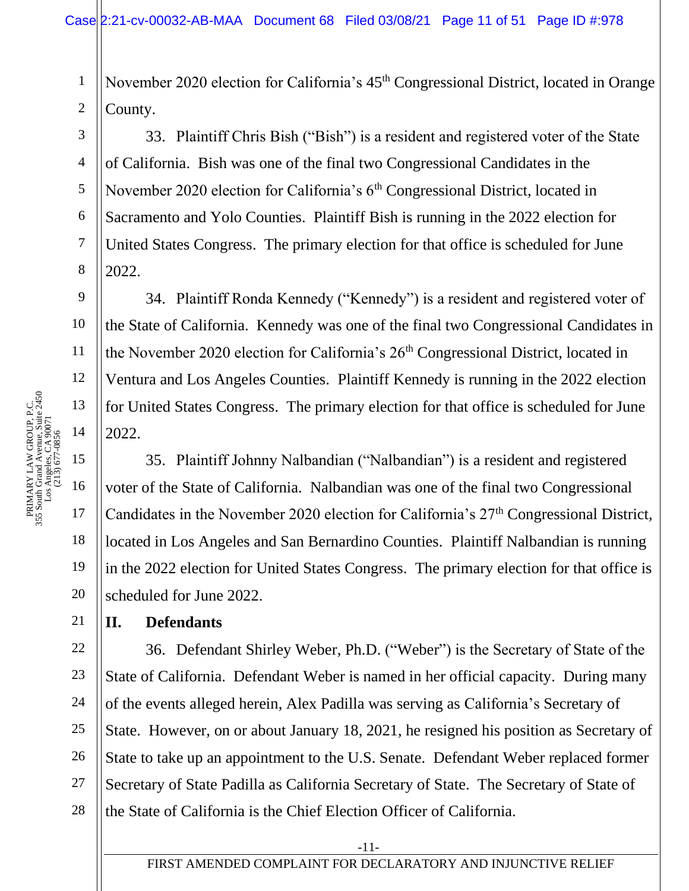November 2020 election for California's 45th Congressional District, located in Orange County.

33. Plaintiff Chris Bish ("Bish") is a resident and registered voter of the State of California. Bish was one of the final two Congressional Candidates in the November 2020 election for California's 6th Congressional District, located in Sacramento and Yolo Counties. Plaintiff Bish is running in the 2022 election for United States Congress. The primary election for that office is scheduled for June 2022.

34. Plaintiff Ronda Kennedy ("Kennedy") is a resident and registered voter of the State of California. Kennedy was one of the final two Congressional Candidates in the November 2020 election for California's 26th Congressional District, located in Ventura and Los Angeles Counties. Plaintiff Kennedy is running in the 2022 election for United States Congress. The primary election for that office is scheduled for June 2022.

35. Plaintiff Johnny Nalbandian ("Nalbandian") is a resident and registered voter of the State of California. Nalbandian was one of the final two Congressional Candidates in the November 2020 election for California's 27th Congressional District, located in Los Angeles and San Bernardino Counties. Plaintiff Nalbandian is running in the 2022 election for United States Congress. The primary election for that office is scheduled for June 2022.

## II. Defendants

36. Defendant Shirley Weber, Ph.D. ("Weber") is the Secretary of State of the State of California. Defendant Weber is named in her official capacity. During many of the events alleged herein, Alex Padilla was serving as California's Secretary of State. However, on or about January 18, 2021, he resigned his position as Secretary of State to take up an appointment to the U.S. Senate. Defendant Weber replaced former Secretary of State Padilla as California Secretary of State. The Secretary of State of the State of California is the Chief Election Officer of California.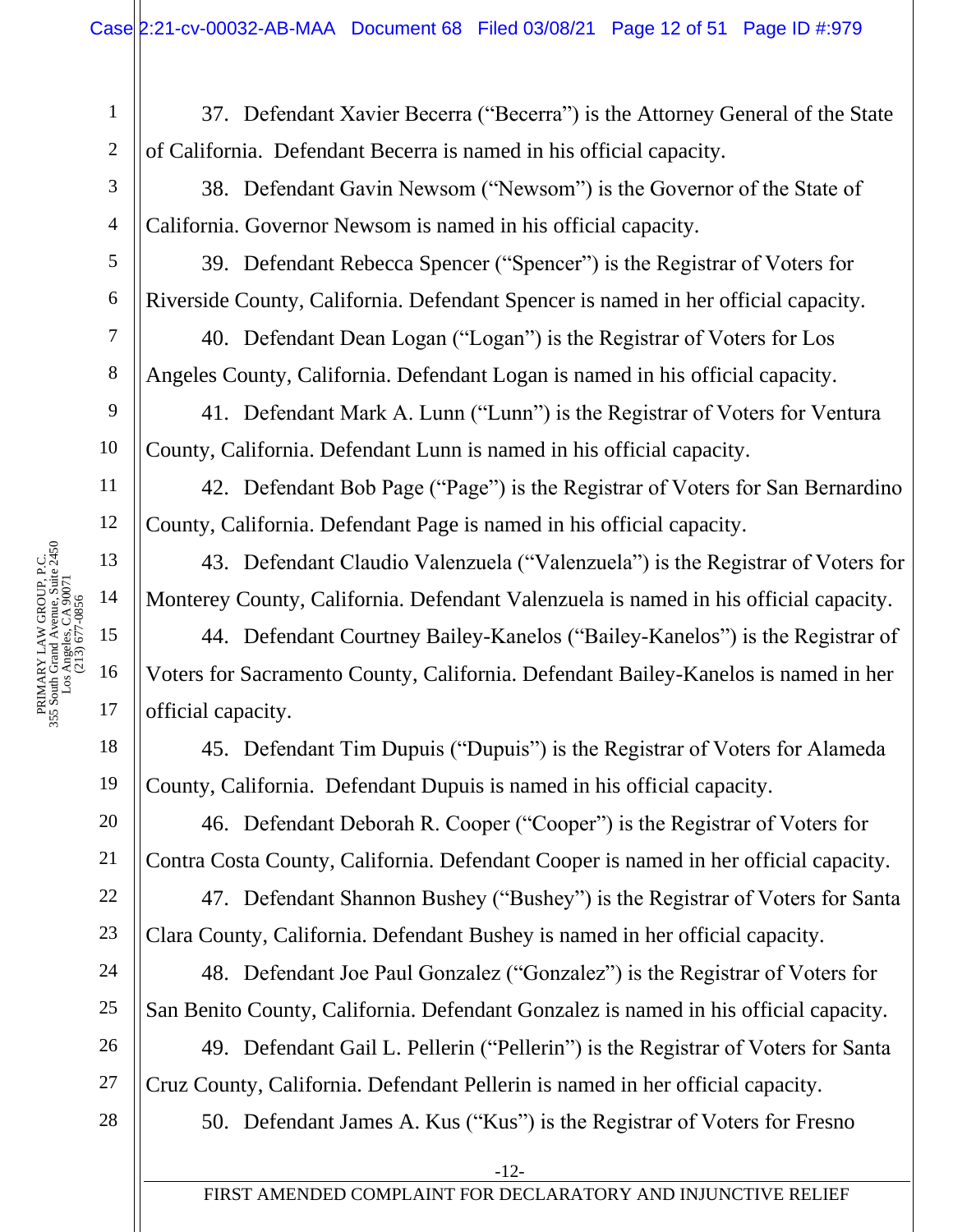37. Defendant Xavier Becerra ("Becerra") is the Attorney General of the State of California. Defendant Becerra is named in his official capacity.

38. Defendant Gavin Newsom ("Newsom") is the Governor of the State of California. Governor Newsom is named in his official capacity.

39. Defendant Rebecca Spencer ("Spencer") is the Registrar of Voters for Riverside County, California. Defendant Spencer is named in her official capacity.

40. Defendant Dean Logan ("Logan") is the Registrar of Voters for Los Angeles County, California. Defendant Logan is named in his official capacity.

41. Defendant Mark A. Lunn ("Lunn") is the Registrar of Voters for Ventura County, California. Defendant Lunn is named in his official capacity.

42. Defendant Bob Page ("Page") is the Registrar of Voters for San Bernardino County, California. Defendant Page is named in his official capacity.

43. Defendant Claudio Valenzuela ("Valenzuela") is the Registrar of Voters for Monterey County, California. Defendant Valenzuela is named in his official capacity.

44. Defendant Courtney Bailey-Kanelos ("Bailey-Kanelos") is the Registrar of Voters for Sacramento County, California. Defendant Bailey-Kanelos is named in her official capacity.

45. Defendant Tim Dupuis ("Dupuis") is the Registrar of Voters for Alameda County, California. Defendant Dupuis is named in his official capacity.

46. Defendant Deborah R. Cooper ("Cooper") is the Registrar of Voters for Contra Costa County, California. Defendant Cooper is named in her official capacity.

47. Defendant Shannon Bushey ("Bushey") is the Registrar of Voters for Santa Clara County, California. Defendant Bushey is named in her official capacity.

48. Defendant Joe Paul Gonzalez ("Gonzalez") is the Registrar of Voters for San Benito County, California. Defendant Gonzalez is named in his official capacity.

49. Defendant Gail L. Pellerin ("Pellerin") is the Registrar of Voters for Santa Cruz County, California. Defendant Pellerin is named in her official capacity.

50. Defendant James A. Kus ("Kus") is the Registrar of Voters for Fresno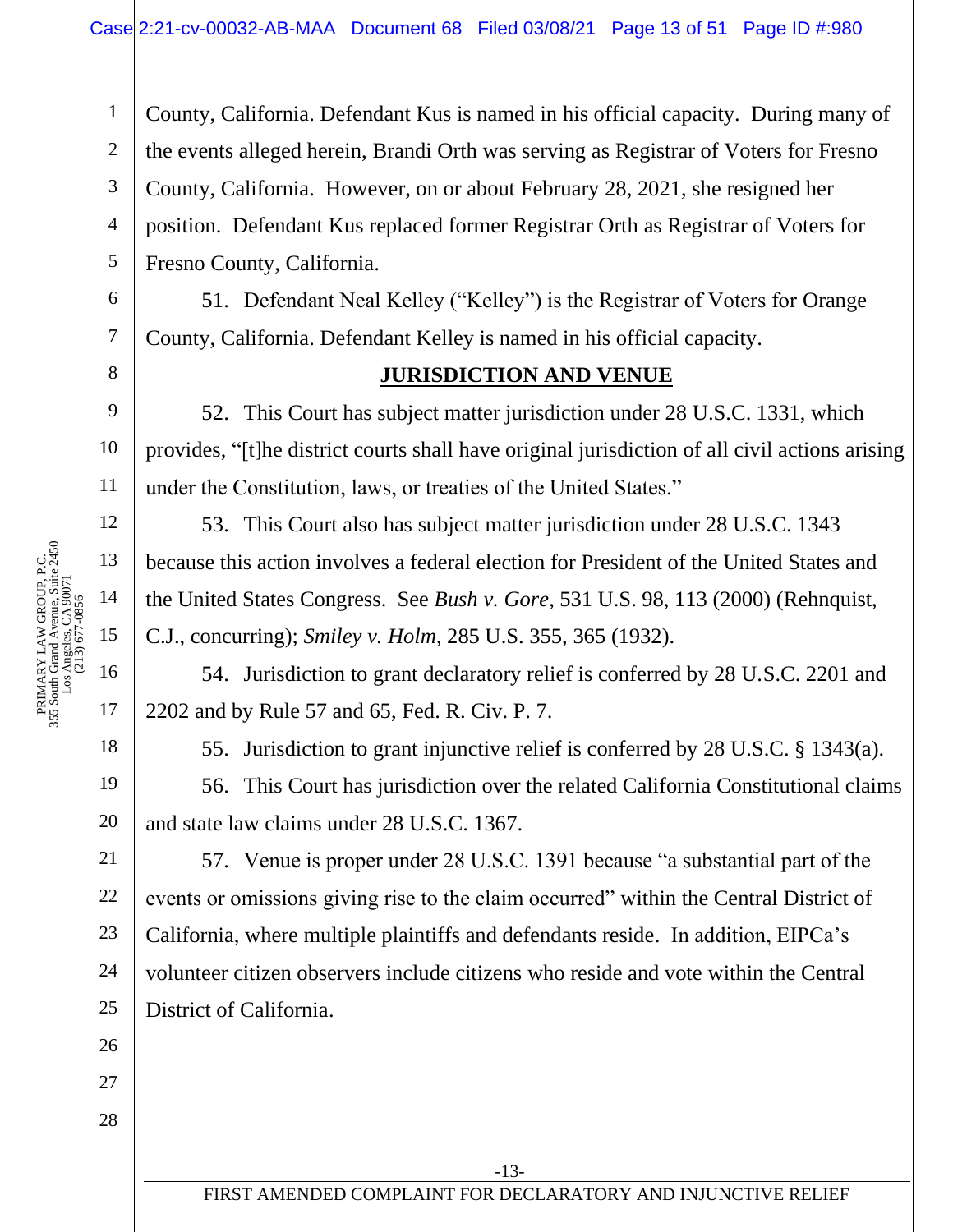County, California. Defendant Kus is named in his official capacity. During many of the events alleged herein, Brandi Orth was serving as Registrar of Voters for Fresno County, California. However, on or about February 28, 2021, she resigned her position. Defendant Kus replaced former Registrar Orth as Registrar of Voters for Fresno County, California.

51. Defendant Neal Kelley ("Kelley") is the Registrar of Voters for Orange County, California. Defendant Kelley is named in his official capacity.

## JURISDICTION AND VENUE

52. This Court has subject matter jurisdiction under 28 U.S.C. 1331, which provides, "[t]he district courts shall have original jurisdiction of all civil actions arising under the Constitution, laws, or treaties of the United States."

53. This Court also has subject matter jurisdiction under 28 U.S.C. 1343 because this action involves a federal election for President of the United States and the United States Congress. See *Bush v. Gore*, 531 U.S. 98, 113 (2000) (Rehnquist, C.J., concurring); *Smiley v. Holm*, 285 U.S. 355, 365 (1932).

54. Jurisdiction to grant declaratory relief is conferred by 28 U.S.C. 2201 and 2202 and by Rule 57 and 65, Fed. R. Civ. P. 7.

55. Jurisdiction to grant injunctive relief is conferred by 28 U.S.C. § 1343(a).

56. This Court has jurisdiction over the related California Constitutional claims and state law claims under 28 U.S.C. 1367.

57. Venue is proper under 28 U.S.C. 1391 because "a substantial part of the events or omissions giving rise to the claim occurred" within the Central District of California, where multiple plaintiffs and defendants reside. In addition, EIPCa's volunteer citizen observers include citizens who reside and vote within the Central District of California.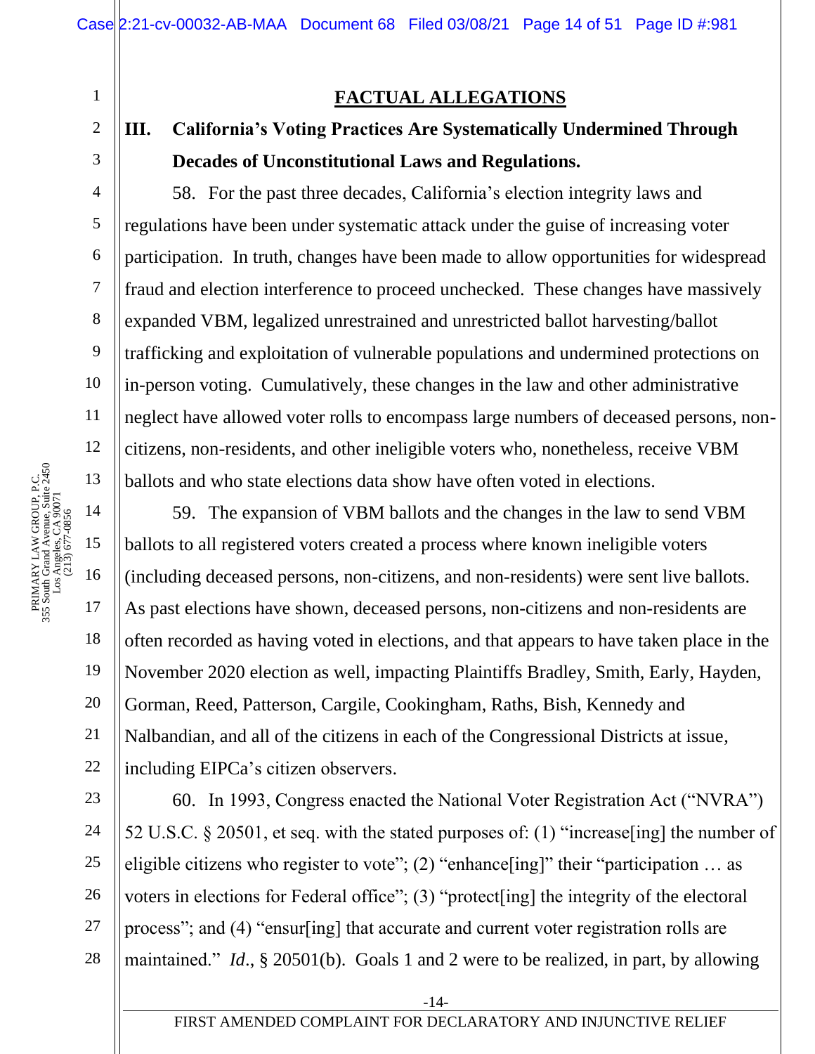## FACTUAL ALLEGATIONS

### III. California's Voting Practices Are Systematically Undermined Through Decades of Unconstitutional Laws and Regulations.

58. For the past three decades, California's election integrity laws and regulations have been under systematic attack under the guise of increasing voter participation. In truth, changes have been made to allow opportunities for widespread fraud and election interference to proceed unchecked. These changes have massively expanded VBM, legalized unrestrained and unrestricted ballot harvesting/ballot trafficking and exploitation of vulnerable populations and undermined protections on in-person voting. Cumulatively, these changes in the law and other administrative neglect have allowed voter rolls to encompass large numbers of deceased persons, non-citizens, non-residents, and other ineligible voters who, nonetheless, receive VBM ballots and who state elections data show have often voted in elections.

59. The expansion of VBM ballots and the changes in the law to send VBM ballots to all registered voters created a process where known ineligible voters (including deceased persons, non-citizens, and non-residents) were sent live ballots. As past elections have shown, deceased persons, non-citizens and non-residents are often recorded as having voted in elections, and that appears to have taken place in the November 2020 election as well, impacting Plaintiffs Bradley, Smith, Early, Hayden, Gorman, Reed, Patterson, Cargile, Cookingham, Raths, Bish, Kennedy and Nalbandian, and all of the citizens in each of the Congressional Districts at issue, including EIPCa's citizen observers.

60. In 1993, Congress enacted the National Voter Registration Act ("NVRA") 52 U.S.C. § 20501, et seq. with the stated purposes of: (1) "increase[ing] the number of eligible citizens who register to vote"; (2) "enhance[ing]" their "participation … as voters in elections for Federal office"; (3) "protect[ing] the integrity of the electoral process"; and (4) "ensur[ing] that accurate and current voter registration rolls are maintained." *Id*., § 20501(b). Goals 1 and 2 were to be realized, in part, by allowing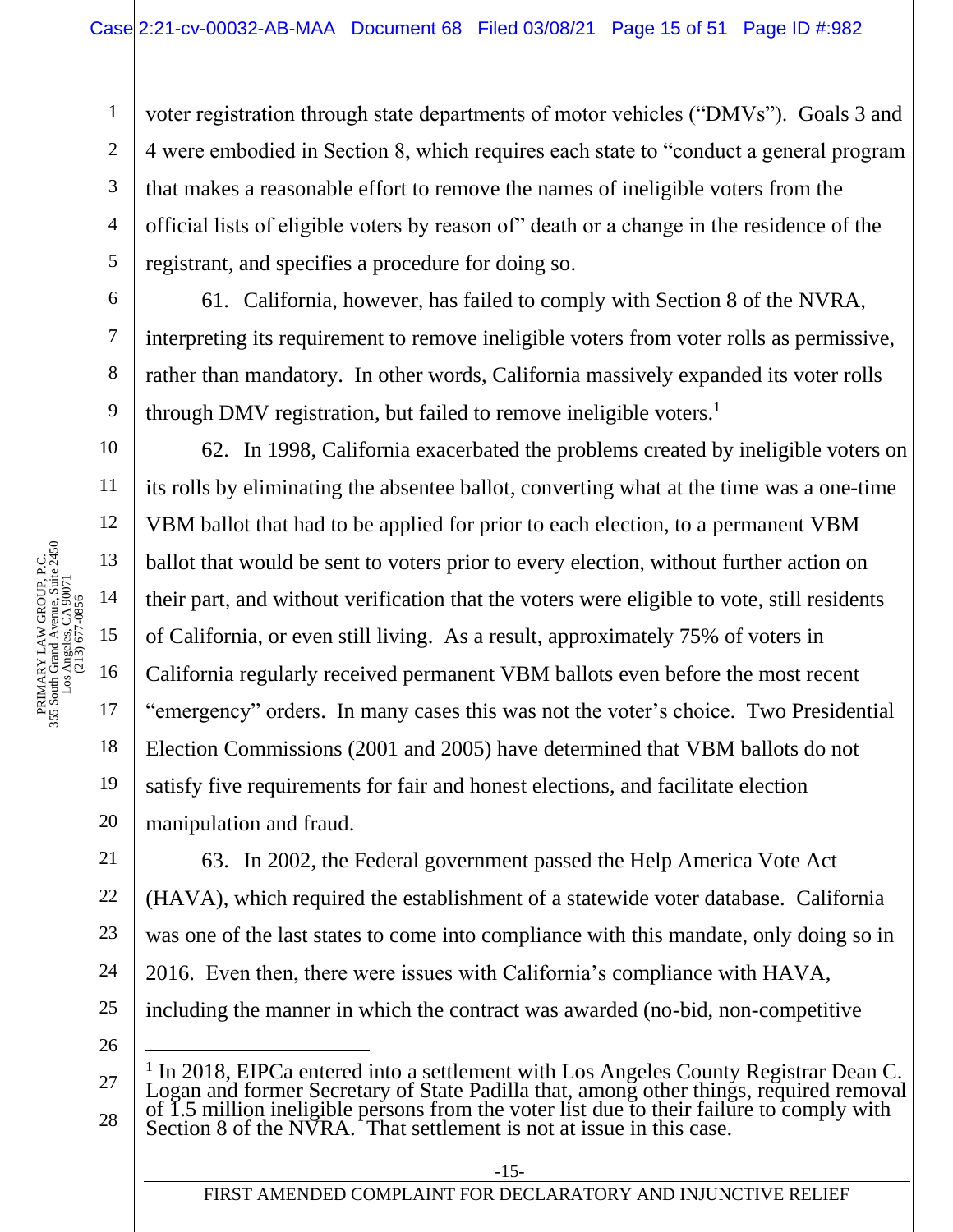voter registration through state departments of motor vehicles ("DMVs"). Goals 3 and 4 were embodied in Section 8, which requires each state to "conduct a general program that makes a reasonable effort to remove the names of ineligible voters from the official lists of eligible voters by reason of" death or a change in the residence of the registrant, and specifies a procedure for doing so.

61. California, however, has failed to comply with Section 8 of the NVRA, interpreting its requirement to remove ineligible voters from voter rolls as permissive, rather than mandatory. In other words, California massively expanded its voter rolls through DMV registration, but failed to remove ineligible voters.[1]

62. In 1998, California exacerbated the problems created by ineligible voters on its rolls by eliminating the absentee ballot, converting what at the time was a one-time VBM ballot that had to be applied for prior to each election, to a permanent VBM ballot that would be sent to voters prior to every election, without further action on their part, and without verification that the voters were eligible to vote, still residents of California, or even still living. As a result, approximately 75% of voters in California regularly received permanent VBM ballots even before the most recent "emergency" orders. In many cases this was not the voter's choice. Two Presidential Election Commissions (2001 and 2005) have determined that VBM ballots do not satisfy five requirements for fair and honest elections, and facilitate election manipulation and fraud.

63. In 2002, the Federal government passed the Help America Vote Act (HAVA), which required the establishment of a statewide voter database. California was one of the last states to come into compliance with this mandate, only doing so in 2016. Even then, there were issues with California's compliance with HAVA, including the manner in which the contract was awarded (no-bid, non-competitive

---

[1] In 2018, EIPCa entered into a settlement with Los Angeles County Registrar Dean C. Logan and former Secretary of State Padilla that, among other things, required removal of 1.5 million ineligible persons from the voter list due to their failure to comply with Section 8 of the NVRA. That settlement is not at issue in this case.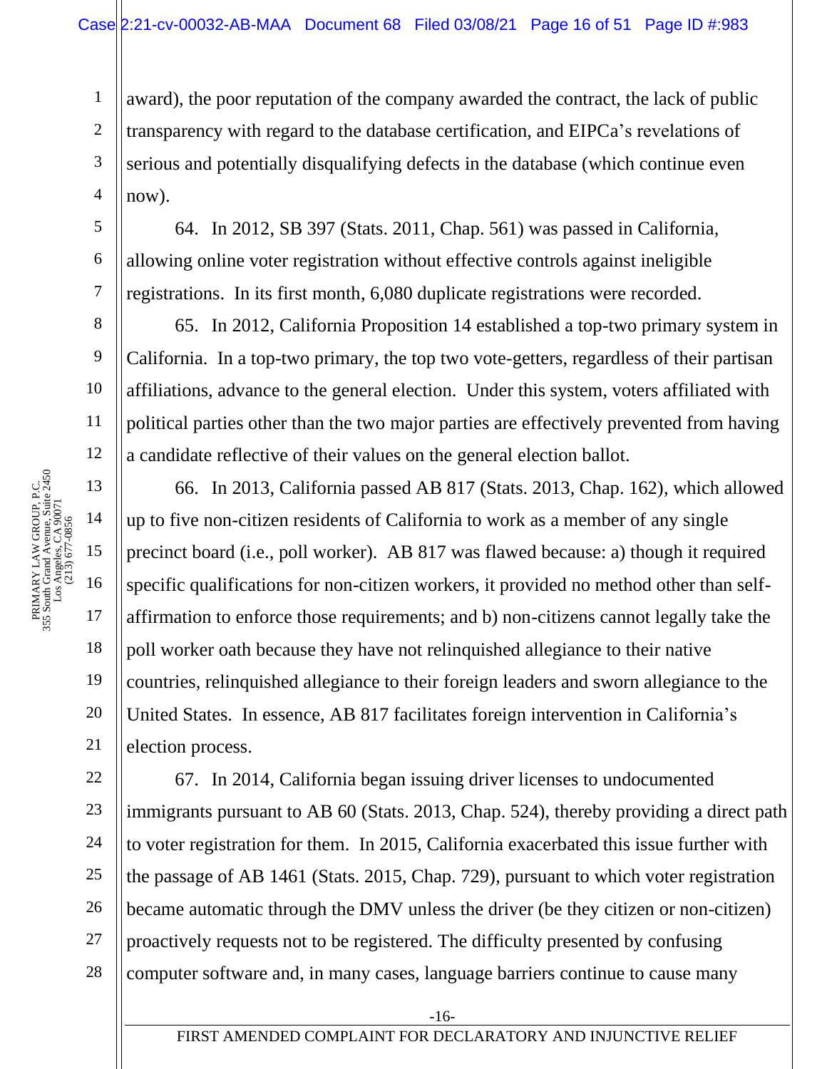award), the poor reputation of the company awarded the contract, the lack of public transparency with regard to the database certification, and EIPCa's revelations of serious and potentially disqualifying defects in the database (which continue even now).

64. In 2012, SB 397 (Stats. 2011, Chap. 561) was passed in California, allowing online voter registration without effective controls against ineligible registrations. In its first month, 6,080 duplicate registrations were recorded.

65. In 2012, California Proposition 14 established a top-two primary system in California. In a top-two primary, the top two vote-getters, regardless of their partisan affiliations, advance to the general election. Under this system, voters affiliated with political parties other than the two major parties are effectively prevented from having a candidate reflective of their values on the general election ballot.

66. In 2013, California passed AB 817 (Stats. 2013, Chap. 162), which allowed up to five non-citizen residents of California to work as a member of any single precinct board (i.e., poll worker). AB 817 was flawed because: a) though it required specific qualifications for non-citizen workers, it provided no method other than self-affirmation to enforce those requirements; and b) non-citizens cannot legally take the poll worker oath because they have not relinquished allegiance to their native countries, relinquished allegiance to their foreign leaders and sworn allegiance to the United States. In essence, AB 817 facilitates foreign intervention in California's election process.

67. In 2014, California began issuing driver licenses to undocumented immigrants pursuant to AB 60 (Stats. 2013, Chap. 524), thereby providing a direct path to voter registration for them. In 2015, California exacerbated this issue further with the passage of AB 1461 (Stats. 2015, Chap. 729), pursuant to which voter registration became automatic through the DMV unless the driver (be they citizen or non-citizen) proactively requests not to be registered. The difficulty presented by confusing computer software and, in many cases, language barriers continue to cause many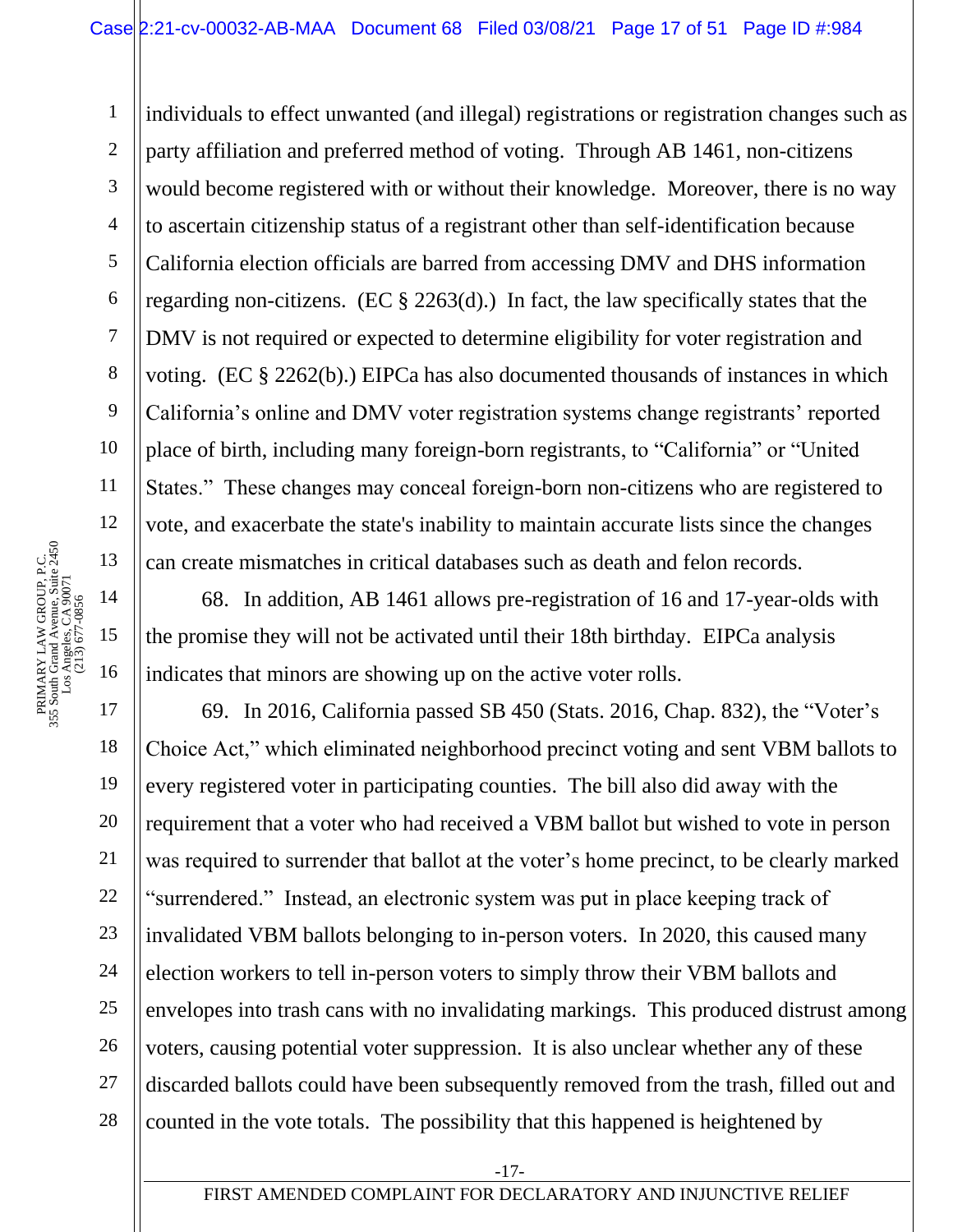individuals to effect unwanted (and illegal) registrations or registration changes such as party affiliation and preferred method of voting. Through AB 1461, non-citizens would become registered with or without their knowledge. Moreover, there is no way to ascertain citizenship status of a registrant other than self-identification because California election officials are barred from accessing DMV and DHS information regarding non-citizens. (EC § 2263(d).) In fact, the law specifically states that the DMV is not required or expected to determine eligibility for voter registration and voting. (EC § 2262(b).) EIPCa has also documented thousands of instances in which California's online and DMV voter registration systems change registrants' reported place of birth, including many foreign-born registrants, to "California" or "United States." These changes may conceal foreign-born non-citizens who are registered to vote, and exacerbate the state's inability to maintain accurate lists since the changes can create mismatches in critical databases such as death and felon records.

68. In addition, AB 1461 allows pre-registration of 16 and 17-year-olds with the promise they will not be activated until their 18th birthday. EIPCa analysis indicates that minors are showing up on the active voter rolls.

69. In 2016, California passed SB 450 (Stats. 2016, Chap. 832), the "Voter's Choice Act," which eliminated neighborhood precinct voting and sent VBM ballots to every registered voter in participating counties. The bill also did away with the requirement that a voter who had received a VBM ballot but wished to vote in person was required to surrender that ballot at the voter's home precinct, to be clearly marked "surrendered." Instead, an electronic system was put in place keeping track of invalidated VBM ballots belonging to in-person voters. In 2020, this caused many election workers to tell in-person voters to simply throw their VBM ballots and envelopes into trash cans with no invalidating markings. This produced distrust among voters, causing potential voter suppression. It is also unclear whether any of these discarded ballots could have been subsequently removed from the trash, filled out and counted in the vote totals. The possibility that this happened is heightened by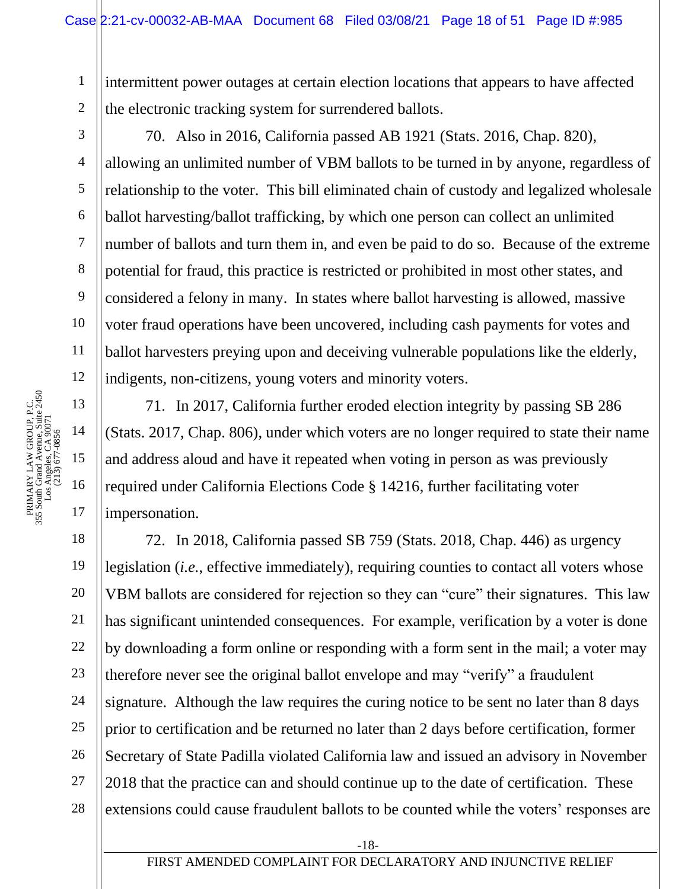intermittent power outages at certain election locations that appears to have affected the electronic tracking system for surrendered ballots.

70. Also in 2016, California passed AB 1921 (Stats. 2016, Chap. 820), allowing an unlimited number of VBM ballots to be turned in by anyone, regardless of relationship to the voter. This bill eliminated chain of custody and legalized wholesale ballot harvesting/ballot trafficking, by which one person can collect an unlimited number of ballots and turn them in, and even be paid to do so. Because of the extreme potential for fraud, this practice is restricted or prohibited in most other states, and considered a felony in many. In states where ballot harvesting is allowed, massive voter fraud operations have been uncovered, including cash payments for votes and ballot harvesters preying upon and deceiving vulnerable populations like the elderly, indigents, non-citizens, young voters and minority voters.

71. In 2017, California further eroded election integrity by passing SB 286 (Stats. 2017, Chap. 806), under which voters are no longer required to state their name and address aloud and have it repeated when voting in person as was previously required under California Elections Code § 14216, further facilitating voter impersonation.

72. In 2018, California passed SB 759 (Stats. 2018, Chap. 446) as urgency legislation (*i.e.*, effective immediately), requiring counties to contact all voters whose VBM ballots are considered for rejection so they can "cure" their signatures. This law has significant unintended consequences. For example, verification by a voter is done by downloading a form online or responding with a form sent in the mail; a voter may therefore never see the original ballot envelope and may "verify" a fraudulent signature. Although the law requires the curing notice to be sent no later than 8 days prior to certification and be returned no later than 2 days before certification, former Secretary of State Padilla violated California law and issued an advisory in November 2018 that the practice can and should continue up to the date of certification. These extensions could cause fraudulent ballots to be counted while the voters' responses are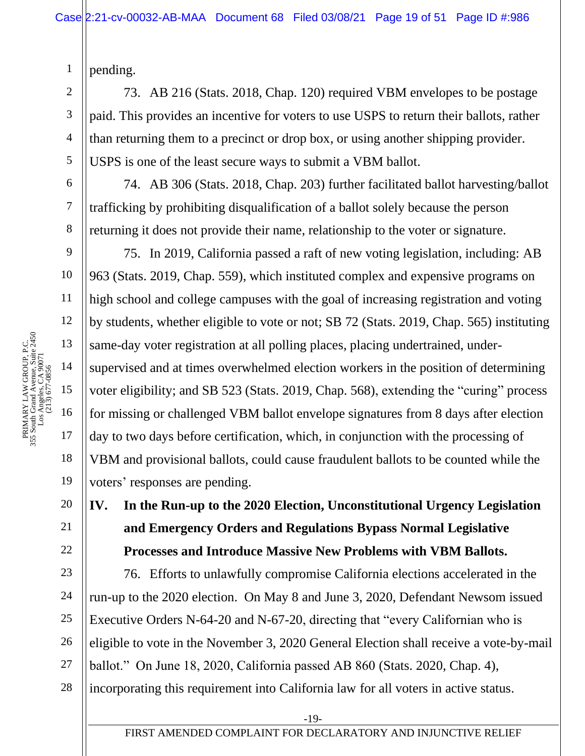pending.

73. AB 216 (Stats. 2018, Chap. 120) required VBM envelopes to be postage paid. This provides an incentive for voters to use USPS to return their ballots, rather than returning them to a precinct or drop box, or using another shipping provider. USPS is one of the least secure ways to submit a VBM ballot.

74. AB 306 (Stats. 2018, Chap. 203) further facilitated ballot harvesting/ballot trafficking by prohibiting disqualification of a ballot solely because the person returning it does not provide their name, relationship to the voter or signature.

75. In 2019, California passed a raft of new voting legislation, including: AB 963 (Stats. 2019, Chap. 559), which instituted complex and expensive programs on high school and college campuses with the goal of increasing registration and voting by students, whether eligible to vote or not; SB 72 (Stats. 2019, Chap. 565) instituting same-day voter registration at all polling places, placing undertrained, under-supervised and at times overwhelmed election workers in the position of determining voter eligibility; and SB 523 (Stats. 2019, Chap. 568), extending the "curing" process for missing or challenged VBM ballot envelope signatures from 8 days after election day to two days before certification, which, in conjunction with the processing of VBM and provisional ballots, could cause fraudulent ballots to be counted while the voters' responses are pending.

## IV. In the Run-up to the 2020 Election, Unconstitutional Urgency Legislation and Emergency Orders and Regulations Bypass Normal Legislative Processes and Introduce Massive New Problems with VBM Ballots.

76. Efforts to unlawfully compromise California elections accelerated in the run-up to the 2020 election. On May 8 and June 3, 2020, Defendant Newsom issued Executive Orders N-64-20 and N-67-20, directing that "every Californian who is eligible to vote in the November 3, 2020 General Election shall receive a vote-by-mail ballot." On June 18, 2020, California passed AB 860 (Stats. 2020, Chap. 4), incorporating this requirement into California law for all voters in active status.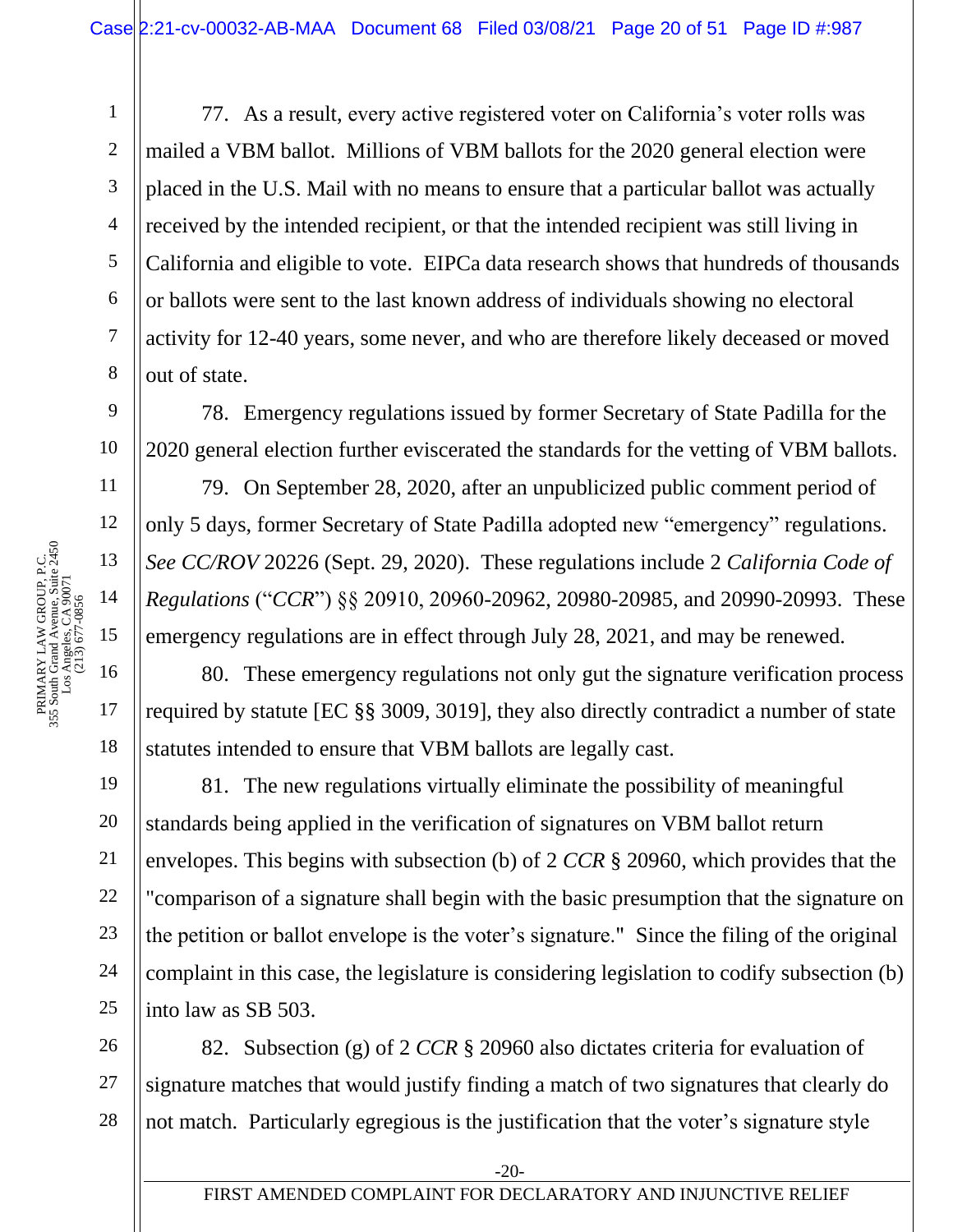77. As a result, every active registered voter on California's voter rolls was mailed a VBM ballot. Millions of VBM ballots for the 2020 general election were placed in the U.S. Mail with no means to ensure that a particular ballot was actually received by the intended recipient, or that the intended recipient was still living in California and eligible to vote. EIPCa data research shows that hundreds of thousands or ballots were sent to the last known address of individuals showing no electoral activity for 12-40 years, some never, and who are therefore likely deceased or moved out of state.

78. Emergency regulations issued by former Secretary of State Padilla for the 2020 general election further eviscerated the standards for the vetting of VBM ballots.

79. On September 28, 2020, after an unpublicized public comment period of only 5 days, former Secretary of State Padilla adopted new "emergency" regulations. *See CC/ROV* 20226 (Sept. 29, 2020). These regulations include 2 *California Code of Regulations* ("*CCR*") §§ 20910, 20960-20962, 20980-20985, and 20990-20993. These emergency regulations are in effect through July 28, 2021, and may be renewed.

80. These emergency regulations not only gut the signature verification process required by statute [EC §§ 3009, 3019], they also directly contradict a number of state statutes intended to ensure that VBM ballots are legally cast.

81. The new regulations virtually eliminate the possibility of meaningful standards being applied in the verification of signatures on VBM ballot return envelopes. This begins with subsection (b) of 2 *CCR* § 20960, which provides that the "comparison of a signature shall begin with the basic presumption that the signature on the petition or ballot envelope is the voter's signature." Since the filing of the original complaint in this case, the legislature is considering legislation to codify subsection (b) into law as SB 503.

82. Subsection (g) of 2 *CCR* § 20960 also dictates criteria for evaluation of signature matches that would justify finding a match of two signatures that clearly do not match. Particularly egregious is the justification that the voter's signature style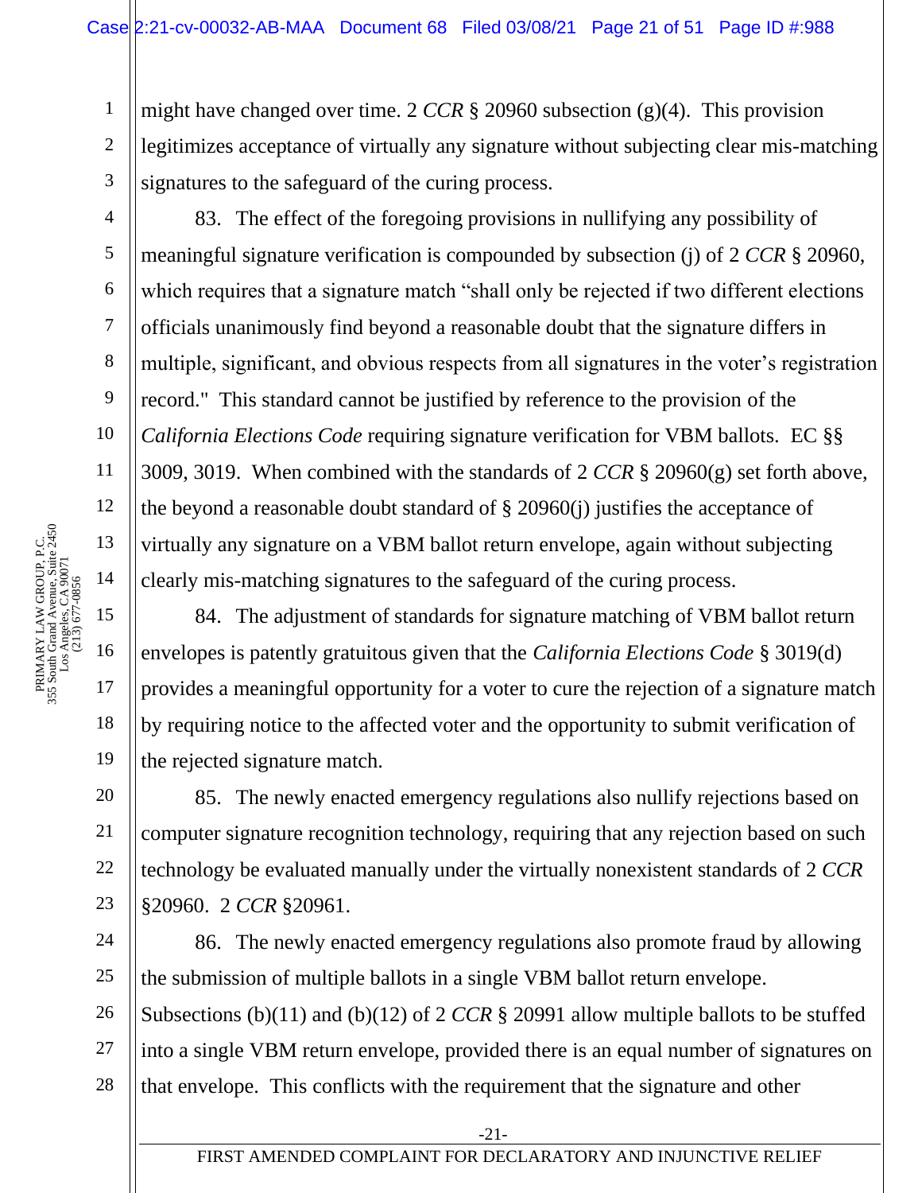might have changed over time. 2 *CCR* § 20960 subsection (g)(4). This provision legitimizes acceptance of virtually any signature without subjecting clear mis-matching signatures to the safeguard of the curing process.

83. The effect of the foregoing provisions in nullifying any possibility of meaningful signature verification is compounded by subsection (j) of 2 *CCR* § 20960, which requires that a signature match "shall only be rejected if two different elections officials unanimously find beyond a reasonable doubt that the signature differs in multiple, significant, and obvious respects from all signatures in the voter's registration record." This standard cannot be justified by reference to the provision of the *California Elections Code* requiring signature verification for VBM ballots. EC §§ 3009, 3019. When combined with the standards of 2 *CCR* § 20960(g) set forth above, the beyond a reasonable doubt standard of § 20960(j) justifies the acceptance of virtually any signature on a VBM ballot return envelope, again without subjecting clearly mis-matching signatures to the safeguard of the curing process.

84. The adjustment of standards for signature matching of VBM ballot return envelopes is patently gratuitous given that the *California Elections Code* § 3019(d) provides a meaningful opportunity for a voter to cure the rejection of a signature match by requiring notice to the affected voter and the opportunity to submit verification of the rejected signature match.

85. The newly enacted emergency regulations also nullify rejections based on computer signature recognition technology, requiring that any rejection based on such technology be evaluated manually under the virtually nonexistent standards of 2 *CCR* §20960. 2 *CCR* §20961.

86. The newly enacted emergency regulations also promote fraud by allowing the submission of multiple ballots in a single VBM ballot return envelope. Subsections (b)(11) and (b)(12) of 2 *CCR* § 20991 allow multiple ballots to be stuffed into a single VBM return envelope, provided there is an equal number of signatures on that envelope. This conflicts with the requirement that the signature and other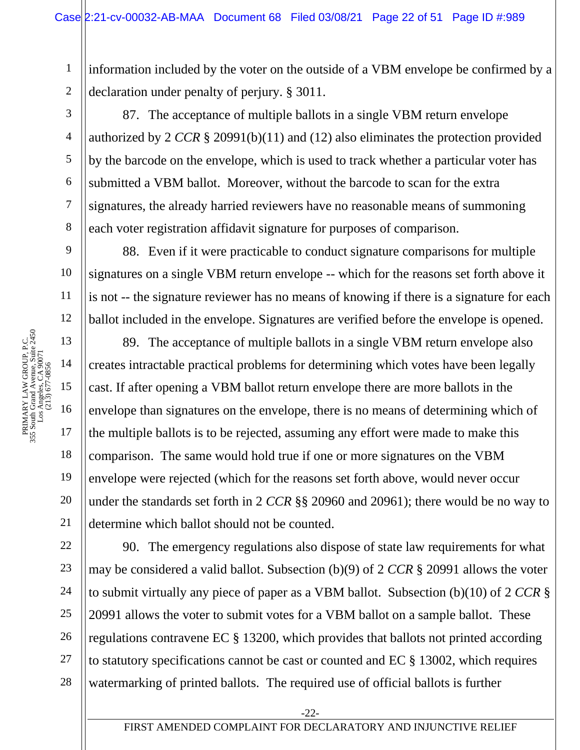information included by the voter on the outside of a VBM envelope be confirmed by a declaration under penalty of perjury. § 3011.

87. The acceptance of multiple ballots in a single VBM return envelope authorized by 2 *CCR* § 20991(b)(11) and (12) also eliminates the protection provided by the barcode on the envelope, which is used to track whether a particular voter has submitted a VBM ballot. Moreover, without the barcode to scan for the extra signatures, the already harried reviewers have no reasonable means of summoning each voter registration affidavit signature for purposes of comparison.

88. Even if it were practicable to conduct signature comparisons for multiple signatures on a single VBM return envelope -- which for the reasons set forth above it is not -- the signature reviewer has no means of knowing if there is a signature for each ballot included in the envelope. Signatures are verified before the envelope is opened.

89. The acceptance of multiple ballots in a single VBM return envelope also creates intractable practical problems for determining which votes have been legally cast. If after opening a VBM ballot return envelope there are more ballots in the envelope than signatures on the envelope, there is no means of determining which of the multiple ballots is to be rejected, assuming any effort were made to make this comparison. The same would hold true if one or more signatures on the VBM envelope were rejected (which for the reasons set forth above, would never occur under the standards set forth in 2 *CCR* §§ 20960 and 20961); there would be no way to determine which ballot should not be counted.

90. The emergency regulations also dispose of state law requirements for what may be considered a valid ballot. Subsection (b)(9) of 2 *CCR* § 20991 allows the voter to submit virtually any piece of paper as a VBM ballot. Subsection (b)(10) of 2 *CCR* § 20991 allows the voter to submit votes for a VBM ballot on a sample ballot. These regulations contravene EC § 13200, which provides that ballots not printed according to statutory specifications cannot be cast or counted and EC § 13002, which requires watermarking of printed ballots. The required use of official ballots is further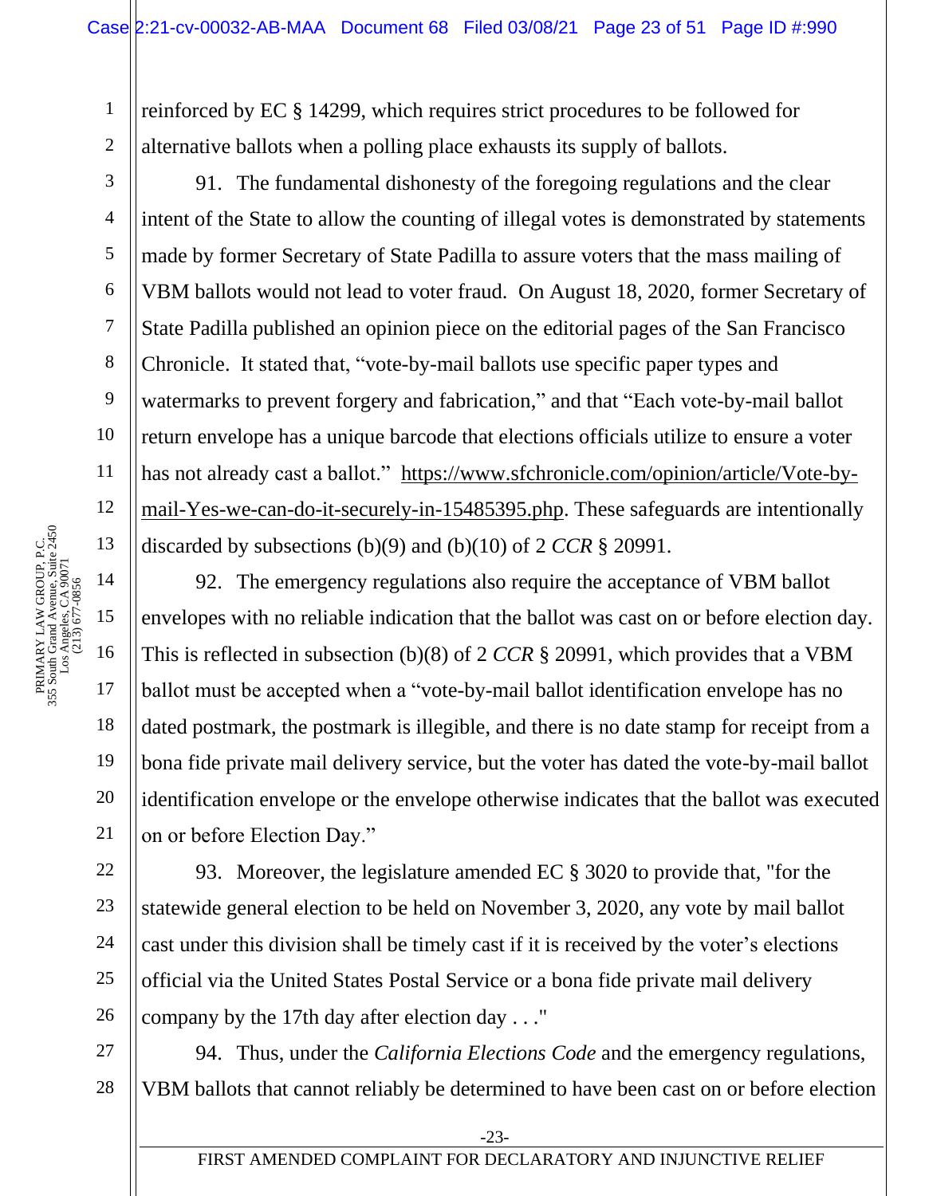reinforced by EC § 14299, which requires strict procedures to be followed for alternative ballots when a polling place exhausts its supply of ballots.

91. The fundamental dishonesty of the foregoing regulations and the clear intent of the State to allow the counting of illegal votes is demonstrated by statements made by former Secretary of State Padilla to assure voters that the mass mailing of VBM ballots would not lead to voter fraud. On August 18, 2020, former Secretary of State Padilla published an opinion piece on the editorial pages of the San Francisco Chronicle. It stated that, "vote-by-mail ballots use specific paper types and watermarks to prevent forgery and fabrication," and that "Each vote-by-mail ballot return envelope has a unique barcode that elections officials utilize to ensure a voter has not already cast a ballot." https://www.sfchronicle.com/opinion/article/Vote-by-mail-Yes-we-can-do-it-securely-in-15485395.php. These safeguards are intentionally discarded by subsections (b)(9) and (b)(10) of 2 *CCR* § 20991.

92. The emergency regulations also require the acceptance of VBM ballot envelopes with no reliable indication that the ballot was cast on or before election day. This is reflected in subsection (b)(8) of 2 *CCR* § 20991, which provides that a VBM ballot must be accepted when a "vote-by-mail ballot identification envelope has no dated postmark, the postmark is illegible, and there is no date stamp for receipt from a bona fide private mail delivery service, but the voter has dated the vote-by-mail ballot identification envelope or the envelope otherwise indicates that the ballot was executed on or before Election Day."

93. Moreover, the legislature amended EC § 3020 to provide that, "for the statewide general election to be held on November 3, 2020, any vote by mail ballot cast under this division shall be timely cast if it is received by the voter's elections official via the United States Postal Service or a bona fide private mail delivery company by the 17th day after election day . . ."

94. Thus, under the *California Elections Code* and the emergency regulations, VBM ballots that cannot reliably be determined to have been cast on or before election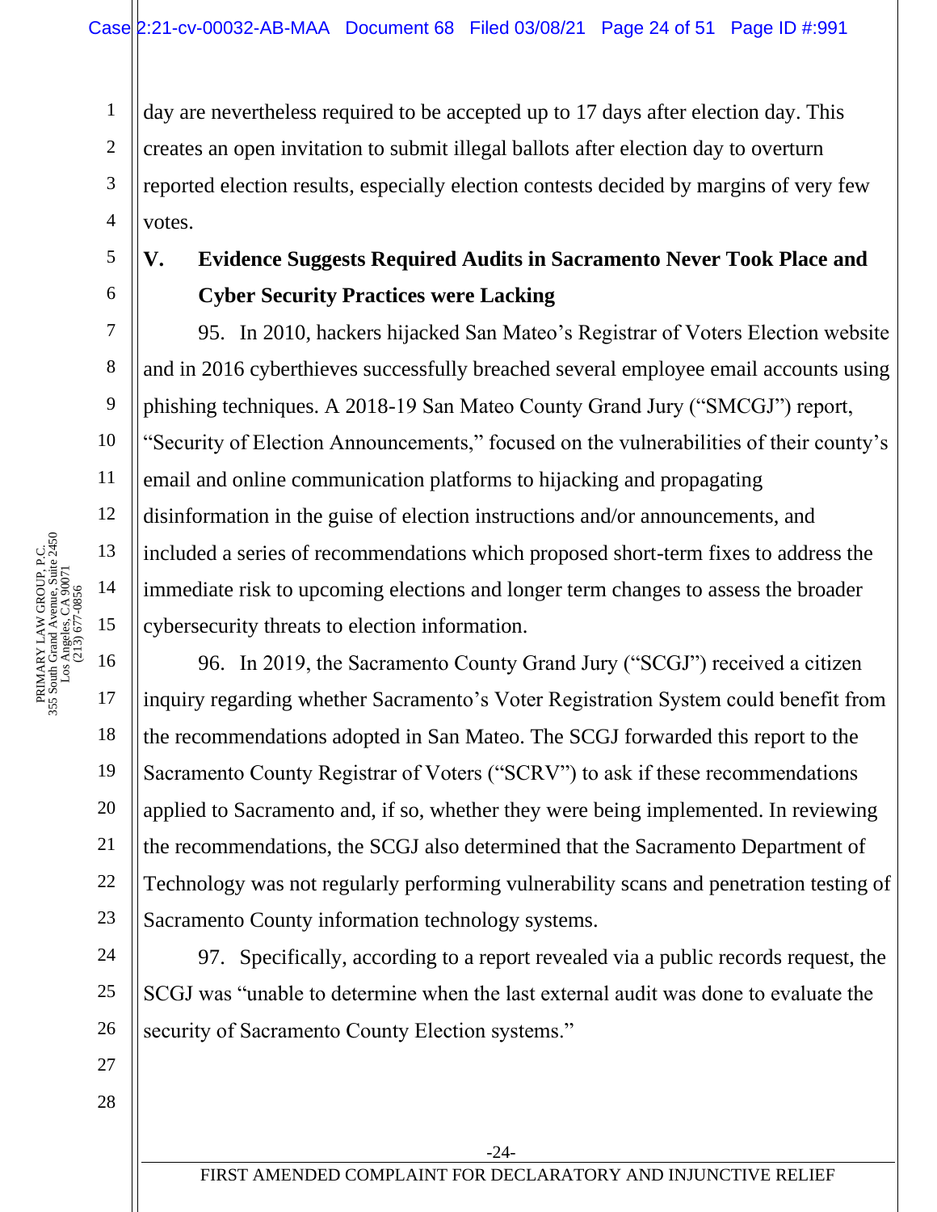day are nevertheless required to be accepted up to 17 days after election day. This creates an open invitation to submit illegal ballots after election day to overturn reported election results, especially election contests decided by margins of very few votes.

## V. Evidence Suggests Required Audits in Sacramento Never Took Place and Cyber Security Practices were Lacking

95. In 2010, hackers hijacked San Mateo's Registrar of Voters Election website and in 2016 cyberthieves successfully breached several employee email accounts using phishing techniques. A 2018-19 San Mateo County Grand Jury ("SMCGJ") report, "Security of Election Announcements," focused on the vulnerabilities of their county's email and online communication platforms to hijacking and propagating disinformation in the guise of election instructions and/or announcements, and included a series of recommendations which proposed short-term fixes to address the immediate risk to upcoming elections and longer term changes to assess the broader cybersecurity threats to election information.

96. In 2019, the Sacramento County Grand Jury ("SCGJ") received a citizen inquiry regarding whether Sacramento's Voter Registration System could benefit from the recommendations adopted in San Mateo. The SCGJ forwarded this report to the Sacramento County Registrar of Voters ("SCRV") to ask if these recommendations applied to Sacramento and, if so, whether they were being implemented. In reviewing the recommendations, the SCGJ also determined that the Sacramento Department of Technology was not regularly performing vulnerability scans and penetration testing of Sacramento County information technology systems.

97. Specifically, according to a report revealed via a public records request, the SCGJ was "unable to determine when the last external audit was done to evaluate the security of Sacramento County Election systems."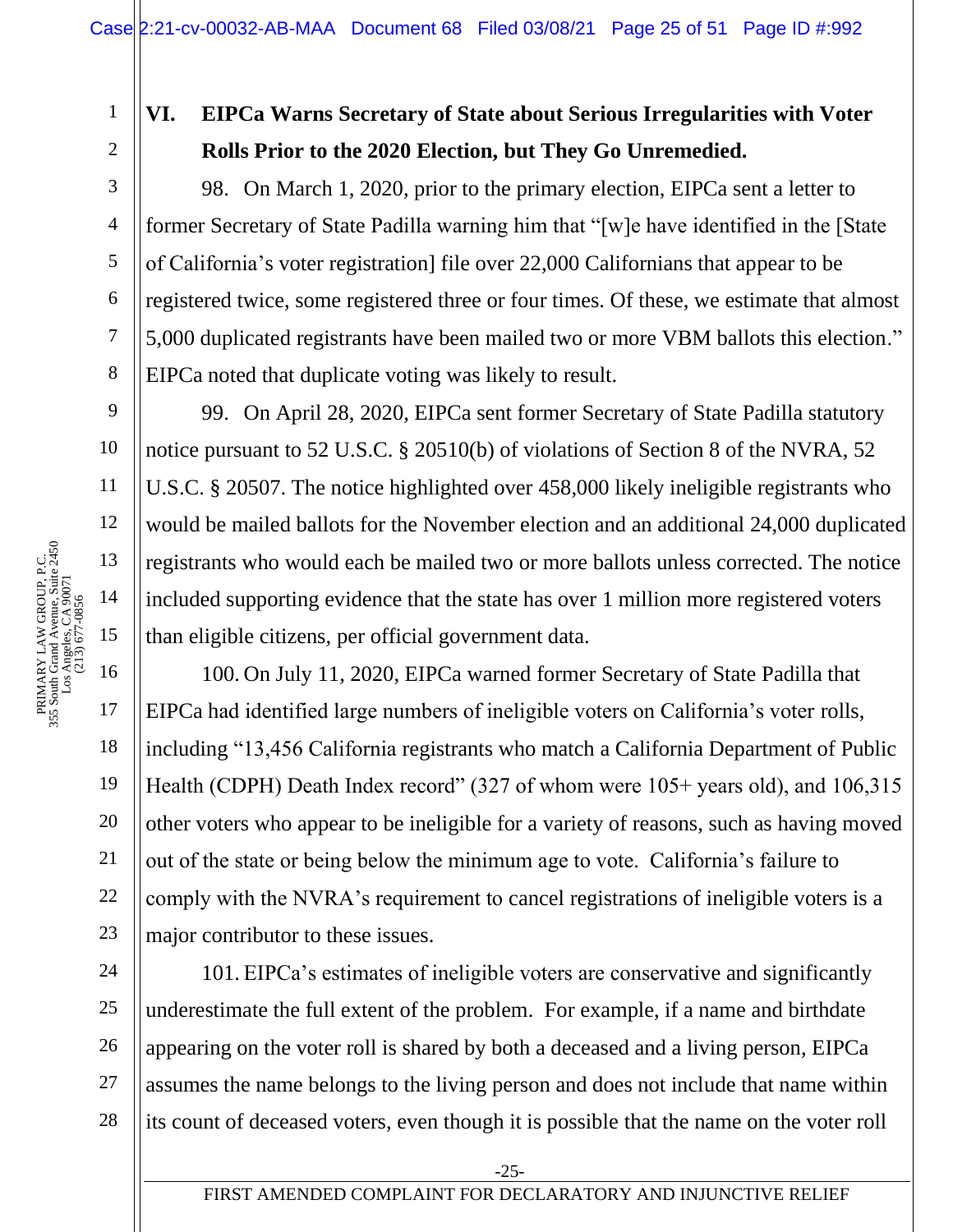## VI. EIPCa Warns Secretary of State about Serious Irregularities with Voter Rolls Prior to the 2020 Election, but They Go Unremedied.

98. On March 1, 2020, prior to the primary election, EIPCa sent a letter to former Secretary of State Padilla warning him that "[w]e have identified in the [State of California's voter registration] file over 22,000 Californians that appear to be registered twice, some registered three or four times. Of these, we estimate that almost 5,000 duplicated registrants have been mailed two or more VBM ballots this election." EIPCa noted that duplicate voting was likely to result.

99. On April 28, 2020, EIPCa sent former Secretary of State Padilla statutory notice pursuant to 52 U.S.C. § 20510(b) of violations of Section 8 of the NVRA, 52 U.S.C. § 20507. The notice highlighted over 458,000 likely ineligible registrants who would be mailed ballots for the November election and an additional 24,000 duplicated registrants who would each be mailed two or more ballots unless corrected. The notice included supporting evidence that the state has over 1 million more registered voters than eligible citizens, per official government data.

100. On July 11, 2020, EIPCa warned former Secretary of State Padilla that EIPCa had identified large numbers of ineligible voters on California's voter rolls, including "13,456 California registrants who match a California Department of Public Health (CDPH) Death Index record" (327 of whom were 105+ years old), and 106,315 other voters who appear to be ineligible for a variety of reasons, such as having moved out of the state or being below the minimum age to vote. California's failure to comply with the NVRA's requirement to cancel registrations of ineligible voters is a major contributor to these issues.

101. EIPCa's estimates of ineligible voters are conservative and significantly underestimate the full extent of the problem. For example, if a name and birthdate appearing on the voter roll is shared by both a deceased and a living person, EIPCa assumes the name belongs to the living person and does not include that name within its count of deceased voters, even though it is possible that the name on the voter roll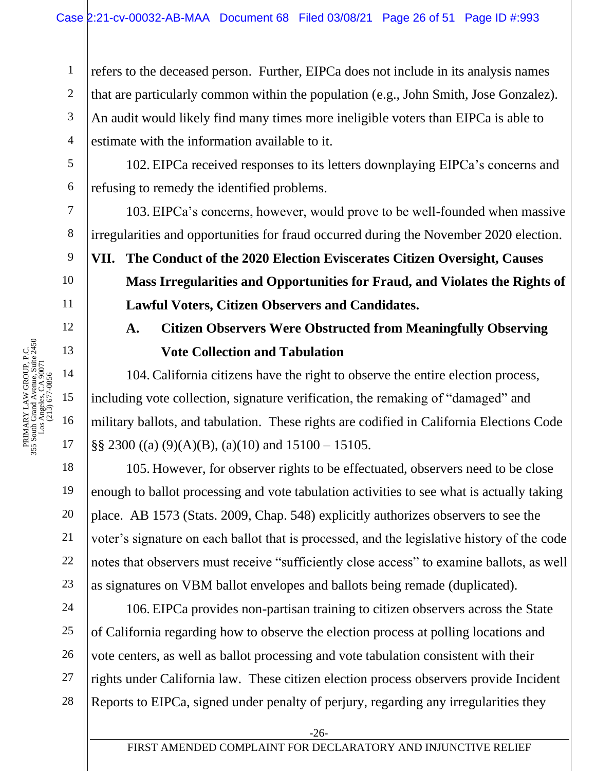refers to the deceased person. Further, EIPCa does not include in its analysis names that are particularly common within the population (e.g., John Smith, Jose Gonzalez). An audit would likely find many times more ineligible voters than EIPCa is able to estimate with the information available to it.

102. EIPCa received responses to its letters downplaying EIPCa's concerns and refusing to remedy the identified problems.

103. EIPCa's concerns, however, would prove to be well-founded when massive irregularities and opportunities for fraud occurred during the November 2020 election.

## VII. The Conduct of the 2020 Election Eviscerates Citizen Oversight, Causes Mass Irregularities and Opportunities for Fraud, and Violates the Rights of Lawful Voters, Citizen Observers and Candidates.

### A. Citizen Observers Were Obstructed from Meaningfully Observing Vote Collection and Tabulation

104. California citizens have the right to observe the entire election process, including vote collection, signature verification, the remaking of "damaged" and military ballots, and tabulation. These rights are codified in California Elections Code §§ 2300 ((a) (9)(A)(B), (a)(10) and 15100 – 15105.

105. However, for observer rights to be effectuated, observers need to be close enough to ballot processing and vote tabulation activities to see what is actually taking place. AB 1573 (Stats. 2009, Chap. 548) explicitly authorizes observers to see the voter's signature on each ballot that is processed, and the legislative history of the code notes that observers must receive "sufficiently close access" to examine ballots, as well as signatures on VBM ballot envelopes and ballots being remade (duplicated).

106. EIPCa provides non-partisan training to citizen observers across the State of California regarding how to observe the election process at polling locations and vote centers, as well as ballot processing and vote tabulation consistent with their rights under California law. These citizen election process observers provide Incident Reports to EIPCa, signed under penalty of perjury, regarding any irregularities they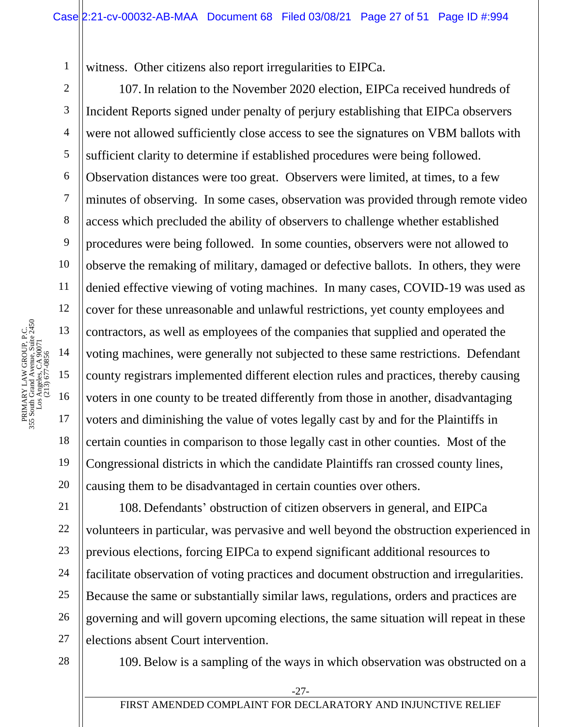witness. Other citizens also report irregularities to EIPCa.

107. In relation to the November 2020 election, EIPCa received hundreds of Incident Reports signed under penalty of perjury establishing that EIPCa observers were not allowed sufficiently close access to see the signatures on VBM ballots with sufficient clarity to determine if established procedures were being followed. Observation distances were too great. Observers were limited, at times, to a few minutes of observing. In some cases, observation was provided through remote video access which precluded the ability of observers to challenge whether established procedures were being followed. In some counties, observers were not allowed to observe the remaking of military, damaged or defective ballots. In others, they were denied effective viewing of voting machines. In many cases, COVID-19 was used as cover for these unreasonable and unlawful restrictions, yet county employees and contractors, as well as employees of the companies that supplied and operated the voting machines, were generally not subjected to these same restrictions. Defendant county registrars implemented different election rules and practices, thereby causing voters in one county to be treated differently from those in another, disadvantaging voters and diminishing the value of votes legally cast by and for the Plaintiffs in certain counties in comparison to those legally cast in other counties. Most of the Congressional districts in which the candidate Plaintiffs ran crossed county lines, causing them to be disadvantaged in certain counties over others.

108. Defendants' obstruction of citizen observers in general, and EIPCa volunteers in particular, was pervasive and well beyond the obstruction experienced in previous elections, forcing EIPCa to expend significant additional resources to facilitate observation of voting practices and document obstruction and irregularities. Because the same or substantially similar laws, regulations, orders and practices are governing and will govern upcoming elections, the same situation will repeat in these elections absent Court intervention.

109. Below is a sampling of the ways in which observation was obstructed on a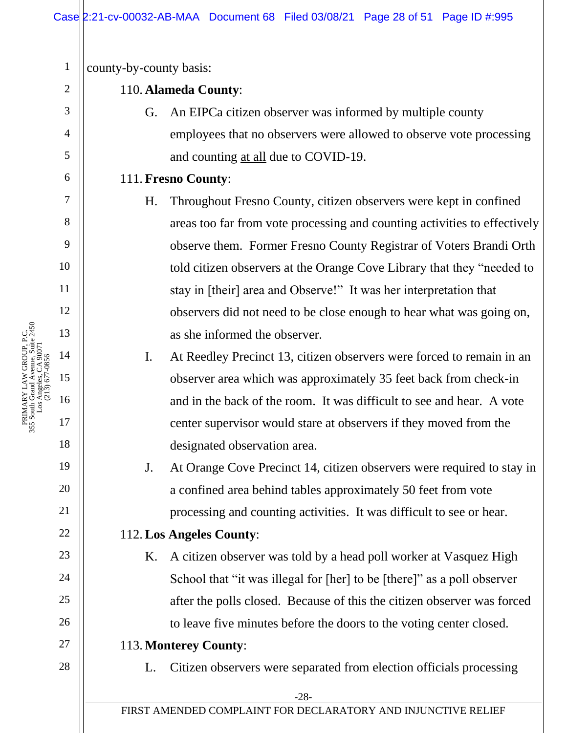county-by-county basis:

110. **Alameda County**:

G. An EIPCa citizen observer was informed by multiple county employees that no observers were allowed to observe vote processing and counting at all due to COVID-19.

111. **Fresno County**:

H. Throughout Fresno County, citizen observers were kept in confined areas too far from vote processing and counting activities to effectively observe them. Former Fresno County Registrar of Voters Brandi Orth told citizen observers at the Orange Cove Library that they "needed to stay in [their] area and Observe!" It was her interpretation that observers did not need to be close enough to hear what was going on, as she informed the observer.

I. At Reedley Precinct 13, citizen observers were forced to remain in an observer area which was approximately 35 feet back from check-in and in the back of the room. It was difficult to see and hear. A vote center supervisor would stare at observers if they moved from the designated observation area.

J. At Orange Cove Precinct 14, citizen observers were required to stay in a confined area behind tables approximately 50 feet from vote processing and counting activities. It was difficult to see or hear.

112. **Los Angeles County**:

K. A citizen observer was told by a head poll worker at Vasquez High School that "it was illegal for [her] to be [there]" as a poll observer after the polls closed. Because of this the citizen observer was forced to leave five minutes before the doors to the voting center closed.

113. **Monterey County**:

L. Citizen observers were separated from election officials processing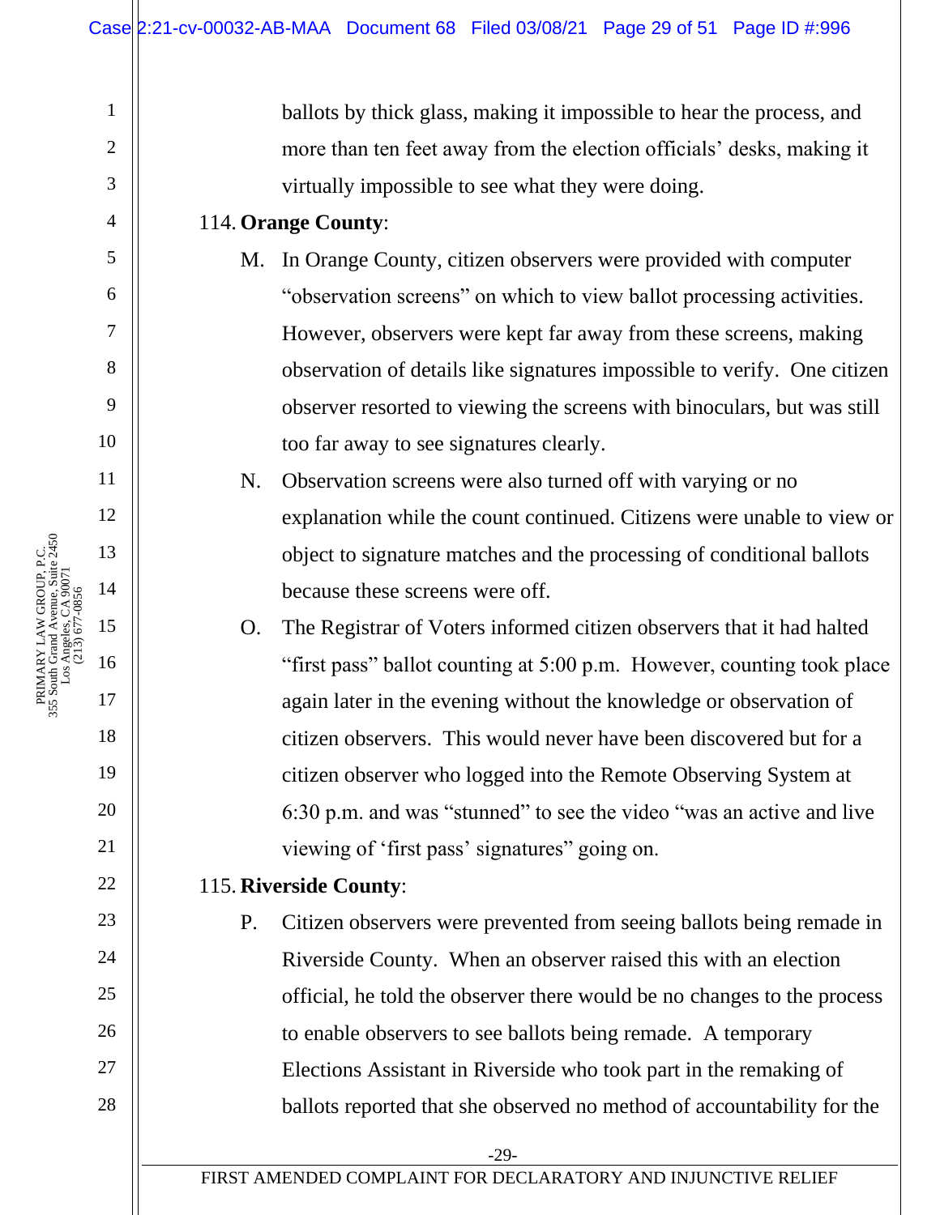ballots by thick glass, making it impossible to hear the process, and more than ten feet away from the election officials' desks, making it virtually impossible to see what they were doing.

114. **Orange County**:

M. In Orange County, citizen observers were provided with computer "observation screens" on which to view ballot processing activities. However, observers were kept far away from these screens, making observation of details like signatures impossible to verify. One citizen observer resorted to viewing the screens with binoculars, but was still too far away to see signatures clearly.

N. Observation screens were also turned off with varying or no explanation while the count continued. Citizens were unable to view or object to signature matches and the processing of conditional ballots because these screens were off.

O. The Registrar of Voters informed citizen observers that it had halted "first pass" ballot counting at 5:00 p.m. However, counting took place again later in the evening without the knowledge or observation of citizen observers. This would never have been discovered but for a citizen observer who logged into the Remote Observing System at 6:30 p.m. and was "stunned" to see the video "was an active and live viewing of 'first pass' signatures" going on.

115. **Riverside County**:

P. Citizen observers were prevented from seeing ballots being remade in Riverside County. When an observer raised this with an election official, he told the observer there would be no changes to the process to enable observers to see ballots being remade. A temporary Elections Assistant in Riverside who took part in the remaking of ballots reported that she observed no method of accountability for the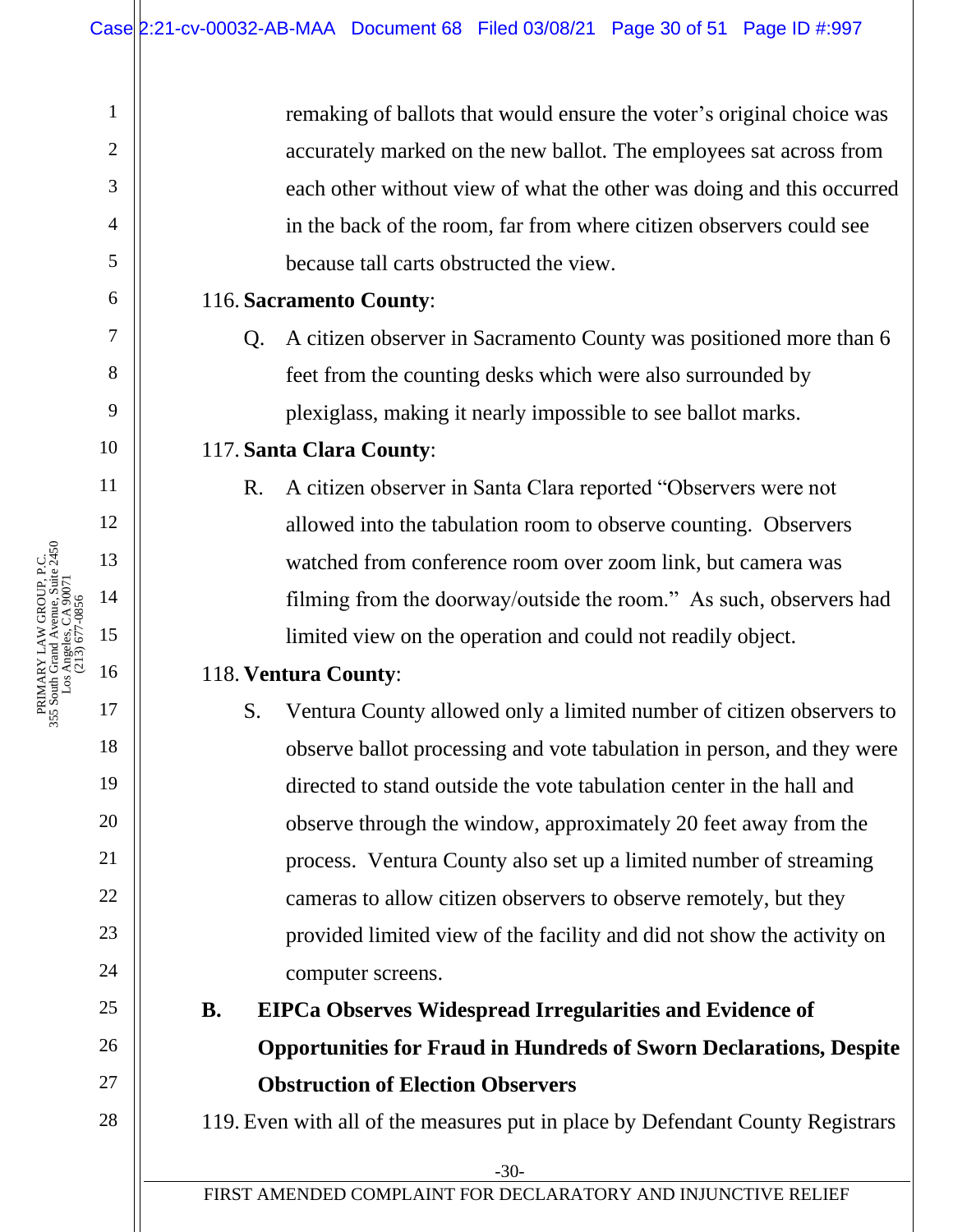remaking of ballots that would ensure the voter's original choice was accurately marked on the new ballot. The employees sat across from each other without view of what the other was doing and this occurred in the back of the room, far from where citizen observers could see because tall carts obstructed the view.

116. **Sacramento County**:

Q. A citizen observer in Sacramento County was positioned more than 6 feet from the counting desks which were also surrounded by plexiglass, making it nearly impossible to see ballot marks.

117. **Santa Clara County**:

R. A citizen observer in Santa Clara reported "Observers were not allowed into the tabulation room to observe counting. Observers watched from conference room over zoom link, but camera was filming from the doorway/outside the room." As such, observers had limited view on the operation and could not readily object.

118. **Ventura County**:

S. Ventura County allowed only a limited number of citizen observers to observe ballot processing and vote tabulation in person, and they were directed to stand outside the vote tabulation center in the hall and observe through the window, approximately 20 feet away from the process. Ventura County also set up a limited number of streaming cameras to allow citizen observers to observe remotely, but they provided limited view of the facility and did not show the activity on computer screens.

### B. EIPCa Observes Widespread Irregularities and Evidence of Opportunities for Fraud in Hundreds of Sworn Declarations, Despite Obstruction of Election Observers

119. Even with all of the measures put in place by Defendant County Registrars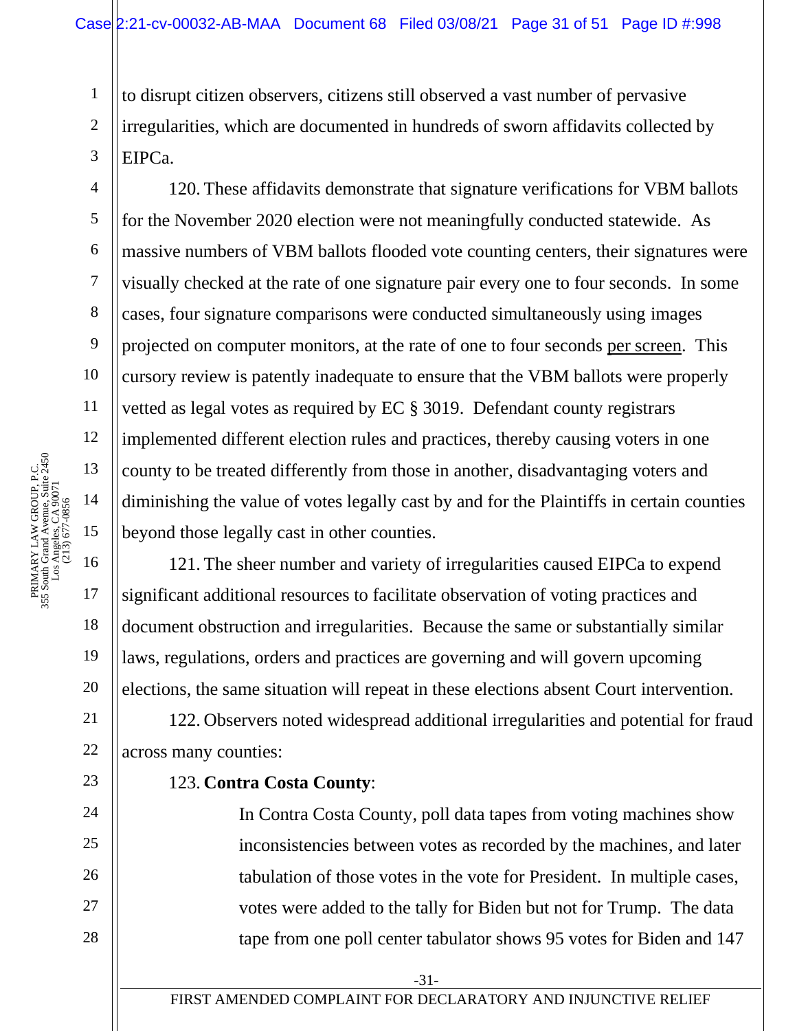to disrupt citizen observers, citizens still observed a vast number of pervasive irregularities, which are documented in hundreds of sworn affidavits collected by EIPCa.

120. These affidavits demonstrate that signature verifications for VBM ballots for the November 2020 election were not meaningfully conducted statewide. As massive numbers of VBM ballots flooded vote counting centers, their signatures were visually checked at the rate of one signature pair every one to four seconds. In some cases, four signature comparisons were conducted simultaneously using images projected on computer monitors, at the rate of one to four seconds <u>per screen</u>. This cursory review is patently inadequate to ensure that the VBM ballots were properly vetted as legal votes as required by EC § 3019. Defendant county registrars implemented different election rules and practices, thereby causing voters in one county to be treated differently from those in another, disadvantaging voters and diminishing the value of votes legally cast by and for the Plaintiffs in certain counties beyond those legally cast in other counties.

121. The sheer number and variety of irregularities caused EIPCa to expend significant additional resources to facilitate observation of voting practices and document obstruction and irregularities. Because the same or substantially similar laws, regulations, orders and practices are governing and will govern upcoming elections, the same situation will repeat in these elections absent Court intervention.

122. Observers noted widespread additional irregularities and potential for fraud across many counties:

123. **Contra Costa County**:

> In Contra Costa County, poll data tapes from voting machines show inconsistencies between votes as recorded by the machines, and later tabulation of those votes in the vote for President. In multiple cases, votes were added to the tally for Biden but not for Trump. The data tape from one poll center tabulator shows 95 votes for Biden and 147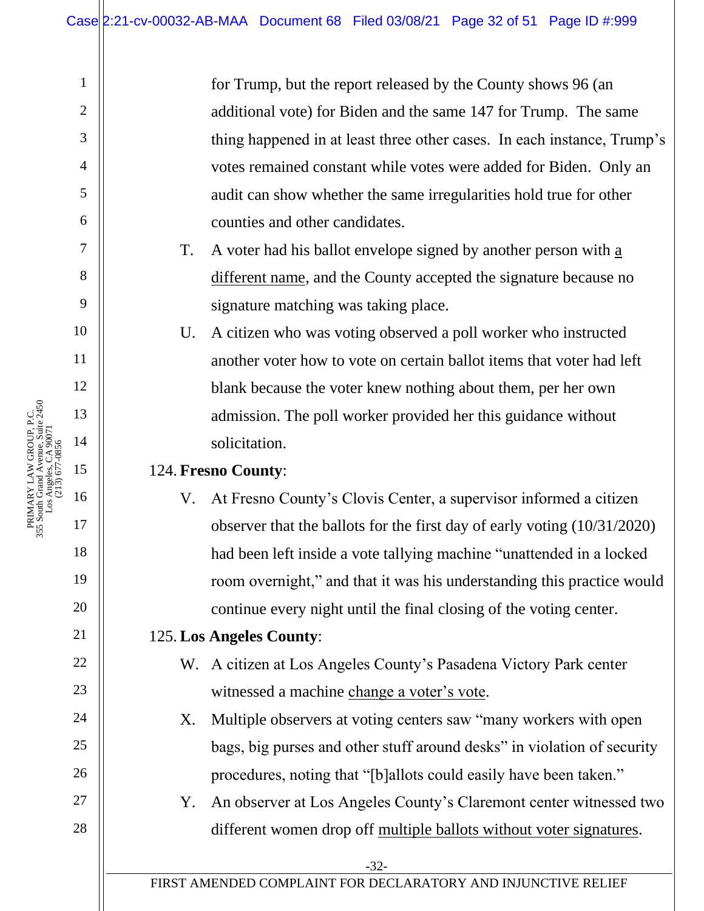for Trump, but the report released by the County shows 96 (an additional vote) for Biden and the same 147 for Trump. The same thing happened in at least three other cases. In each instance, Trump's votes remained constant while votes were added for Biden. Only an audit can show whether the same irregularities hold true for other counties and other candidates.

T. A voter had his ballot envelope signed by another person with a different name, and the County accepted the signature because no signature matching was taking place.

U. A citizen who was voting observed a poll worker who instructed another voter how to vote on certain ballot items that voter had left blank because the voter knew nothing about them, per her own admission. The poll worker provided her this guidance without solicitation.

124. **Fresno County**:

V. At Fresno County's Clovis Center, a supervisor informed a citizen observer that the ballots for the first day of early voting (10/31/2020) had been left inside a vote tallying machine "unattended in a locked room overnight," and that it was his understanding this practice would continue every night until the final closing of the voting center.

125. **Los Angeles County**:

W. A citizen at Los Angeles County's Pasadena Victory Park center witnessed a machine change a voter's vote.

X. Multiple observers at voting centers saw "many workers with open bags, big purses and other stuff around desks" in violation of security procedures, noting that "[b]allots could easily have been taken."

Y. An observer at Los Angeles County's Claremont center witnessed two different women drop off multiple ballots without voter signatures.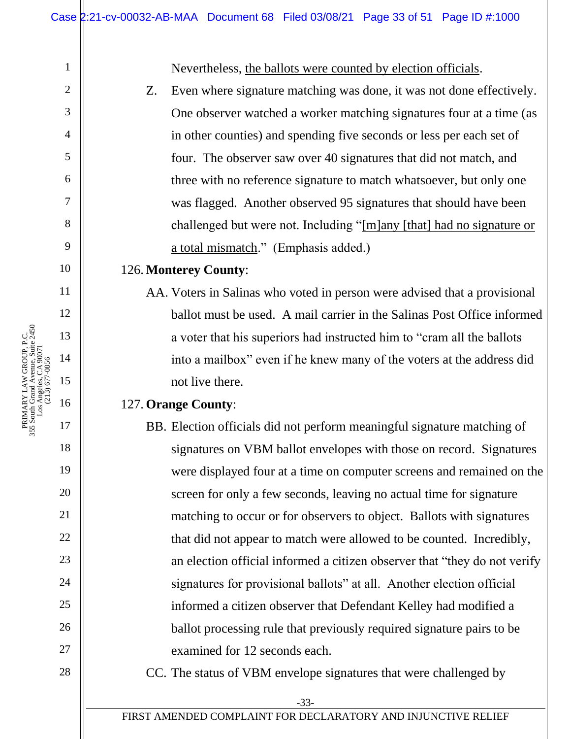Nevertheless, <u>the ballots were counted by election officials</u>.

Z. Even where signature matching was done, it was not done effectively. One observer watched a worker matching signatures four at a time (as in other counties) and spending five seconds or less per each set of four. The observer saw over 40 signatures that did not match, and three with no reference signature to match whatsoever, but only one was flagged. Another observed 95 signatures that should have been challenged but were not. Including "<u>[m]any [that] had no signature or a total mismatch</u>." (Emphasis added.)

126. **Monterey County**:

AA. Voters in Salinas who voted in person were advised that a provisional ballot must be used. A mail carrier in the Salinas Post Office informed a voter that his superiors had instructed him to "cram all the ballots into a mailbox" even if he knew many of the voters at the address did not live there.

127. **Orange County**:

BB. Election officials did not perform meaningful signature matching of signatures on VBM ballot envelopes with those on record. Signatures were displayed four at a time on computer screens and remained on the screen for only a few seconds, leaving no actual time for signature matching to occur or for observers to object. Ballots with signatures that did not appear to match were allowed to be counted. Incredibly, an election official informed a citizen observer that "they do not verify signatures for provisional ballots" at all. Another election official informed a citizen observer that Defendant Kelley had modified a ballot processing rule that previously required signature pairs to be examined for 12 seconds each.

CC. The status of VBM envelope signatures that were challenged by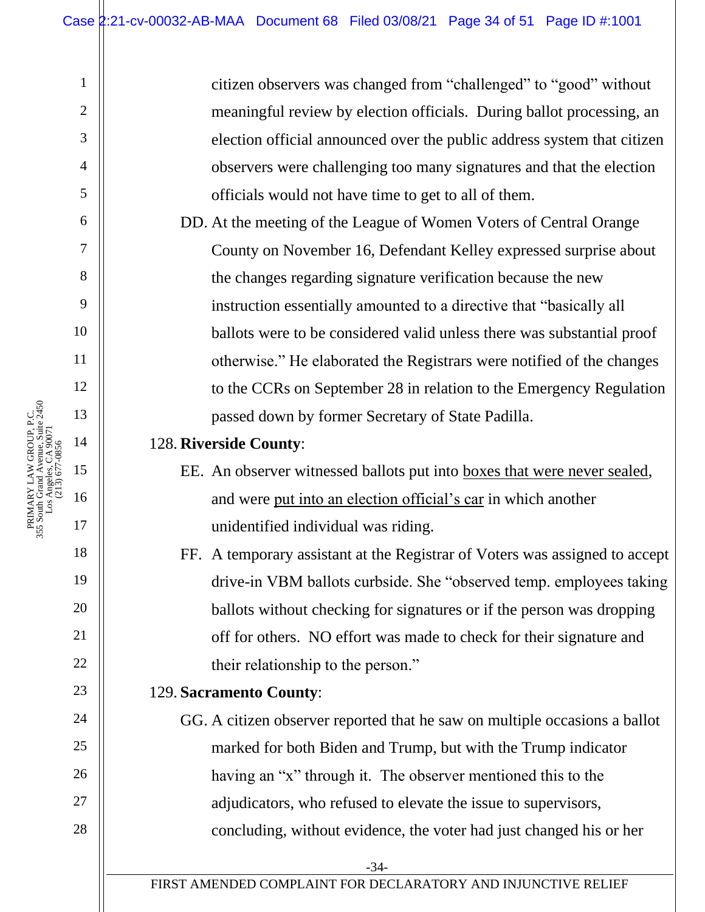citizen observers was changed from "challenged" to "good" without meaningful review by election officials. During ballot processing, an election official announced over the public address system that citizen observers were challenging too many signatures and that the election officials would not have time to get to all of them.

DD. At the meeting of the League of Women Voters of Central Orange County on November 16, Defendant Kelley expressed surprise about the changes regarding signature verification because the new instruction essentially amounted to a directive that "basically all ballots were to be considered valid unless there was substantial proof otherwise." He elaborated the Registrars were notified of the changes to the CCRs on September 28 in relation to the Emergency Regulation passed down by former Secretary of State Padilla.

128. **Riverside County**:

EE. An observer witnessed ballots put into <u>boxes that were never sealed</u>, and were <u>put into an election official's car</u> in which another unidentified individual was riding.

FF. A temporary assistant at the Registrar of Voters was assigned to accept drive-in VBM ballots curbside. She "observed temp. employees taking ballots without checking for signatures or if the person was dropping off for others. NO effort was made to check for their signature and their relationship to the person."

129. **Sacramento County**:

GG. A citizen observer reported that he saw on multiple occasions a ballot marked for both Biden and Trump, but with the Trump indicator having an "x" through it. The observer mentioned this to the adjudicators, who refused to elevate the issue to supervisors, concluding, without evidence, the voter had just changed his or her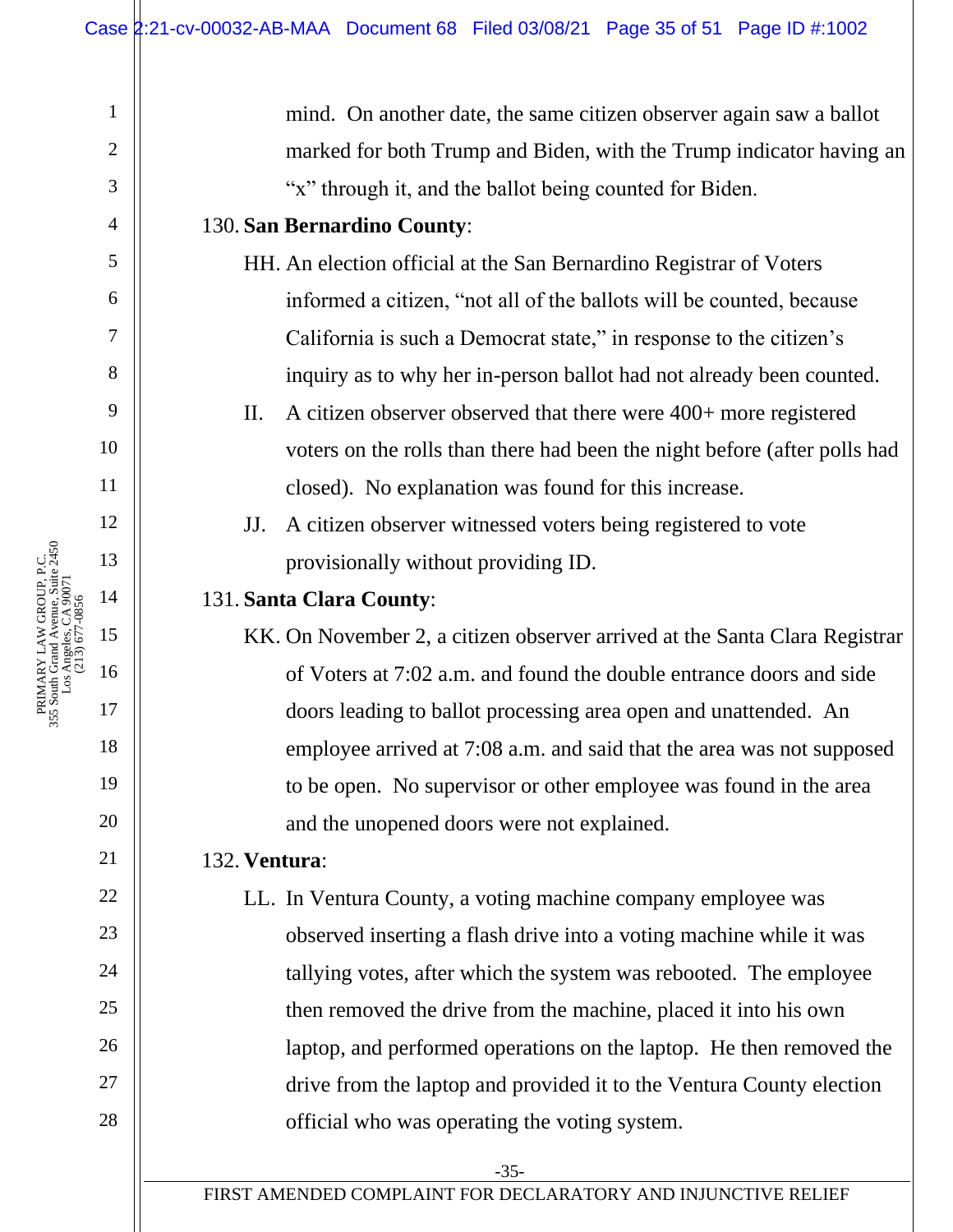mind. On another date, the same citizen observer again saw a ballot marked for both Trump and Biden, with the Trump indicator having an "x" through it, and the ballot being counted for Biden.

130. **San Bernardino County**:

HH. An election official at the San Bernardino Registrar of Voters informed a citizen, "not all of the ballots will be counted, because California is such a Democrat state," in response to the citizen's inquiry as to why her in-person ballot had not already been counted.

II. A citizen observer observed that there were 400+ more registered voters on the rolls than there had been the night before (after polls had closed). No explanation was found for this increase.

JJ. A citizen observer witnessed voters being registered to vote provisionally without providing ID.

131. **Santa Clara County**:

KK. On November 2, a citizen observer arrived at the Santa Clara Registrar of Voters at 7:02 a.m. and found the double entrance doors and side doors leading to ballot processing area open and unattended. An employee arrived at 7:08 a.m. and said that the area was not supposed to be open. No supervisor or other employee was found in the area and the unopened doors were not explained.

132. **Ventura**:

LL. In Ventura County, a voting machine company employee was observed inserting a flash drive into a voting machine while it was tallying votes, after which the system was rebooted. The employee then removed the drive from the machine, placed it into his own laptop, and performed operations on the laptop. He then removed the drive from the laptop and provided it to the Ventura County election official who was operating the voting system.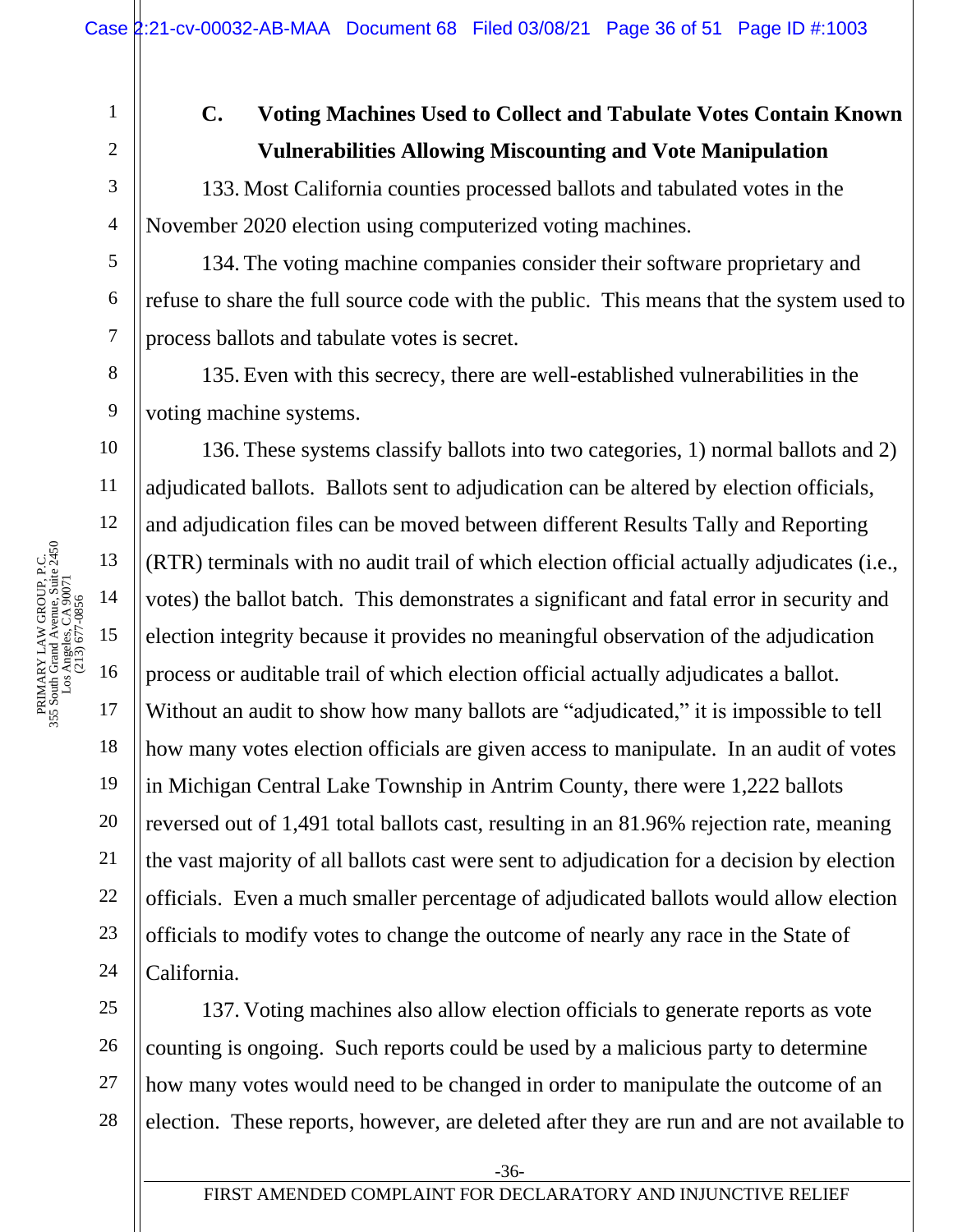### C. Voting Machines Used to Collect and Tabulate Votes Contain Known Vulnerabilities Allowing Miscounting and Vote Manipulation

133. Most California counties processed ballots and tabulated votes in the November 2020 election using computerized voting machines.

134. The voting machine companies consider their software proprietary and refuse to share the full source code with the public. This means that the system used to process ballots and tabulate votes is secret.

135. Even with this secrecy, there are well-established vulnerabilities in the voting machine systems.

136. These systems classify ballots into two categories, 1) normal ballots and 2) adjudicated ballots. Ballots sent to adjudication can be altered by election officials, and adjudication files can be moved between different Results Tally and Reporting (RTR) terminals with no audit trail of which election official actually adjudicates (i.e., votes) the ballot batch. This demonstrates a significant and fatal error in security and election integrity because it provides no meaningful observation of the adjudication process or auditable trail of which election official actually adjudicates a ballot. Without an audit to show how many ballots are "adjudicated," it is impossible to tell how many votes election officials are given access to manipulate. In an audit of votes in Michigan Central Lake Township in Antrim County, there were 1,222 ballots reversed out of 1,491 total ballots cast, resulting in an 81.96% rejection rate, meaning the vast majority of all ballots cast were sent to adjudication for a decision by election officials. Even a much smaller percentage of adjudicated ballots would allow election officials to modify votes to change the outcome of nearly any race in the State of California.

137. Voting machines also allow election officials to generate reports as vote counting is ongoing. Such reports could be used by a malicious party to determine how many votes would need to be changed in order to manipulate the outcome of an election. These reports, however, are deleted after they are run and are not available to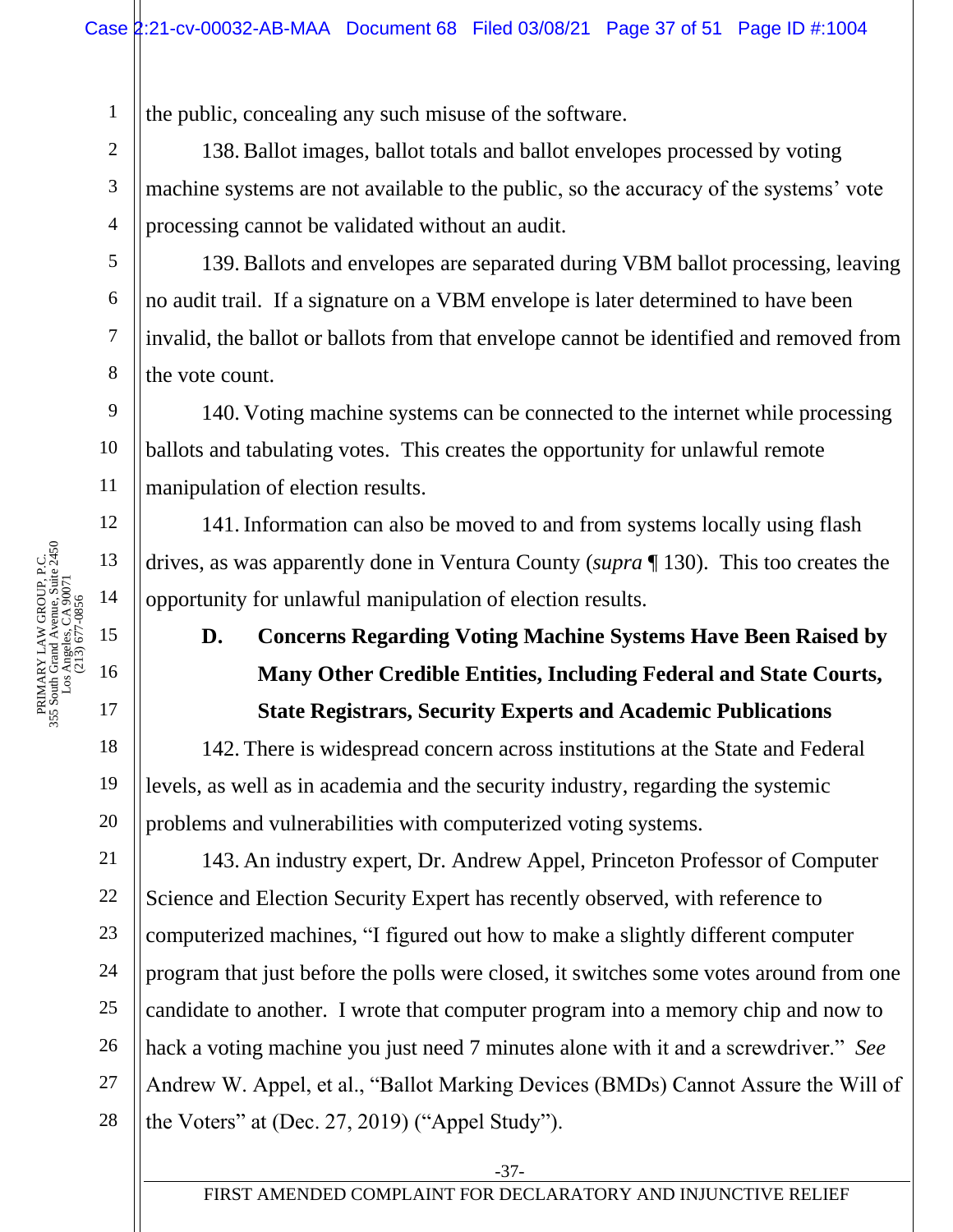the public, concealing any such misuse of the software.

138. Ballot images, ballot totals and ballot envelopes processed by voting machine systems are not available to the public, so the accuracy of the systems' vote processing cannot be validated without an audit.

139. Ballots and envelopes are separated during VBM ballot processing, leaving no audit trail. If a signature on a VBM envelope is later determined to have been invalid, the ballot or ballots from that envelope cannot be identified and removed from the vote count.

140. Voting machine systems can be connected to the internet while processing ballots and tabulating votes. This creates the opportunity for unlawful remote manipulation of election results.

141. Information can also be moved to and from systems locally using flash drives, as was apparently done in Ventura County (*supra* ¶ 130). This too creates the opportunity for unlawful manipulation of election results.

### D. Concerns Regarding Voting Machine Systems Have Been Raised by Many Other Credible Entities, Including Federal and State Courts, State Registrars, Security Experts and Academic Publications

142. There is widespread concern across institutions at the State and Federal levels, as well as in academia and the security industry, regarding the systemic problems and vulnerabilities with computerized voting systems.

143. An industry expert, Dr. Andrew Appel, Princeton Professor of Computer Science and Election Security Expert has recently observed, with reference to computerized machines, "I figured out how to make a slightly different computer program that just before the polls were closed, it switches some votes around from one candidate to another. I wrote that computer program into a memory chip and now to hack a voting machine you just need 7 minutes alone with it and a screwdriver." *See* Andrew W. Appel, et al., "Ballot Marking Devices (BMDs) Cannot Assure the Will of the Voters" at (Dec. 27, 2019) ("Appel Study").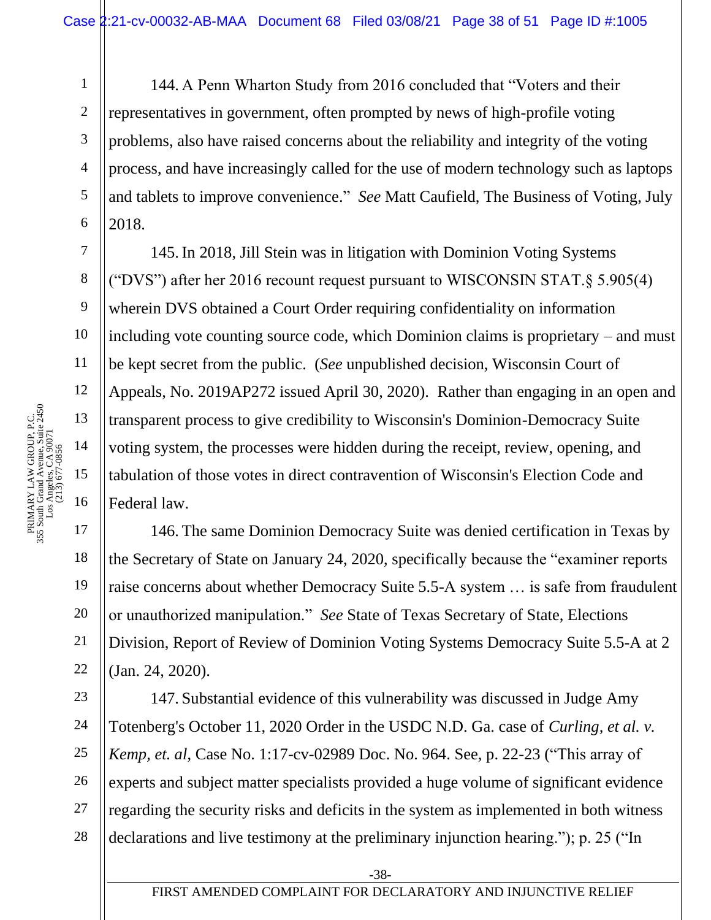144. A Penn Wharton Study from 2016 concluded that "Voters and their representatives in government, often prompted by news of high-profile voting problems, also have raised concerns about the reliability and integrity of the voting process, and have increasingly called for the use of modern technology such as laptops and tablets to improve convenience." *See* Matt Caufield, The Business of Voting, July 2018.

145. In 2018, Jill Stein was in litigation with Dominion Voting Systems ("DVS") after her 2016 recount request pursuant to WISCONSIN STAT.§ 5.905(4) wherein DVS obtained a Court Order requiring confidentiality on information including vote counting source code, which Dominion claims is proprietary – and must be kept secret from the public. (*See* unpublished decision, Wisconsin Court of Appeals, No. 2019AP272 issued April 30, 2020). Rather than engaging in an open and transparent process to give credibility to Wisconsin's Dominion-Democracy Suite voting system, the processes were hidden during the receipt, review, opening, and tabulation of those votes in direct contravention of Wisconsin's Election Code and Federal law.

146. The same Dominion Democracy Suite was denied certification in Texas by the Secretary of State on January 24, 2020, specifically because the "examiner reports raise concerns about whether Democracy Suite 5.5-A system … is safe from fraudulent or unauthorized manipulation." *See* State of Texas Secretary of State, Elections Division, Report of Review of Dominion Voting Systems Democracy Suite 5.5-A at 2 (Jan. 24, 2020).

147. Substantial evidence of this vulnerability was discussed in Judge Amy Totenberg's October 11, 2020 Order in the USDC N.D. Ga. case of *Curling, et al. v. Kemp, et. al*, Case No. 1:17-cv-02989 Doc. No. 964. See, p. 22-23 ("This array of experts and subject matter specialists provided a huge volume of significant evidence regarding the security risks and deficits in the system as implemented in both witness declarations and live testimony at the preliminary injunction hearing."); p. 25 ("In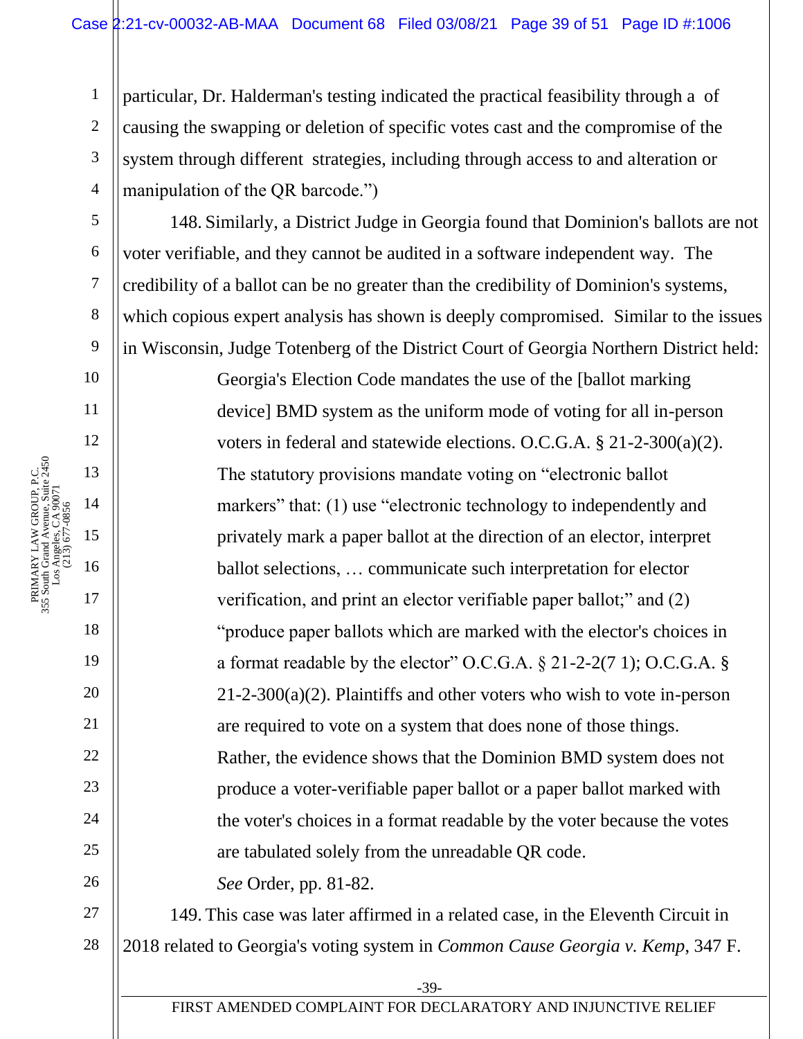particular, Dr. Halderman's testing indicated the practical feasibility through a  of causing the swapping or deletion of specific votes cast and the compromise of the system through different  strategies, including through access to and alteration or manipulation of the QR barcode.")

148. Similarly, a District Judge in Georgia found that Dominion's ballots are not voter verifiable, and they cannot be audited in a software independent way.  The credibility of a ballot can be no greater than the credibility of Dominion's systems, which copious expert analysis has shown is deeply compromised.  Similar to the issues in Wisconsin, Judge Totenberg of the District Court of Georgia Northern District held:

> Georgia's Election Code mandates the use of the [ballot marking device] BMD system as the uniform mode of voting for all in-person voters in federal and statewide elections. O.C.G.A. § 21-2-300(a)(2). The statutory provisions mandate voting on "electronic ballot markers" that: (1) use "electronic technology to independently and privately mark a paper ballot at the direction of an elector, interpret ballot selections, … communicate such interpretation for elector verification, and print an elector verifiable paper ballot;" and (2) "produce paper ballots which are marked with the elector's choices in a format readable by the elector" O.C.G.A. § 21-2-2(7 1); O.C.G.A. § 21-2-300(a)(2). Plaintiffs and other voters who wish to vote in-person are required to vote on a system that does none of those things. Rather, the evidence shows that the Dominion BMD system does not produce a voter-verifiable paper ballot or a paper ballot marked with the voter's choices in a format readable by the voter because the votes are tabulated solely from the unreadable QR code.
>
> *See* Order, pp. 81-82.

149. This case was later affirmed in a related case, in the Eleventh Circuit in 2018 related to Georgia's voting system in *Common Cause Georgia v. Kemp*, 347 F.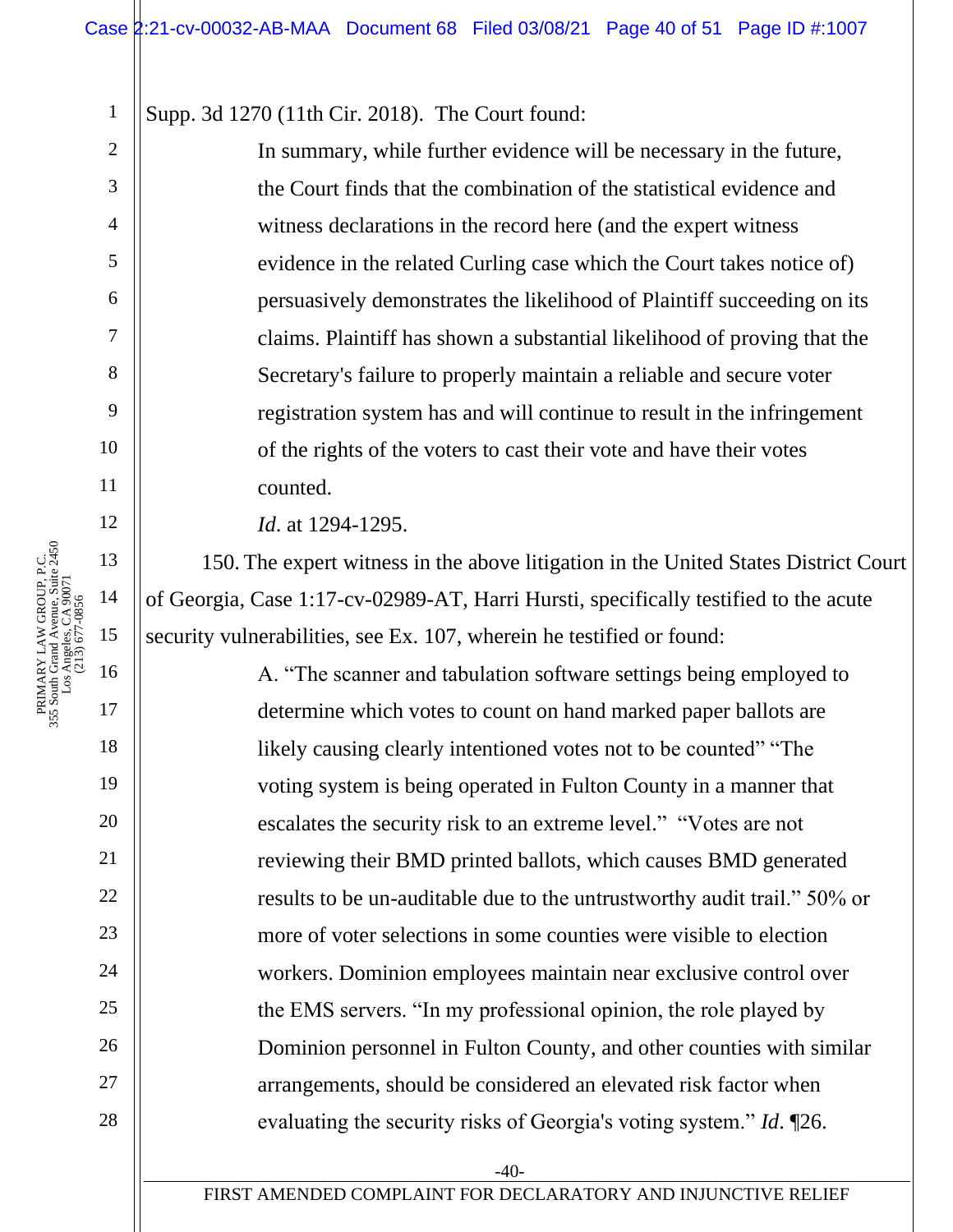Supp. 3d 1270 (11th Cir. 2018). The Court found:

> In summary, while further evidence will be necessary in the future, the Court finds that the combination of the statistical evidence and witness declarations in the record here (and the expert witness evidence in the related Curling case which the Court takes notice of) persuasively demonstrates the likelihood of Plaintiff succeeding on its claims. Plaintiff has shown a substantial likelihood of proving that the Secretary's failure to properly maintain a reliable and secure voter registration system has and will continue to result in the infringement of the rights of the voters to cast their vote and have their votes counted.
>
> *Id*. at 1294-1295.

150. The expert witness in the above litigation in the United States District Court of Georgia, Case 1:17-cv-02989-AT, Harri Hursti, specifically testified to the acute security vulnerabilities, see Ex. 107, wherein he testified or found:

> A. "The scanner and tabulation software settings being employed to determine which votes to count on hand marked paper ballots are likely causing clearly intentioned votes not to be counted" "The voting system is being operated in Fulton County in a manner that escalates the security risk to an extreme level." "Votes are not reviewing their BMD printed ballots, which causes BMD generated results to be un-auditable due to the untrustworthy audit trail." 50% or more of voter selections in some counties were visible to election workers. Dominion employees maintain near exclusive control over the EMS servers. "In my professional opinion, the role played by Dominion personnel in Fulton County, and other counties with similar arrangements, should be considered an elevated risk factor when evaluating the security risks of Georgia's voting system." *Id*. ¶26.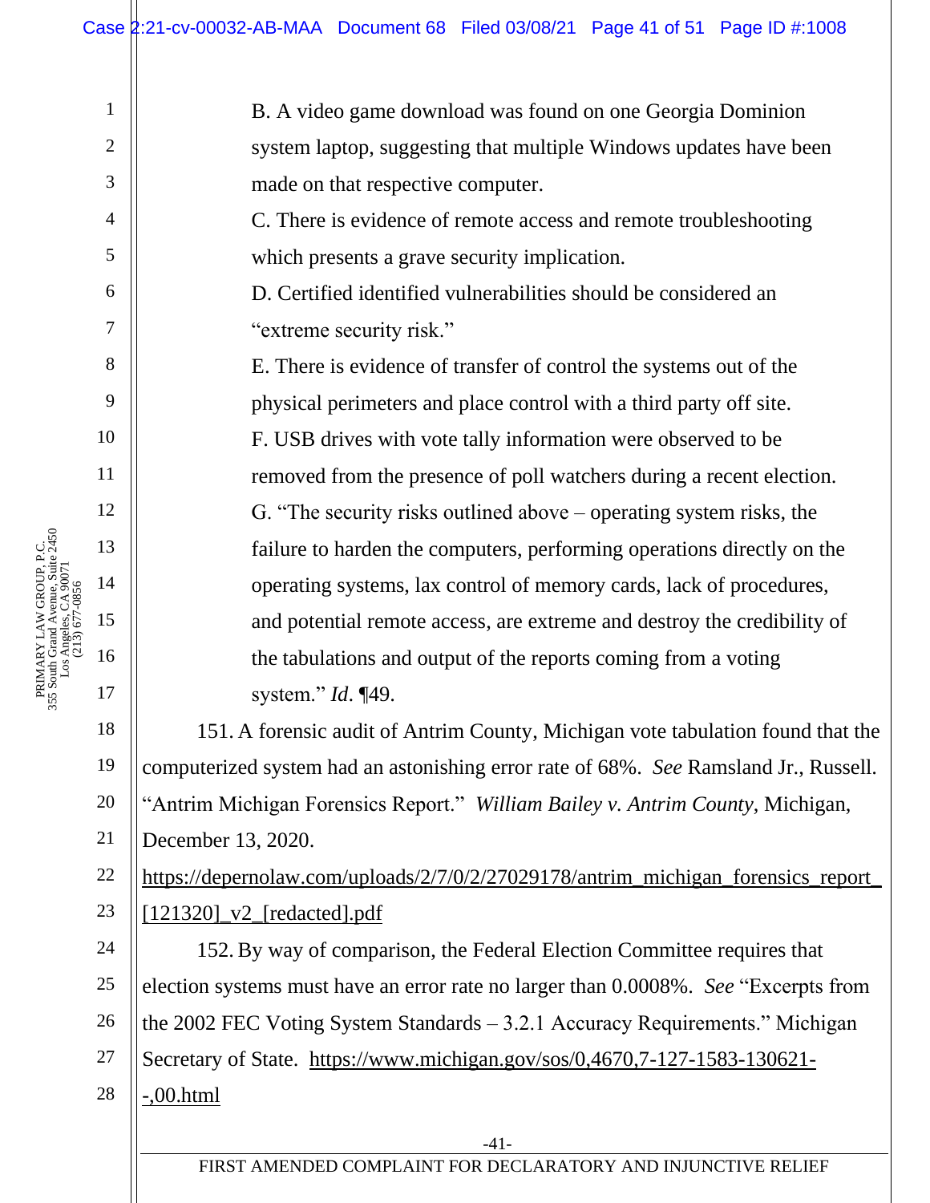B. A video game download was found on one Georgia Dominion system laptop, suggesting that multiple Windows updates have been made on that respective computer.

C. There is evidence of remote access and remote troubleshooting which presents a grave security implication.

D. Certified identified vulnerabilities should be considered an "extreme security risk."

E. There is evidence of transfer of control the systems out of the physical perimeters and place control with a third party off site.

F. USB drives with vote tally information were observed to be removed from the presence of poll watchers during a recent election.

G. "The security risks outlined above – operating system risks, the failure to harden the computers, performing operations directly on the operating systems, lax control of memory cards, lack of procedures, and potential remote access, are extreme and destroy the credibility of the tabulations and output of the reports coming from a voting system." *Id*. ¶49.

151. A forensic audit of Antrim County, Michigan vote tabulation found that the computerized system had an astonishing error rate of 68%. *See* Ramsland Jr., Russell. "Antrim Michigan Forensics Report." *William Bailey v. Antrim County*, Michigan, December 13, 2020. https://depernolaw.com/uploads/2/7/0/2/27029178/antrim_michigan_forensics_report_[121320]_v2_[redacted].pdf

152. By way of comparison, the Federal Election Committee requires that election systems must have an error rate no larger than 0.0008%. *See* "Excerpts from the 2002 FEC Voting System Standards – 3.2.1 Accuracy Requirements." Michigan Secretary of State. https://www.michigan.gov/sos/0,4670,7-127-1583-130621--,00.html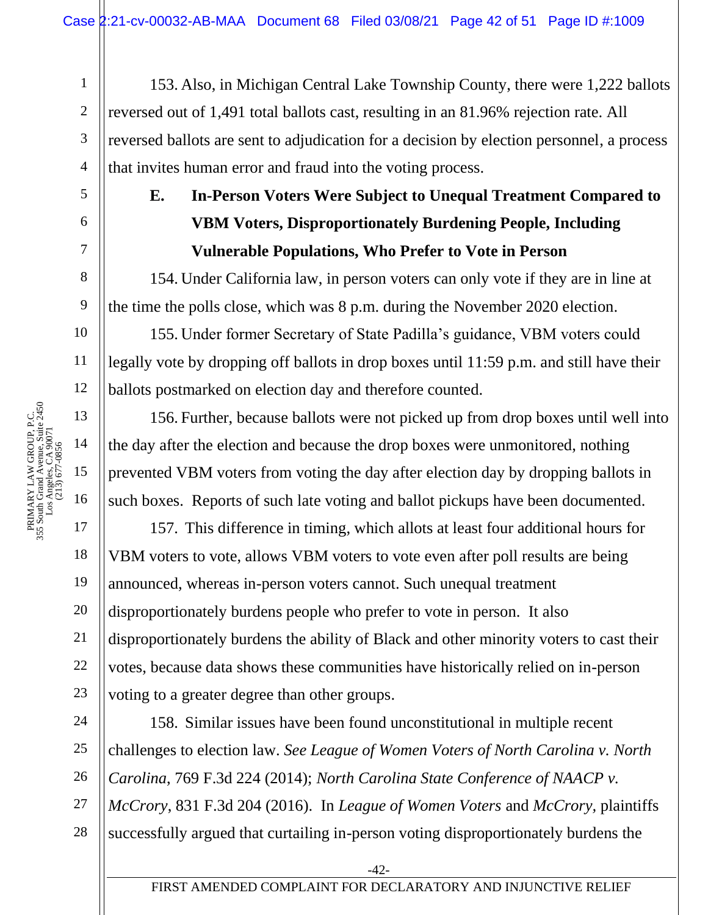153. Also, in Michigan Central Lake Township County, there were 1,222 ballots reversed out of 1,491 total ballots cast, resulting in an 81.96% rejection rate. All reversed ballots are sent to adjudication for a decision by election personnel, a process that invites human error and fraud into the voting process.

### E. In-Person Voters Were Subject to Unequal Treatment Compared to VBM Voters, Disproportionately Burdening People, Including Vulnerable Populations, Who Prefer to Vote in Person

154. Under California law, in person voters can only vote if they are in line at the time the polls close, which was 8 p.m. during the November 2020 election.

155. Under former Secretary of State Padilla's guidance, VBM voters could legally vote by dropping off ballots in drop boxes until 11:59 p.m. and still have their ballots postmarked on election day and therefore counted.

156. Further, because ballots were not picked up from drop boxes until well into the day after the election and because the drop boxes were unmonitored, nothing prevented VBM voters from voting the day after election day by dropping ballots in such boxes. Reports of such late voting and ballot pickups have been documented.

157. This difference in timing, which allots at least four additional hours for VBM voters to vote, allows VBM voters to vote even after poll results are being announced, whereas in-person voters cannot. Such unequal treatment disproportionately burdens people who prefer to vote in person. It also disproportionately burdens the ability of Black and other minority voters to cast their votes, because data shows these communities have historically relied on in-person voting to a greater degree than other groups.

158. Similar issues have been found unconstitutional in multiple recent challenges to election law. *See League of Women Voters of North Carolina v. North Carolina*, 769 F.3d 224 (2014); *North Carolina State Conference of NAACP v. McCrory*, 831 F.3d 204 (2016). In *League of Women Voters* and *McCrory,* plaintiffs successfully argued that curtailing in-person voting disproportionately burdens the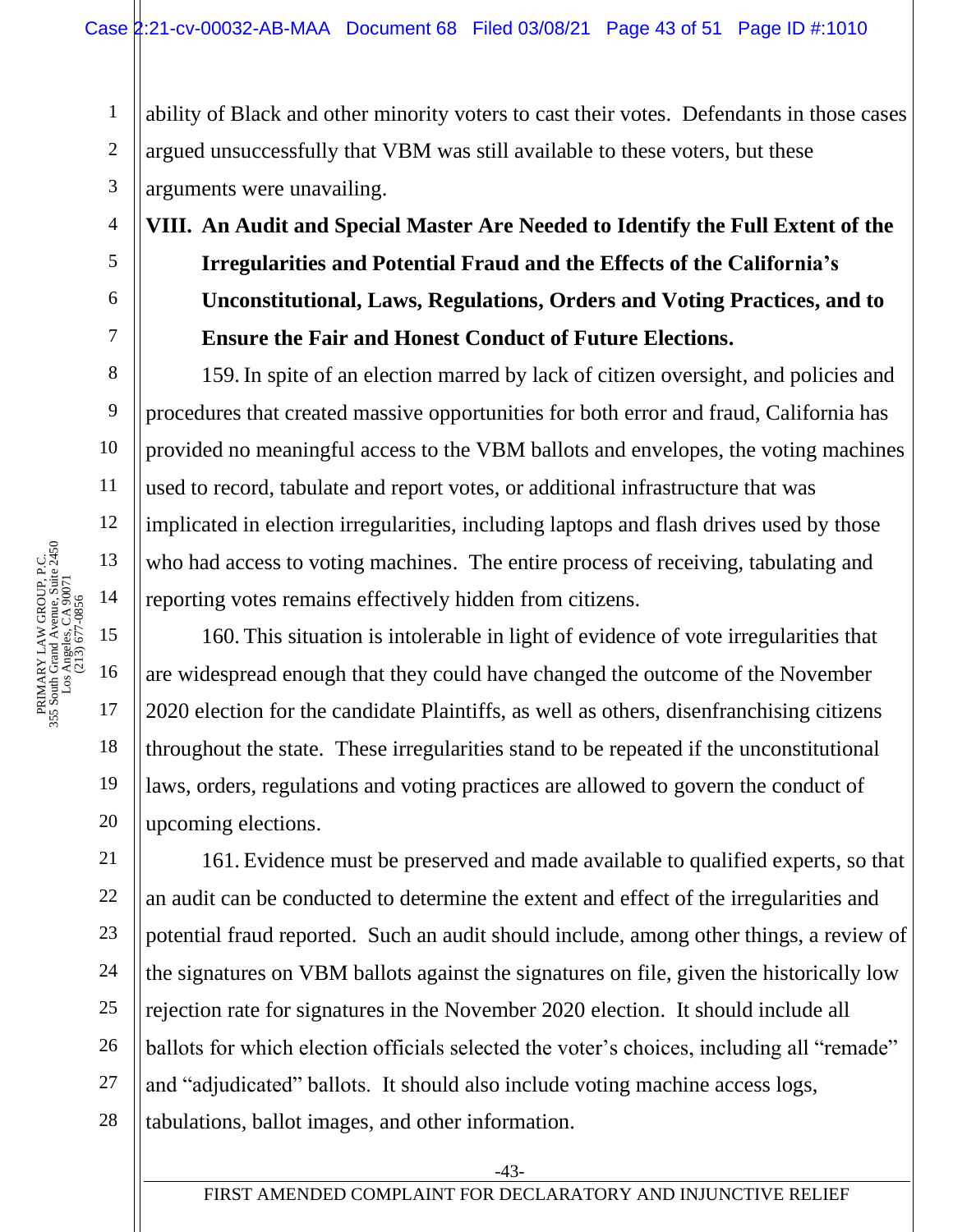ability of Black and other minority voters to cast their votes. Defendants in those cases argued unsuccessfully that VBM was still available to these voters, but these arguments were unavailing.

## VIII. An Audit and Special Master Are Needed to Identify the Full Extent of the Irregularities and Potential Fraud and the Effects of the California's Unconstitutional, Laws, Regulations, Orders and Voting Practices, and to Ensure the Fair and Honest Conduct of Future Elections.

159. In spite of an election marred by lack of citizen oversight, and policies and procedures that created massive opportunities for both error and fraud, California has provided no meaningful access to the VBM ballots and envelopes, the voting machines used to record, tabulate and report votes, or additional infrastructure that was implicated in election irregularities, including laptops and flash drives used by those who had access to voting machines. The entire process of receiving, tabulating and reporting votes remains effectively hidden from citizens.

160. This situation is intolerable in light of evidence of vote irregularities that are widespread enough that they could have changed the outcome of the November 2020 election for the candidate Plaintiffs, as well as others, disenfranchising citizens throughout the state. These irregularities stand to be repeated if the unconstitutional laws, orders, regulations and voting practices are allowed to govern the conduct of upcoming elections.

161. Evidence must be preserved and made available to qualified experts, so that an audit can be conducted to determine the extent and effect of the irregularities and potential fraud reported. Such an audit should include, among other things, a review of the signatures on VBM ballots against the signatures on file, given the historically low rejection rate for signatures in the November 2020 election. It should include all ballots for which election officials selected the voter's choices, including all "remade" and "adjudicated" ballots. It should also include voting machine access logs, tabulations, ballot images, and other information.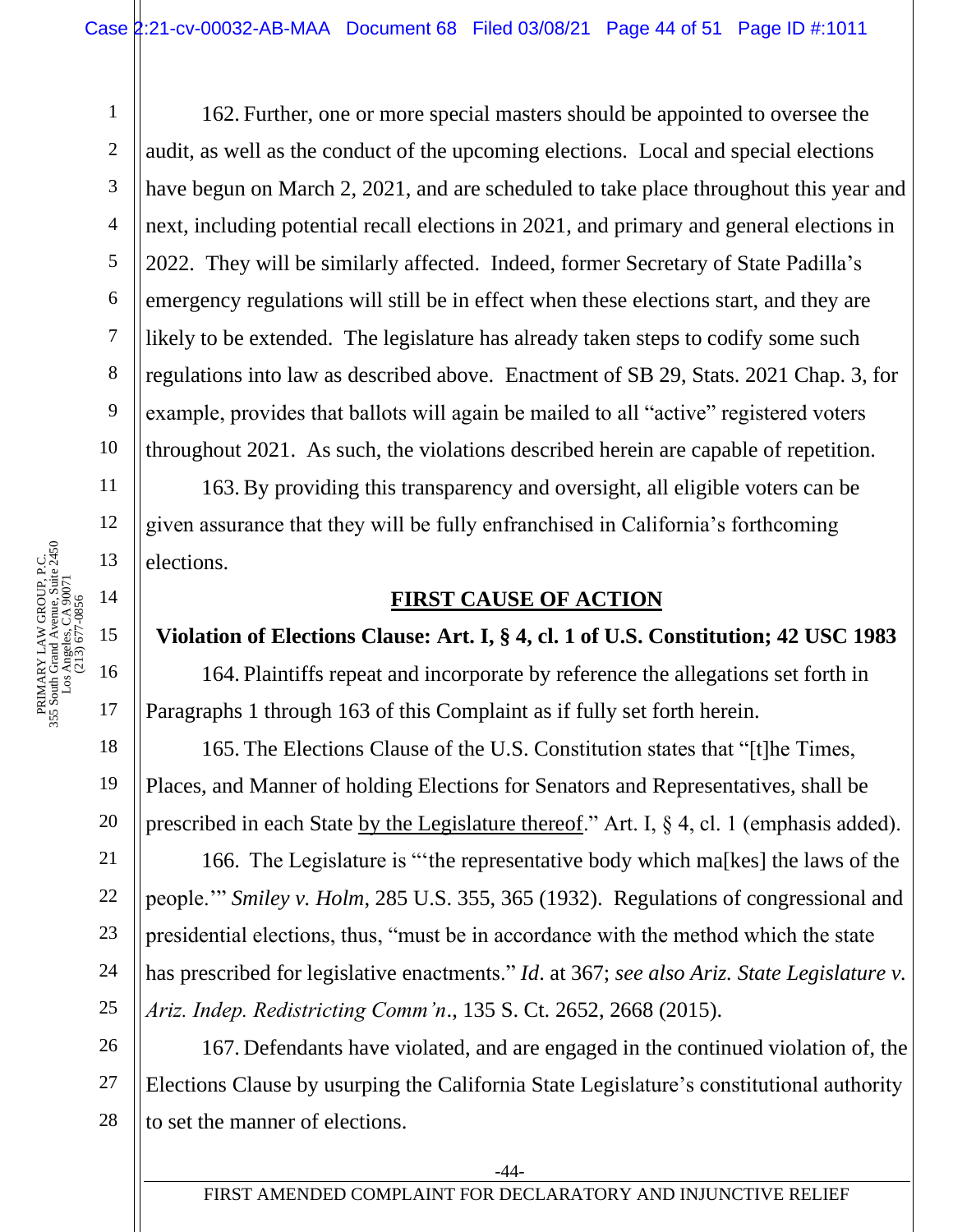162. Further, one or more special masters should be appointed to oversee the audit, as well as the conduct of the upcoming elections. Local and special elections have begun on March 2, 2021, and are scheduled to take place throughout this year and next, including potential recall elections in 2021, and primary and general elections in 2022. They will be similarly affected. Indeed, former Secretary of State Padilla's emergency regulations will still be in effect when these elections start, and they are likely to be extended. The legislature has already taken steps to codify some such regulations into law as described above. Enactment of SB 29, Stats. 2021 Chap. 3, for example, provides that ballots will again be mailed to all "active" registered voters throughout 2021. As such, the violations described herein are capable of repetition.

163. By providing this transparency and oversight, all eligible voters can be given assurance that they will be fully enfranchised in California's forthcoming elections.

## FIRST CAUSE OF ACTION

**Violation of Elections Clause: Art. I, § 4, cl. 1 of U.S. Constitution; 42 USC 1983**

164. Plaintiffs repeat and incorporate by reference the allegations set forth in Paragraphs 1 through 163 of this Complaint as if fully set forth herein.

165. The Elections Clause of the U.S. Constitution states that "[t]he Times, Places, and Manner of holding Elections for Senators and Representatives, shall be prescribed in each State by the Legislature thereof." Art. I, § 4, cl. 1 (emphasis added).

166. The Legislature is "'the representative body which ma[kes] the laws of the people.'" *Smiley v. Holm*, 285 U.S. 355, 365 (1932). Regulations of congressional and presidential elections, thus, "must be in accordance with the method which the state has prescribed for legislative enactments." *Id*. at 367; *see also Ariz. State Legislature v. Ariz. Indep. Redistricting Comm'n*., 135 S. Ct. 2652, 2668 (2015).

167. Defendants have violated, and are engaged in the continued violation of, the Elections Clause by usurping the California State Legislature's constitutional authority to set the manner of elections.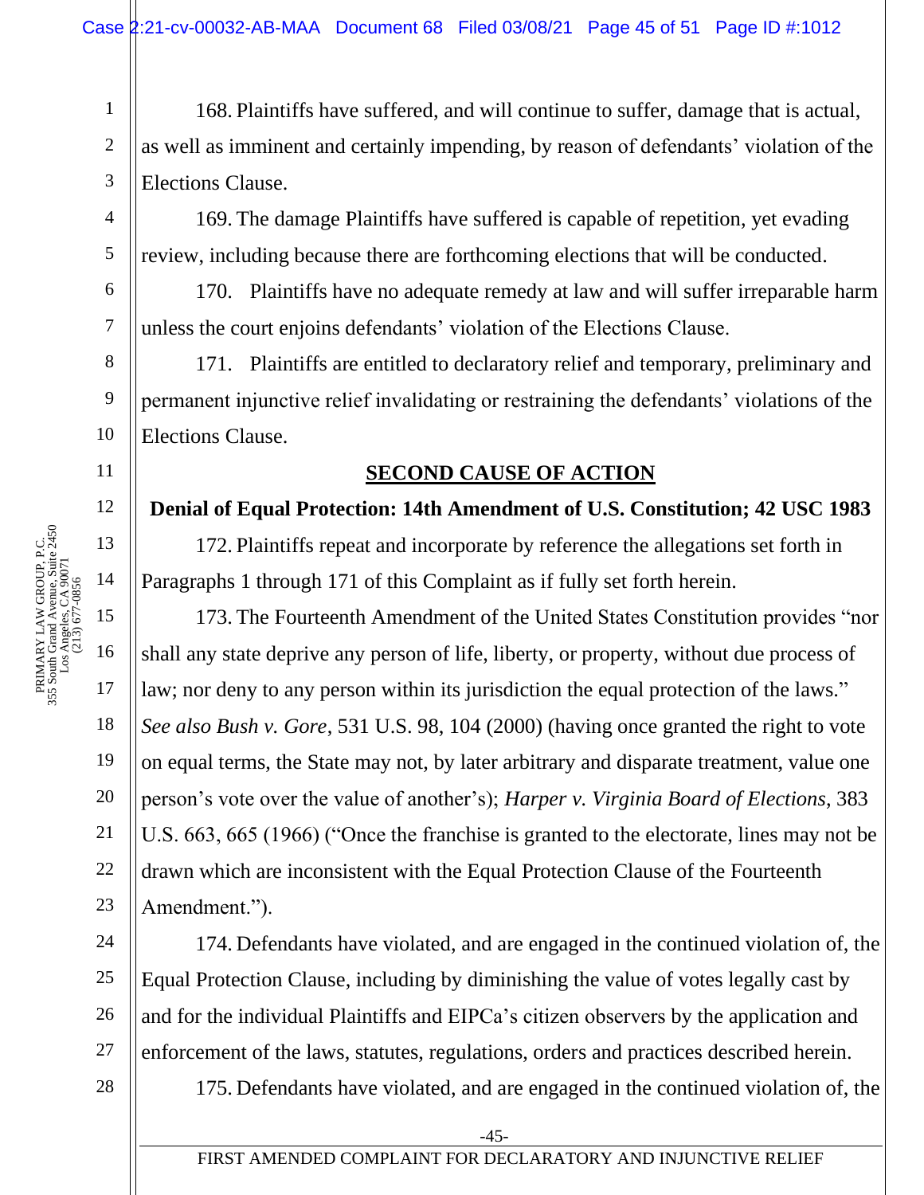168. Plaintiffs have suffered, and will continue to suffer, damage that is actual, as well as imminent and certainly impending, by reason of defendants' violation of the Elections Clause.

169. The damage Plaintiffs have suffered is capable of repetition, yet evading review, including because there are forthcoming elections that will be conducted.

170. Plaintiffs have no adequate remedy at law and will suffer irreparable harm unless the court enjoins defendants' violation of the Elections Clause.

171. Plaintiffs are entitled to declaratory relief and temporary, preliminary and permanent injunctive relief invalidating or restraining the defendants' violations of the Elections Clause.

## SECOND CAUSE OF ACTION

**Denial of Equal Protection: 14th Amendment of U.S. Constitution; 42 USC 1983**

172. Plaintiffs repeat and incorporate by reference the allegations set forth in Paragraphs 1 through 171 of this Complaint as if fully set forth herein.

173. The Fourteenth Amendment of the United States Constitution provides "nor shall any state deprive any person of life, liberty, or property, without due process of law; nor deny to any person within its jurisdiction the equal protection of the laws." *See also Bush v. Gore*, 531 U.S. 98, 104 (2000) (having once granted the right to vote on equal terms, the State may not, by later arbitrary and disparate treatment, value one person's vote over the value of another's); *Harper v. Virginia Board of Elections*, 383 U.S. 663, 665 (1966) ("Once the franchise is granted to the electorate, lines may not be drawn which are inconsistent with the Equal Protection Clause of the Fourteenth Amendment.").

174. Defendants have violated, and are engaged in the continued violation of, the Equal Protection Clause, including by diminishing the value of votes legally cast by and for the individual Plaintiffs and EIPCa's citizen observers by the application and enforcement of the laws, statutes, regulations, orders and practices described herein.

175. Defendants have violated, and are engaged in the continued violation of, the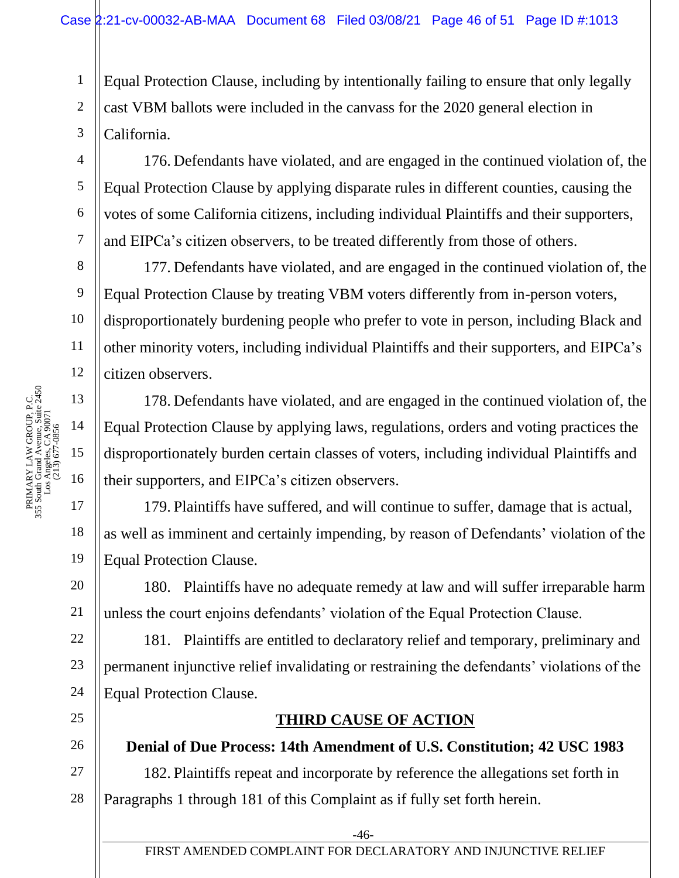Equal Protection Clause, including by intentionally failing to ensure that only legally cast VBM ballots were included in the canvass for the 2020 general election in California.

176. Defendants have violated, and are engaged in the continued violation of, the Equal Protection Clause by applying disparate rules in different counties, causing the votes of some California citizens, including individual Plaintiffs and their supporters, and EIPCa's citizen observers, to be treated differently from those of others.

177. Defendants have violated, and are engaged in the continued violation of, the Equal Protection Clause by treating VBM voters differently from in-person voters, disproportionately burdening people who prefer to vote in person, including Black and other minority voters, including individual Plaintiffs and their supporters, and EIPCa's citizen observers.

178. Defendants have violated, and are engaged in the continued violation of, the Equal Protection Clause by applying laws, regulations, orders and voting practices the disproportionately burden certain classes of voters, including individual Plaintiffs and their supporters, and EIPCa's citizen observers.

179. Plaintiffs have suffered, and will continue to suffer, damage that is actual, as well as imminent and certainly impending, by reason of Defendants' violation of the Equal Protection Clause.

180. Plaintiffs have no adequate remedy at law and will suffer irreparable harm unless the court enjoins defendants' violation of the Equal Protection Clause.

181. Plaintiffs are entitled to declaratory relief and temporary, preliminary and permanent injunctive relief invalidating or restraining the defendants' violations of the Equal Protection Clause.

## THIRD CAUSE OF ACTION

### Denial of Due Process: 14th Amendment of U.S. Constitution; 42 USC 1983

182. Plaintiffs repeat and incorporate by reference the allegations set forth in Paragraphs 1 through 181 of this Complaint as if fully set forth herein.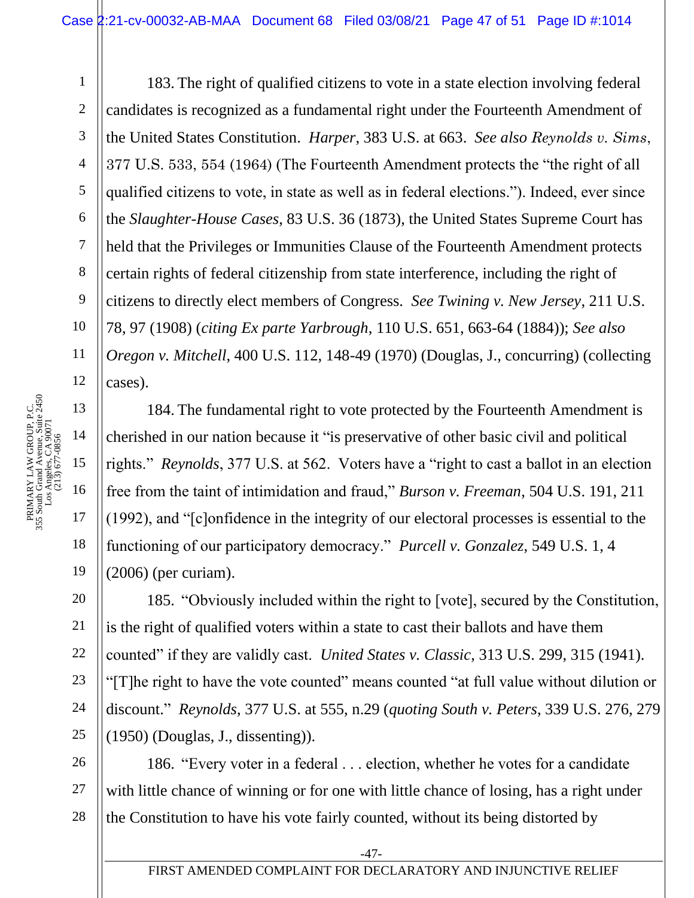183. The right of qualified citizens to vote in a state election involving federal candidates is recognized as a fundamental right under the Fourteenth Amendment of the United States Constitution. *Harper*, 383 U.S. at 663. *See also Reynolds v. Sims*, 377 U.S. 533, 554 (1964) (The Fourteenth Amendment protects the "the right of all qualified citizens to vote, in state as well as in federal elections."). Indeed, ever since the *Slaughter-House Cases*, 83 U.S. 36 (1873), the United States Supreme Court has held that the Privileges or Immunities Clause of the Fourteenth Amendment protects certain rights of federal citizenship from state interference, including the right of citizens to directly elect members of Congress. *See Twining v. New Jersey*, 211 U.S. 78, 97 (1908) (*citing Ex parte Yarbrough*, 110 U.S. 651, 663-64 (1884)); *See also Oregon v. Mitchell*, 400 U.S. 112, 148-49 (1970) (Douglas, J., concurring) (collecting cases).

184. The fundamental right to vote protected by the Fourteenth Amendment is cherished in our nation because it "is preservative of other basic civil and political rights." *Reynolds*, 377 U.S. at 562. Voters have a "right to cast a ballot in an election free from the taint of intimidation and fraud," *Burson v. Freeman*, 504 U.S. 191, 211 (1992), and "[c]onfidence in the integrity of our electoral processes is essential to the functioning of our participatory democracy." *Purcell v. Gonzalez*, 549 U.S. 1, 4 (2006) (per curiam).

185. "Obviously included within the right to [vote], secured by the Constitution, is the right of qualified voters within a state to cast their ballots and have them counted" if they are validly cast. *United States v. Classic*, 313 U.S. 299, 315 (1941). "[T]he right to have the vote counted" means counted "at full value without dilution or discount." *Reynolds*, 377 U.S. at 555, n.29 (*quoting South v. Peters*, 339 U.S. 276, 279 (1950) (Douglas, J., dissenting)).

186. "Every voter in a federal . . . election, whether he votes for a candidate with little chance of winning or for one with little chance of losing, has a right under the Constitution to have his vote fairly counted, without its being distorted by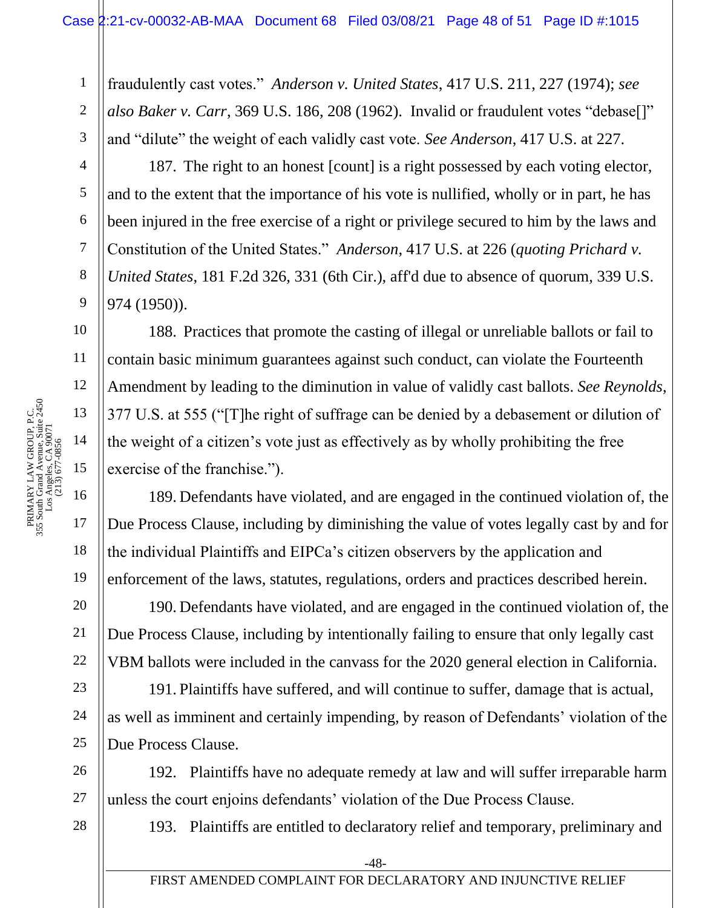fraudulently cast votes." *Anderson v. United States*, 417 U.S. 211, 227 (1974); *see also Baker v. Carr*, 369 U.S. 186, 208 (1962). Invalid or fraudulent votes "debase[]" and "dilute" the weight of each validly cast vote. *See Anderson*, 417 U.S. at 227.

187. The right to an honest [count] is a right possessed by each voting elector, and to the extent that the importance of his vote is nullified, wholly or in part, he has been injured in the free exercise of a right or privilege secured to him by the laws and Constitution of the United States." *Anderson*, 417 U.S. at 226 (*quoting Prichard v. United States*, 181 F.2d 326, 331 (6th Cir.), aff'd due to absence of quorum, 339 U.S. 974 (1950)).

188. Practices that promote the casting of illegal or unreliable ballots or fail to contain basic minimum guarantees against such conduct, can violate the Fourteenth Amendment by leading to the diminution in value of validly cast ballots. *See Reynolds*, 377 U.S. at 555 ("[T]he right of suffrage can be denied by a debasement or dilution of the weight of a citizen's vote just as effectively as by wholly prohibiting the free exercise of the franchise.").

189. Defendants have violated, and are engaged in the continued violation of, the Due Process Clause, including by diminishing the value of votes legally cast by and for the individual Plaintiffs and EIPCa's citizen observers by the application and enforcement of the laws, statutes, regulations, orders and practices described herein.

190. Defendants have violated, and are engaged in the continued violation of, the Due Process Clause, including by intentionally failing to ensure that only legally cast VBM ballots were included in the canvass for the 2020 general election in California.

191. Plaintiffs have suffered, and will continue to suffer, damage that is actual, as well as imminent and certainly impending, by reason of Defendants' violation of the Due Process Clause.

192. Plaintiffs have no adequate remedy at law and will suffer irreparable harm unless the court enjoins defendants' violation of the Due Process Clause.

193. Plaintiffs are entitled to declaratory relief and temporary, preliminary and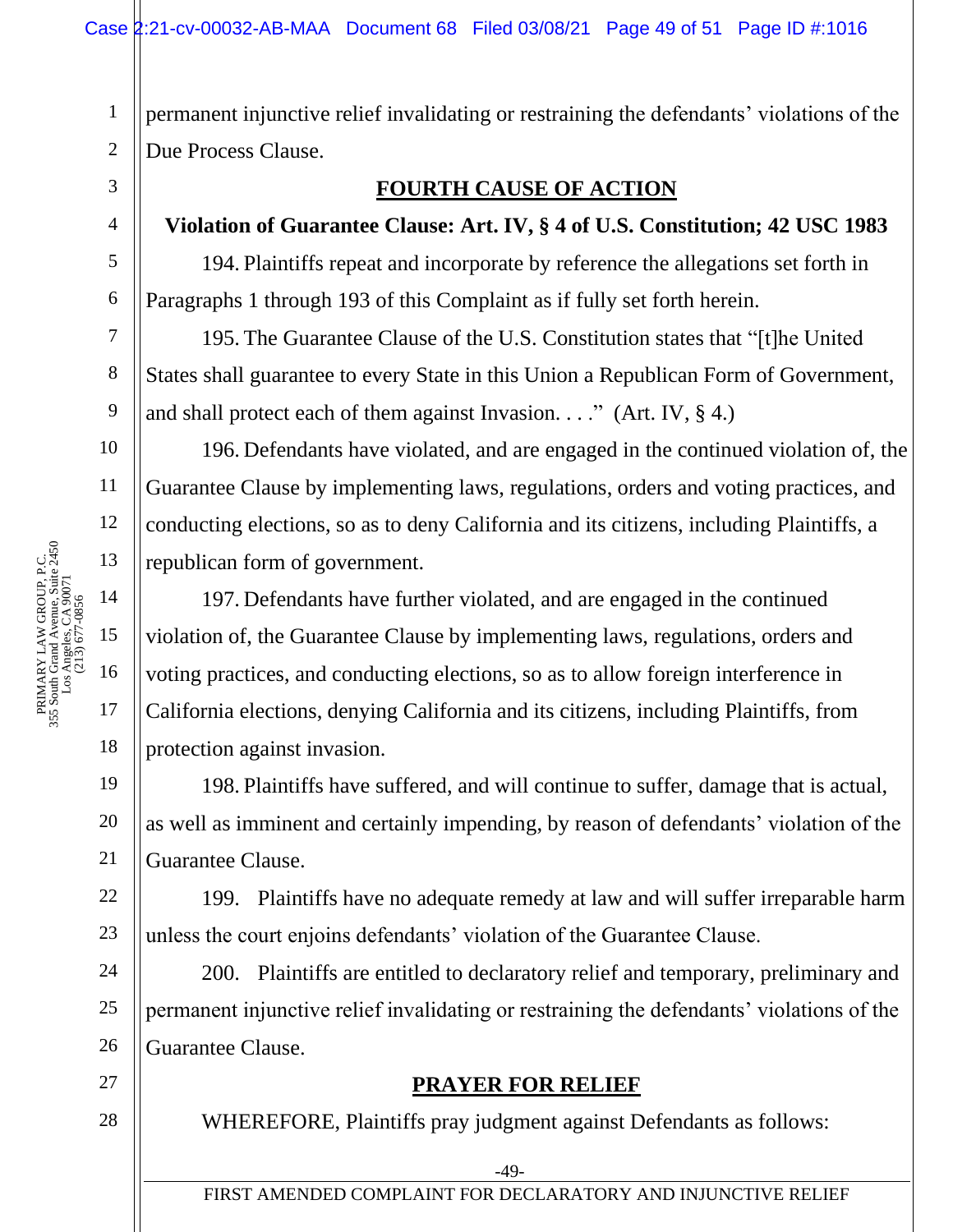permanent injunctive relief invalidating or restraining the defendants' violations of the Due Process Clause.

## FOURTH CAUSE OF ACTION

**Violation of Guarantee Clause: Art. IV, § 4 of U.S. Constitution; 42 USC 1983**

194. Plaintiffs repeat and incorporate by reference the allegations set forth in Paragraphs 1 through 193 of this Complaint as if fully set forth herein.

195. The Guarantee Clause of the U.S. Constitution states that "[t]he United States shall guarantee to every State in this Union a Republican Form of Government, and shall protect each of them against Invasion. . . ." (Art. IV, § 4.)

196. Defendants have violated, and are engaged in the continued violation of, the Guarantee Clause by implementing laws, regulations, orders and voting practices, and conducting elections, so as to deny California and its citizens, including Plaintiffs, a republican form of government.

197. Defendants have further violated, and are engaged in the continued violation of, the Guarantee Clause by implementing laws, regulations, orders and voting practices, and conducting elections, so as to allow foreign interference in California elections, denying California and its citizens, including Plaintiffs, from protection against invasion.

198. Plaintiffs have suffered, and will continue to suffer, damage that is actual, as well as imminent and certainly impending, by reason of defendants' violation of the Guarantee Clause.

199. Plaintiffs have no adequate remedy at law and will suffer irreparable harm unless the court enjoins defendants' violation of the Guarantee Clause.

200. Plaintiffs are entitled to declaratory relief and temporary, preliminary and permanent injunctive relief invalidating or restraining the defendants' violations of the Guarantee Clause.

## PRAYER FOR RELIEF

WHEREFORE, Plaintiffs pray judgment against Defendants as follows: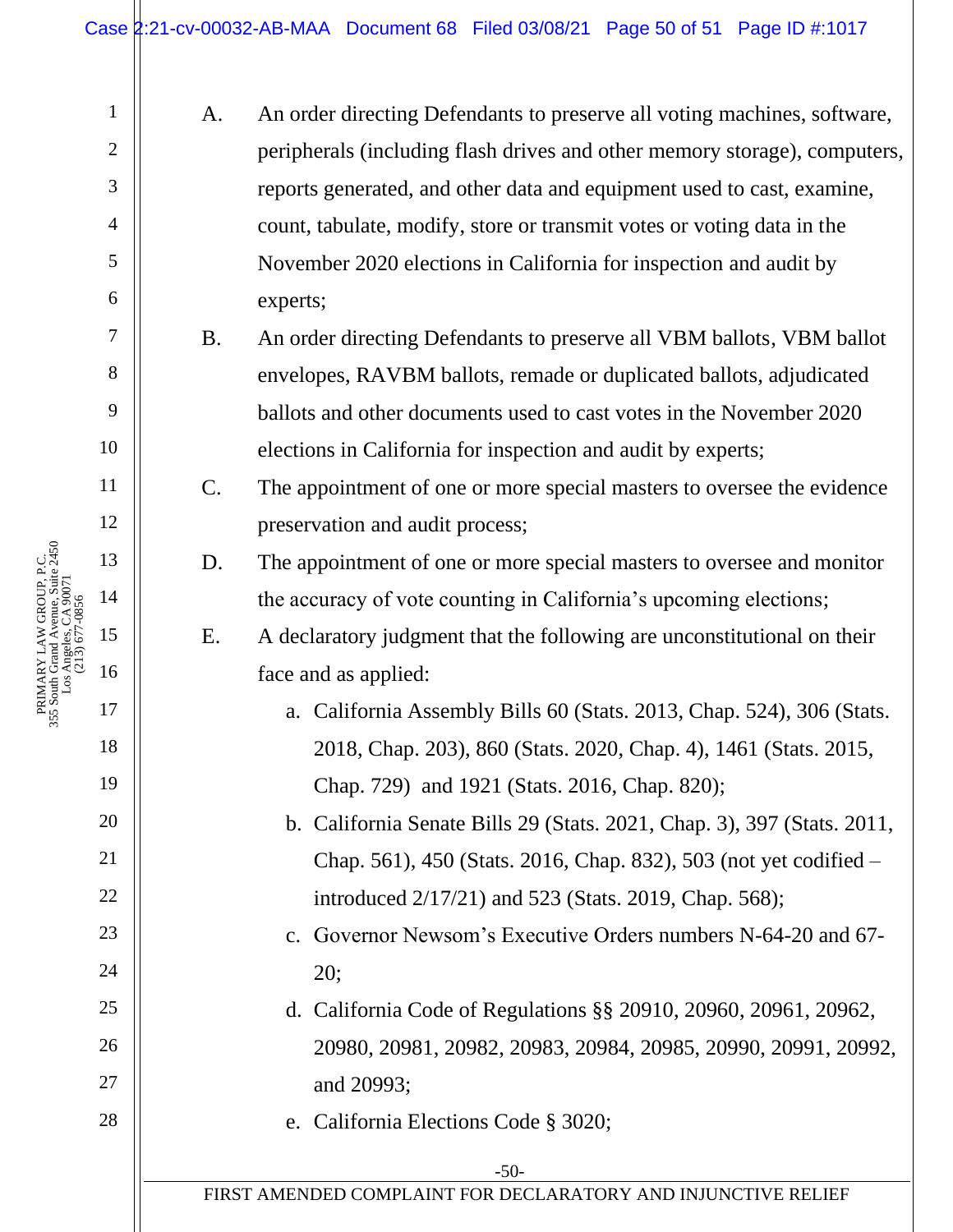A. An order directing Defendants to preserve all voting machines, software, peripherals (including flash drives and other memory storage), computers, reports generated, and other data and equipment used to cast, examine, count, tabulate, modify, store or transmit votes or voting data in the November 2020 elections in California for inspection and audit by experts;

B. An order directing Defendants to preserve all VBM ballots, VBM ballot envelopes, RAVBM ballots, remade or duplicated ballots, adjudicated ballots and other documents used to cast votes in the November 2020 elections in California for inspection and audit by experts;

C. The appointment of one or more special masters to oversee the evidence preservation and audit process;

D. The appointment of one or more special masters to oversee and monitor the accuracy of vote counting in California's upcoming elections;

E. A declaratory judgment that the following are unconstitutional on their face and as applied:

   a. California Assembly Bills 60 (Stats. 2013, Chap. 524), 306 (Stats. 2018, Chap. 203), 860 (Stats. 2020, Chap. 4), 1461 (Stats. 2015, Chap. 729) and 1921 (Stats. 2016, Chap. 820);

   b. California Senate Bills 29 (Stats. 2021, Chap. 3), 397 (Stats. 2011, Chap. 561), 450 (Stats. 2016, Chap. 832), 503 (not yet codified – introduced 2/17/21) and 523 (Stats. 2019, Chap. 568);

   c. Governor Newsom's Executive Orders numbers N-64-20 and 67-20;

   d. California Code of Regulations §§ 20910, 20960, 20961, 20962, 20980, 20981, 20982, 20983, 20984, 20985, 20990, 20991, 20992, and 20993;

   e. California Elections Code § 3020;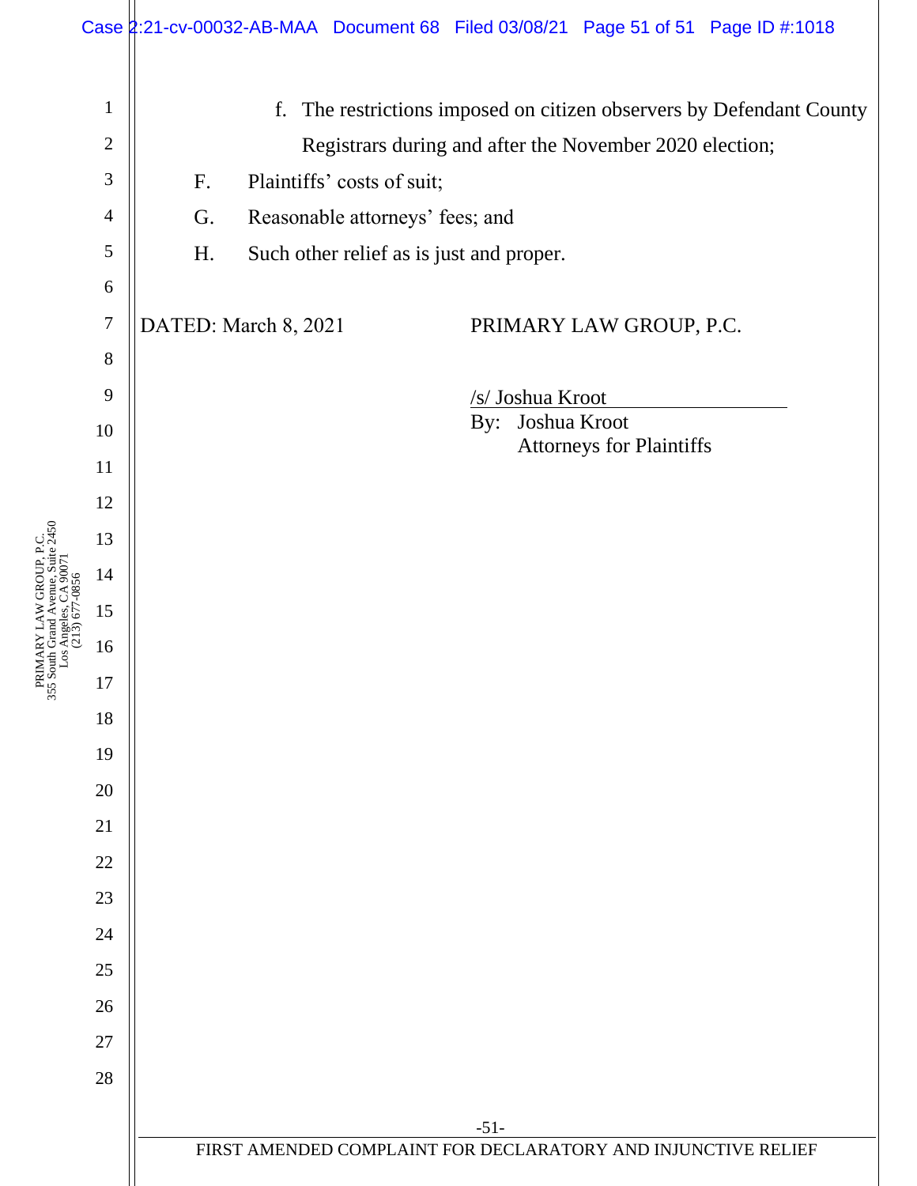f. The restrictions imposed on citizen observers by Defendant County Registrars during and after the November 2020 election;

F. Plaintiffs' costs of suit;

G. Reasonable attorneys' fees; and

H. Such other relief as is just and proper.

DATED: March 8, 2021

PRIMARY LAW GROUP, P.C.

/s/ Joshua Kroot

By: Joshua Kroot
Attorneys for Plaintiffs